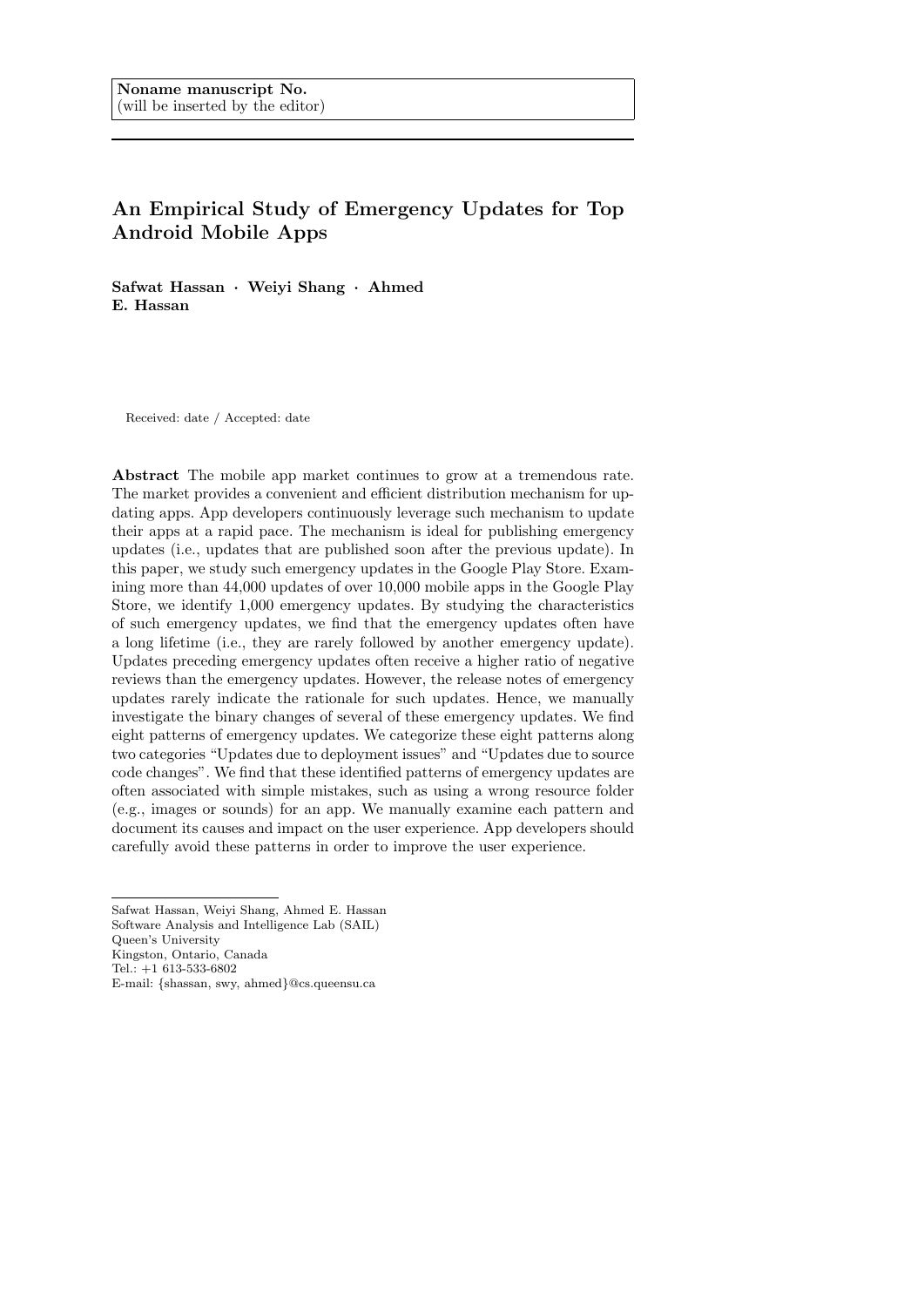**Noname manuscript No.**
(will be inserted by the editor)

# An Empirical Study of Emergency Updates for Top Android Mobile Apps

**Safwat Hassan · Weiyi Shang · Ahmed E. Hassan**

Received: date / Accepted: date

**Abstract** The mobile app market continues to grow at a tremendous rate. The market provides a convenient and efficient distribution mechanism for updating apps. App developers continuously leverage such mechanism to update their apps at a rapid pace. The mechanism is ideal for publishing emergency updates (i.e., updates that are published soon after the previous update). In this paper, we study such emergency updates in the Google Play Store. Examining more than 44,000 updates of over 10,000 mobile apps in the Google Play Store, we identify 1,000 emergency updates. By studying the characteristics of such emergency updates, we find that the emergency updates often have a long lifetime (i.e., they are rarely followed by another emergency update). Updates preceding emergency updates often receive a higher ratio of negative reviews than the emergency updates. However, the release notes of emergency updates rarely indicate the rationale for such updates. Hence, we manually investigate the binary changes of several of these emergency updates. We find eight patterns of emergency updates. We categorize these eight patterns along two categories "Updates due to deployment issues" and "Updates due to source code changes". We find that these identified patterns of emergency updates are often associated with simple mistakes, such as using a wrong resource folder (e.g., images or sounds) for an app. We manually examine each pattern and document its causes and impact on the user experience. App developers should carefully avoid these patterns in order to improve the user experience.

---

Safwat Hassan, Weiyi Shang, Ahmed E. Hassan
Software Analysis and Intelligence Lab (SAIL)
Queen's University
Kingston, Ontario, Canada
Tel.: +1 613-533-6802
E-mail: {shassan, swy, ahmed}@cs.queensu.ca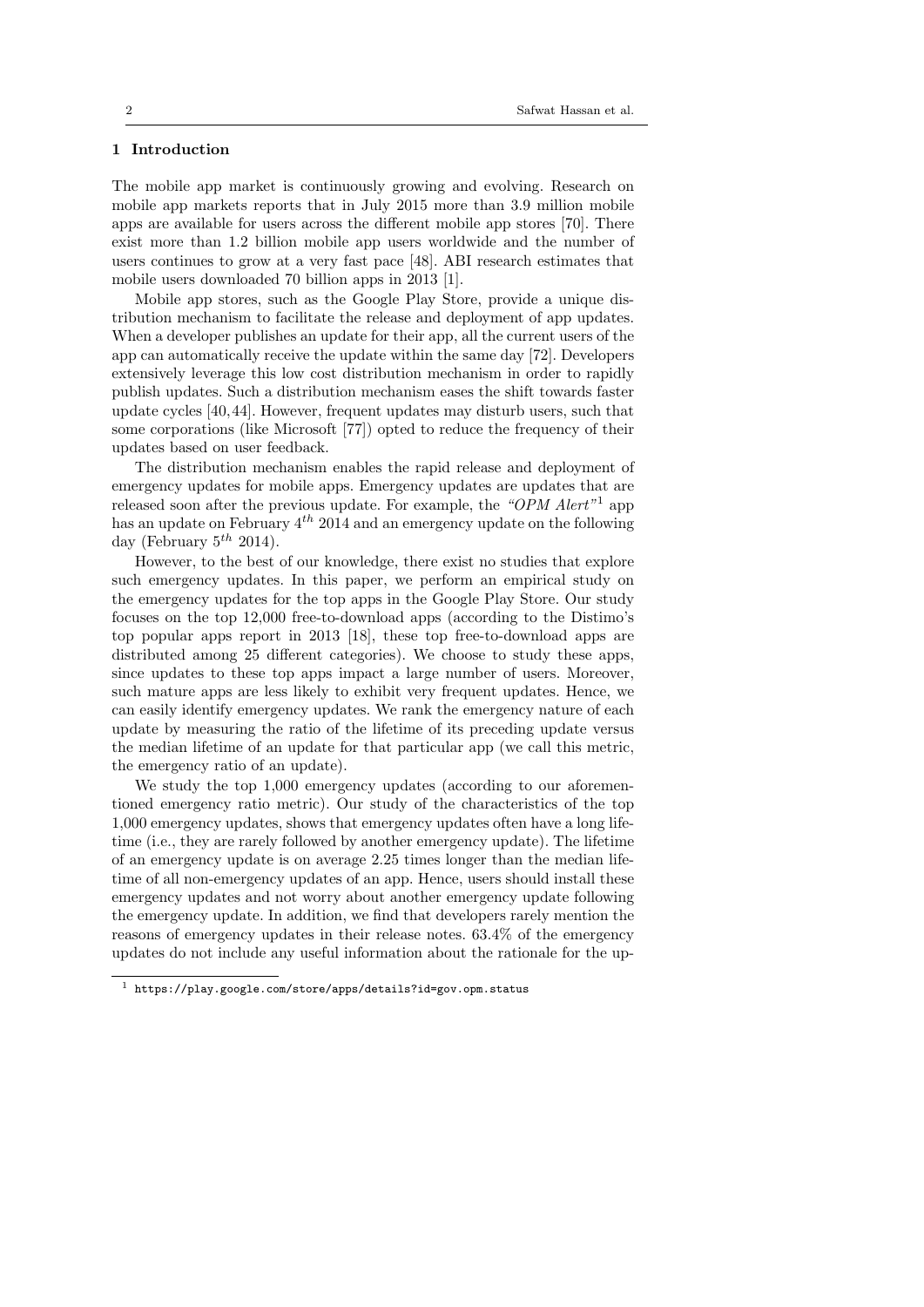## 1 Introduction

The mobile app market is continuously growing and evolving. Research on mobile app markets reports that in July 2015 more than 3.9 million mobile apps are available for users across the different mobile app stores [70]. There exist more than 1.2 billion mobile app users worldwide and the number of users continues to grow at a very fast pace [48]. ABI research estimates that mobile users downloaded 70 billion apps in 2013 [1].

Mobile app stores, such as the Google Play Store, provide a unique distribution mechanism to facilitate the release and deployment of app updates. When a developer publishes an update for their app, all the current users of the app can automatically receive the update within the same day [72]. Developers extensively leverage this low cost distribution mechanism in order to rapidly publish updates. Such a distribution mechanism eases the shift towards faster update cycles [40,44]. However, frequent updates may disturb users, such that some corporations (like Microsoft [77]) opted to reduce the frequency of their updates based on user feedback.

The distribution mechanism enables the rapid release and deployment of emergency updates for mobile apps. Emergency updates are updates that are released soon after the previous update. For example, the *"OPM Alert"*[1] app has an update on February $4^{th}$ 2014 and an emergency update on the following day (February $5^{th}$ 2014).

However, to the best of our knowledge, there exist no studies that explore such emergency updates. In this paper, we perform an empirical study on the emergency updates for the top apps in the Google Play Store. Our study focuses on the top 12,000 free-to-download apps (according to the Distimo's top popular apps report in 2013 [18], these top free-to-download apps are distributed among 25 different categories). We choose to study these apps, since updates to these top apps impact a large number of users. Moreover, such mature apps are less likely to exhibit very frequent updates. Hence, we can easily identify emergency updates. We rank the emergency nature of each update by measuring the ratio of the lifetime of its preceding update versus the median lifetime of an update for that particular app (we call this metric, the emergency ratio of an update).

We study the top 1,000 emergency updates (according to our aforementioned emergency ratio metric). Our study of the characteristics of the top 1,000 emergency updates, shows that emergency updates often have a long lifetime (i.e., they are rarely followed by another emergency update). The lifetime of an emergency update is on average 2.25 times longer than the median lifetime of all non-emergency updates of an app. Hence, users should install these emergency updates and not worry about another emergency update following the emergency update. In addition, we find that developers rarely mention the reasons of emergency updates in their release notes. 63.4% of the emergency updates do not include any useful information about the rationale for the up-

[1] https://play.google.com/store/apps/details?id=gov.opm.status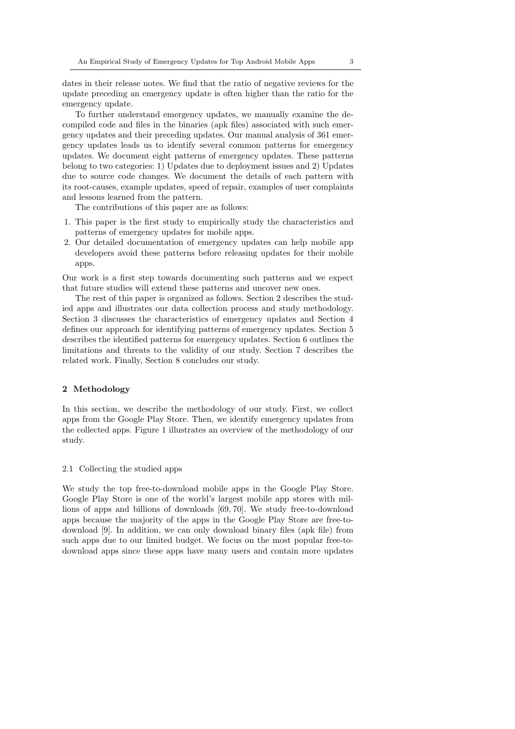dates in their release notes. We find that the ratio of negative reviews for the update preceding an emergency update is often higher than the ratio for the emergency update.

To further understand emergency updates, we manually examine the decompiled code and files in the binaries (apk files) associated with such emergency updates and their preceding updates. Our manual analysis of 361 emergency updates leads us to identify several common patterns for emergency updates. We document eight patterns of emergency updates. These patterns belong to two categories: 1) Updates due to deployment issues and 2) Updates due to source code changes. We document the details of each pattern with its root-causes, example updates, speed of repair, examples of user complaints and lessons learned from the pattern.

The contributions of this paper are as follows:

1. This paper is the first study to empirically study the characteristics and patterns of emergency updates for mobile apps.
2. Our detailed documentation of emergency updates can help mobile app developers avoid these patterns before releasing updates for their mobile apps.

Our work is a first step towards documenting such patterns and we expect that future studies will extend these patterns and uncover new ones.

The rest of this paper is organized as follows. Section 2 describes the studied apps and illustrates our data collection process and study methodology. Section 3 discusses the characteristics of emergency updates and Section 4 defines our approach for identifying patterns of emergency updates. Section 5 describes the identified patterns for emergency updates. Section 6 outlines the limitations and threats to the validity of our study. Section 7 describes the related work. Finally, Section 8 concludes our study.

## 2 Methodology

In this section, we describe the methodology of our study. First, we collect apps from the Google Play Store. Then, we identify emergency updates from the collected apps. Figure 1 illustrates an overview of the methodology of our study.

### 2.1 Collecting the studied apps

We study the top free-to-download mobile apps in the Google Play Store. Google Play Store is one of the world's largest mobile app stores with millions of apps and billions of downloads [69, 70]. We study free-to-download apps because the majority of the apps in the Google Play Store are free-to-download [9]. In addition, we can only download binary files (apk file) from such apps due to our limited budget. We focus on the most popular free-to-download apps since these apps have many users and contain more updates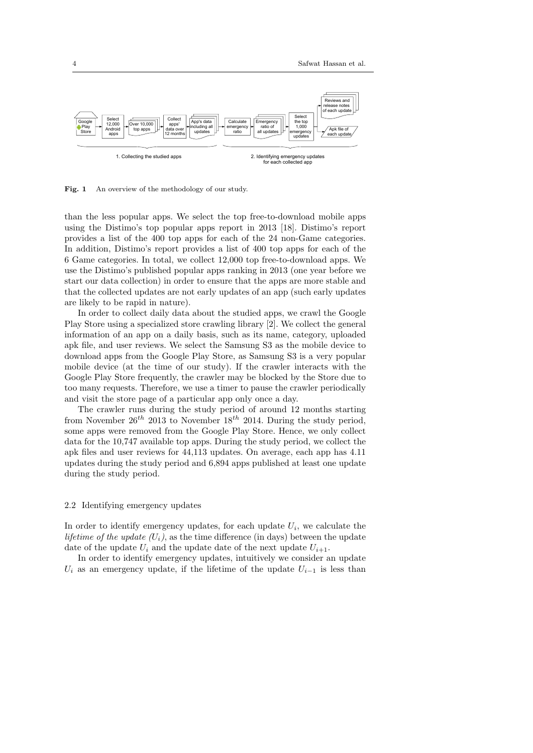**Fig. 1** An overview of the methodology of our study.

than the less popular apps. We select the top free-to-download mobile apps using the Distimo's top popular apps report in 2013 [18]. Distimo's report provides a list of the 400 top apps for each of the 24 non-Game categories. In addition, Distimo's report provides a list of 400 top apps for each of the 6 Game categories. In total, we collect 12,000 top free-to-download apps. We use the Distimo's published popular apps ranking in 2013 (one year before we start our data collection) in order to ensure that the apps are more stable and that the collected updates are not early updates of an app (such early updates are likely to be rapid in nature).

In order to collect daily data about the studied apps, we crawl the Google Play Store using a specialized store crawling library [2]. We collect the general information of an app on a daily basis, such as its name, category, uploaded apk file, and user reviews. We select the Samsung S3 as the mobile device to download apps from the Google Play Store, as Samsung S3 is a very popular mobile device (at the time of our study). If the crawler interacts with the Google Play Store frequently, the crawler may be blocked by the Store due to too many requests. Therefore, we use a timer to pause the crawler periodically and visit the store page of a particular app only once a day.

The crawler runs during the study period of around 12 months starting from November $26^{th}$ 2013 to November $18^{th}$ 2014. During the study period, some apps were removed from the Google Play Store. Hence, we only collect data for the 10,747 available top apps. During the study period, we collect the apk files and user reviews for 44,113 updates. On average, each app has 4.11 updates during the study period and 6,894 apps published at least one update during the study period.

### 2.2 Identifying emergency updates

In order to identify emergency updates, for each update $U_i$, we calculate the *lifetime of the update* ($U_i$), as the time difference (in days) between the update date of the update $U_i$ and the update date of the next update $U_{i+1}$.

In order to identify emergency updates, intuitively we consider an update $U_i$ as an emergency update, if the lifetime of the update $U_{i-1}$ is less than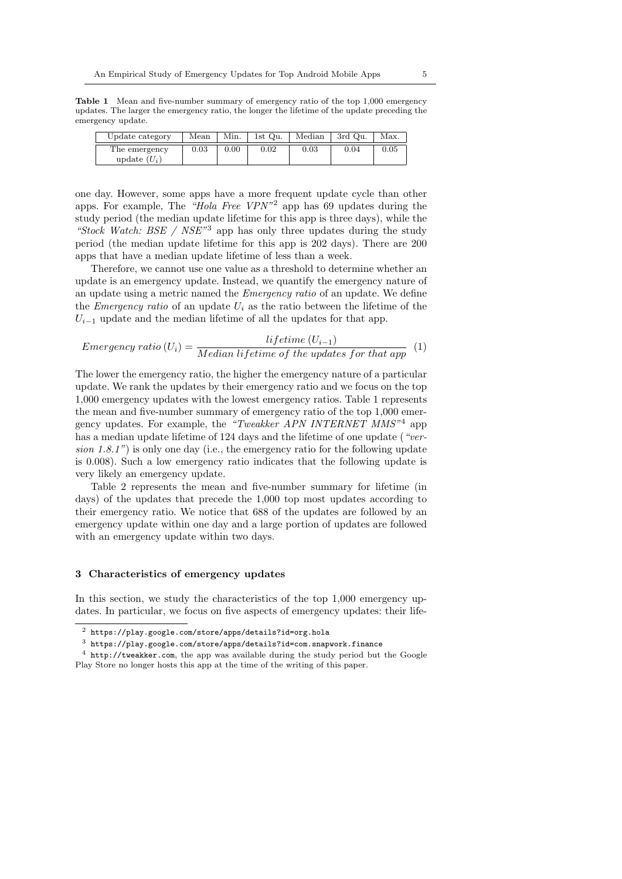**Table 1** Mean and five-number summary of emergency ratio of the top 1,000 emergency updates. The larger the emergency ratio, the longer the lifetime of the update preceding the emergency update.

| Update category | Mean | Min. | 1st Qu. | Median | 3rd Qu. | Max. |
|---|---|---|---|---|---|---|
| The emergency update ($U_i$) | 0.03 | 0.00 | 0.02 | 0.03 | 0.04 | 0.05 |

one day. However, some apps have a more frequent update cycle than other apps. For example, The *"Hola Free VPN"*[2] app has 69 updates during the study period (the median update lifetime for this app is three days), while the *"Stock Watch: BSE / NSE"*[3] app has only three updates during the study period (the median update lifetime for this app is 202 days). There are 200 apps that have a median update lifetime of less than a week.

Therefore, we cannot use one value as a threshold to determine whether an update is an emergency update. Instead, we quantify the emergency nature of an update using a metric named the *Emergency ratio* of an update. We define the *Emergency ratio* of an update $U_i$ as the ratio between the lifetime of the $U_{i-1}$ update and the median lifetime of all the updates for that app.

$$Emergency\ ratio\,(U_i) = \frac{lifetime\,(U_{i-1})}{Median\ lifetime\ of\ the\ updates\ for\ that\ app} \quad (1)$$

The lower the emergency ratio, the higher the emergency nature of a particular update. We rank the updates by their emergency ratio and we focus on the top 1,000 emergency updates with the lowest emergency ratios. Table 1 represents the mean and five-number summary of emergency ratio of the top 1,000 emergency updates. For example, the *"Tweakker APN INTERNET MMS"*[4] app has a median update lifetime of 124 days and the lifetime of one update (*"version 1.8.1"*) is only one day (i.e., the emergency ratio for the following update is 0.008). Such a low emergency ratio indicates that the following update is very likely an emergency update.

Table 2 represents the mean and five-number summary for lifetime (in days) of the updates that precede the 1,000 top most updates according to their emergency ratio. We notice that 688 of the updates are followed by an emergency update within one day and a large portion of updates are followed with an emergency update within two days.

## 3 Characteristics of emergency updates

In this section, we study the characteristics of the top 1,000 emergency updates. In particular, we focus on five aspects of emergency updates: their life-

[2] https://play.google.com/store/apps/details?id=org.hola

[3] https://play.google.com/store/apps/details?id=com.snapwork.finance

[4] http://tweakker.com, the app was available during the study period but the Google Play Store no longer hosts this app at the time of the writing of this paper.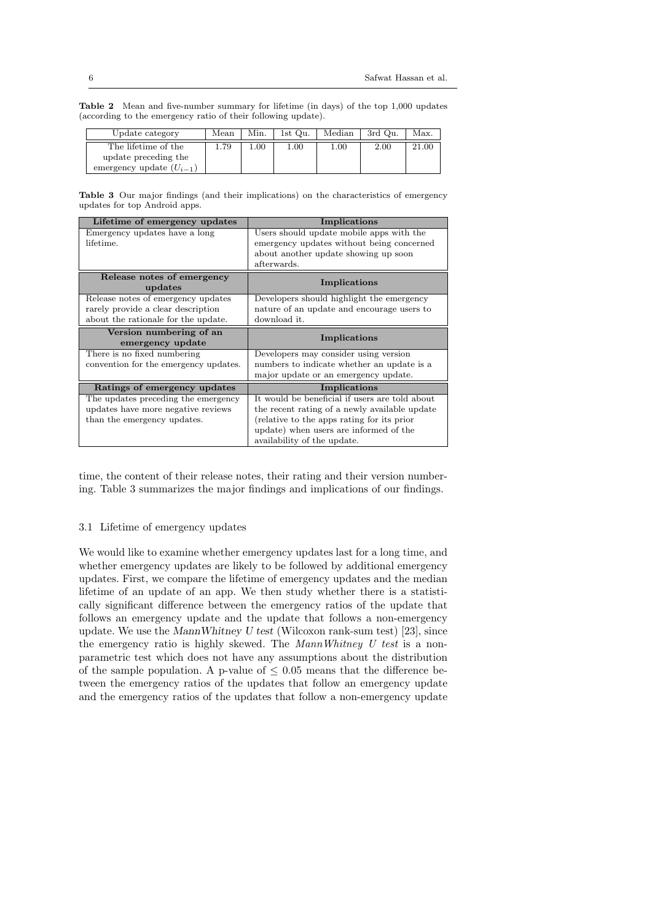**Table 2** Mean and five-number summary for lifetime (in days) of the top 1,000 updates (according to the emergency ratio of their following update).

| Update category | Mean | Min. | 1st Qu. | Median | 3rd Qu. | Max. |
| --- | --- | --- | --- | --- | --- | --- |
| The lifetime of the update preceding the emergency update ($U_{i-1}$) | 1.79 | 1.00 | 1.00 | 1.00 | 2.00 | 21.00 |

**Table 3** Our major findings (and their implications) on the characteristics of emergency updates for top Android apps.

| **Lifetime of emergency updates** | **Implications** |
| --- | --- |
| Emergency updates have a long lifetime. | Users should update mobile apps with the emergency updates without being concerned about another update showing up soon afterwards. |
| **Release notes of emergency updates** | **Implications** |
| Release notes of emergency updates rarely provide a clear description about the rationale for the update. | Developers should highlight the emergency nature of an update and encourage users to download it. |
| **Version numbering of an emergency update** | **Implications** |
| There is no fixed numbering convention for the emergency updates. | Developers may consider using version numbers to indicate whether an update is a major update or an emergency update. |
| **Ratings of emergency updates** | **Implications** |
| The updates preceding the emergency updates have more negative reviews than the emergency updates. | It would be beneficial if users are told about the recent rating of a newly available update (relative to the apps rating for its prior update) when users are informed of the availability of the update. |

time, the content of their release notes, their rating and their version numbering. Table 3 summarizes the major findings and implications of our findings.

### 3.1 Lifetime of emergency updates

We would like to examine whether emergency updates last for a long time, and whether emergency updates are likely to be followed by additional emergency updates. First, we compare the lifetime of emergency updates and the median lifetime of an update of an app. We then study whether there is a statistically significant difference between the emergency ratios of the update that follows an emergency update and the update that follows a non-emergency update. We use the *MannWhitney U test* (Wilcoxon rank-sum test) [23], since the emergency ratio is highly skewed. The *MannWhitney U test* is a non-parametric test which does not have any assumptions about the distribution of the sample population. A p-value of $\leq 0.05$ means that the difference between the emergency ratios of the updates that follow an emergency update and the emergency ratios of the updates that follow a non-emergency update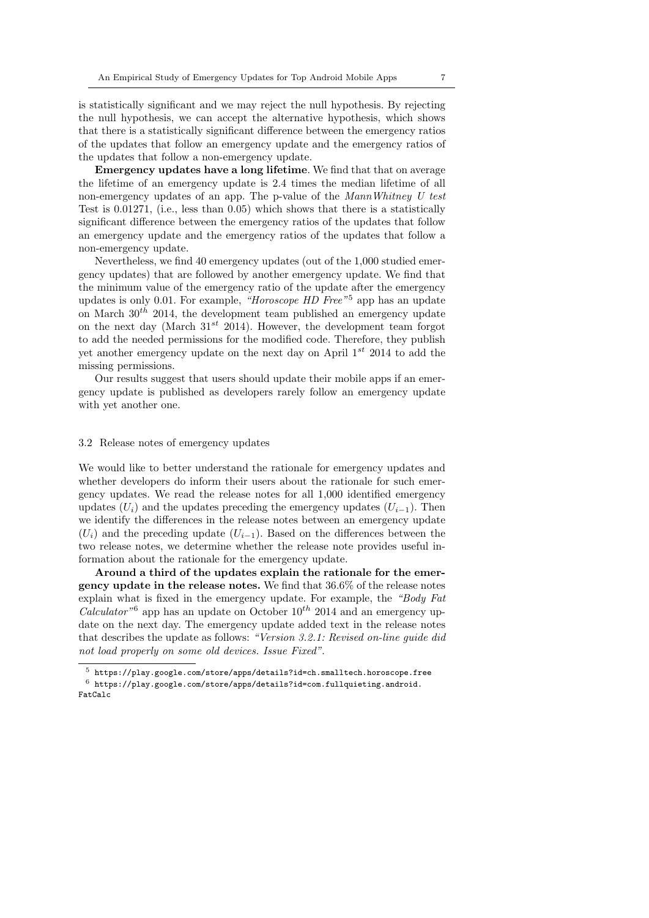is statistically significant and we may reject the null hypothesis. By rejecting the null hypothesis, we can accept the alternative hypothesis, which shows that there is a statistically significant difference between the emergency ratios of the updates that follow an emergency update and the emergency ratios of the updates that follow a non-emergency update.

**Emergency updates have a long lifetime**. We find that that on average the lifetime of an emergency update is 2.4 times the median lifetime of all non-emergency updates of an app. The p-value of the *MannWhitney U test* Test is 0.01271, (i.e., less than 0.05) which shows that there is a statistically significant difference between the emergency ratios of the updates that follow an emergency update and the emergency ratios of the updates that follow a non-emergency update.

Nevertheless, we find 40 emergency updates (out of the 1,000 studied emergency updates) that are followed by another emergency update. We find that the minimum value of the emergency ratio of the update after the emergency updates is only 0.01. For example, *"Horoscope HD Free"*[5] app has an update on March $30^{th}$ 2014, the development team published an emergency update on the next day (March $31^{st}$ 2014). However, the development team forgot to add the needed permissions for the modified code. Therefore, they publish yet another emergency update on the next day on April $1^{st}$ 2014 to add the missing permissions.

Our results suggest that users should update their mobile apps if an emergency update is published as developers rarely follow an emergency update with yet another one.

### 3.2 Release notes of emergency updates

We would like to better understand the rationale for emergency updates and whether developers do inform their users about the rationale for such emergency updates. We read the release notes for all 1,000 identified emergency updates ($U_i$) and the updates preceding the emergency updates ($U_{i-1}$). Then we identify the differences in the release notes between an emergency update ($U_i$) and the preceding update ($U_{i-1}$). Based on the differences between the two release notes, we determine whether the release note provides useful information about the rationale for the emergency update.

**Around a third of the updates explain the rationale for the emergency update in the release notes.** We find that 36.6% of the release notes explain what is fixed in the emergency update. For example, the *"Body Fat Calculator"*[6] app has an update on October $10^{th}$ 2014 and an emergency update on the next day. The emergency update added text in the release notes that describes the update as follows: *"Version 3.2.1: Revised on-line guide did not load properly on some old devices. Issue Fixed"*.

[5] https://play.google.com/store/apps/details?id=ch.smalltech.horoscope.free

[6] https://play.google.com/store/apps/details?id=com.fullquieting.android.FatCalc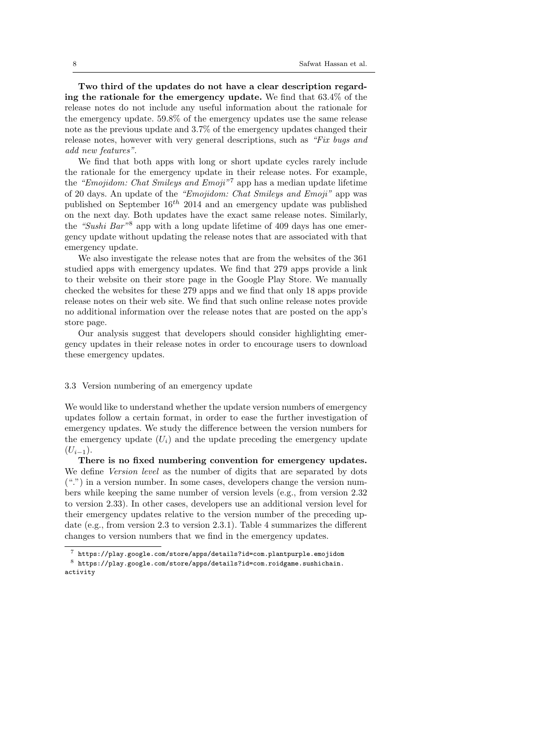**Two third of the updates do not have a clear description regarding the rationale for the emergency update.** We find that 63.4% of the release notes do not include any useful information about the rationale for the emergency update. 59.8% of the emergency updates use the same release note as the previous update and 3.7% of the emergency updates changed their release notes, however with very general descriptions, such as *"Fix bugs and add new features"*.

We find that both apps with long or short update cycles rarely include the rationale for the emergency update in their release notes. For example, the *"Emojidom: Chat Smileys and Emoji"*[7] app has a median update lifetime of 20 days. An update of the *"Emojidom: Chat Smileys and Emoji"* app was published on September $16^{th}$ 2014 and an emergency update was published on the next day. Both updates have the exact same release notes. Similarly, the *"Sushi Bar"*[8] app with a long update lifetime of 409 days has one emergency update without updating the release notes that are associated with that emergency update.

We also investigate the release notes that are from the websites of the 361 studied apps with emergency updates. We find that 279 apps provide a link to their website on their store page in the Google Play Store. We manually checked the websites for these 279 apps and we find that only 18 apps provide release notes on their web site. We find that such online release notes provide no additional information over the release notes that are posted on the app's store page.

Our analysis suggest that developers should consider highlighting emergency updates in their release notes in order to encourage users to download these emergency updates.

### 3.3 Version numbering of an emergency update

We would like to understand whether the update version numbers of emergency updates follow a certain format, in order to ease the further investigation of emergency updates. We study the difference between the version numbers for the emergency update ($U_i$) and the update preceding the emergency update ($U_{i-1}$).

**There is no fixed numbering convention for emergency updates.** We define *Version level* as the number of digits that are separated by dots (".") in a version number. In some cases, developers change the version numbers while keeping the same number of version levels (e.g., from version 2.32 to version 2.33). In other cases, developers use an additional version level for their emergency updates relative to the version number of the preceding update (e.g., from version 2.3 to version 2.3.1). Table 4 summarizes the different changes to version numbers that we find in the emergency updates.

[7] `https://play.google.com/store/apps/details?id=com.plantpurple.emojidom`

[8] `https://play.google.com/store/apps/details?id=com.roidgame.sushichain.activity`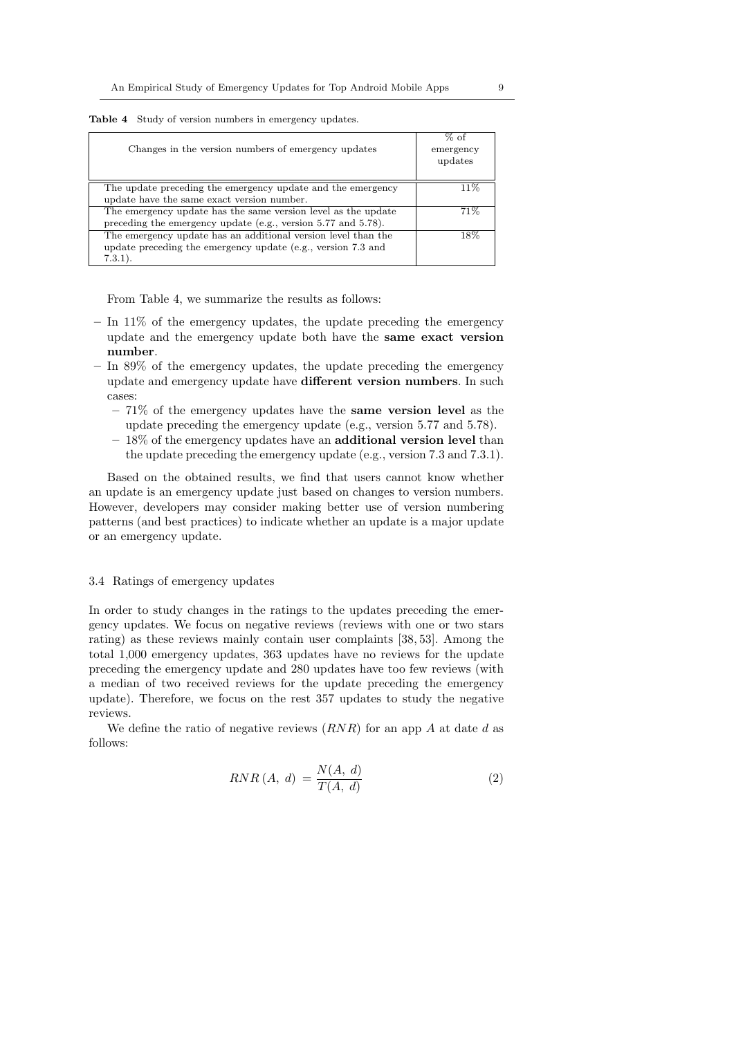**Table 4** Study of version numbers in emergency updates.

| Changes in the version numbers of emergency updates | % of emergency updates |
|---|---|
| The update preceding the emergency update and the emergency update have the same exact version number. | 11% |
| The emergency update has the same version level as the update preceding the emergency update (e.g., version 5.77 and 5.78). | 71% |
| The emergency update has an additional version level than the update preceding the emergency update (e.g., version 7.3 and 7.3.1). | 18% |

From Table 4, we summarize the results as follows:

- In 11% of the emergency updates, the update preceding the emergency update and the emergency update both have the **same exact version number**.
- In 89% of the emergency updates, the update preceding the emergency update and emergency update have **different version numbers**. In such cases:
  - 71% of the emergency updates have the **same version level** as the update preceding the emergency update (e.g., version 5.77 and 5.78).
  - 18% of the emergency updates have an **additional version level** than the update preceding the emergency update (e.g., version 7.3 and 7.3.1).

Based on the obtained results, we find that users cannot know whether an update is an emergency update just based on changes to version numbers. However, developers may consider making better use of version numbering patterns (and best practices) to indicate whether an update is a major update or an emergency update.

### 3.4 Ratings of emergency updates

In order to study changes in the ratings to the updates preceding the emergency updates. We focus on negative reviews (reviews with one or two stars rating) as these reviews mainly contain user complaints [38, 53]. Among the total 1,000 emergency updates, 363 updates have no reviews for the update preceding the emergency update and 280 updates have too few reviews (with a median of two received reviews for the update preceding the emergency update). Therefore, we focus on the rest 357 updates to study the negative reviews.

We define the ratio of negative reviews ($RNR$) for an app $A$ at date $d$ as follows:

$$RNR\,(A,\ d)\ = \frac{N(A,\ d)}{T(A,\ d)} \tag{2}$$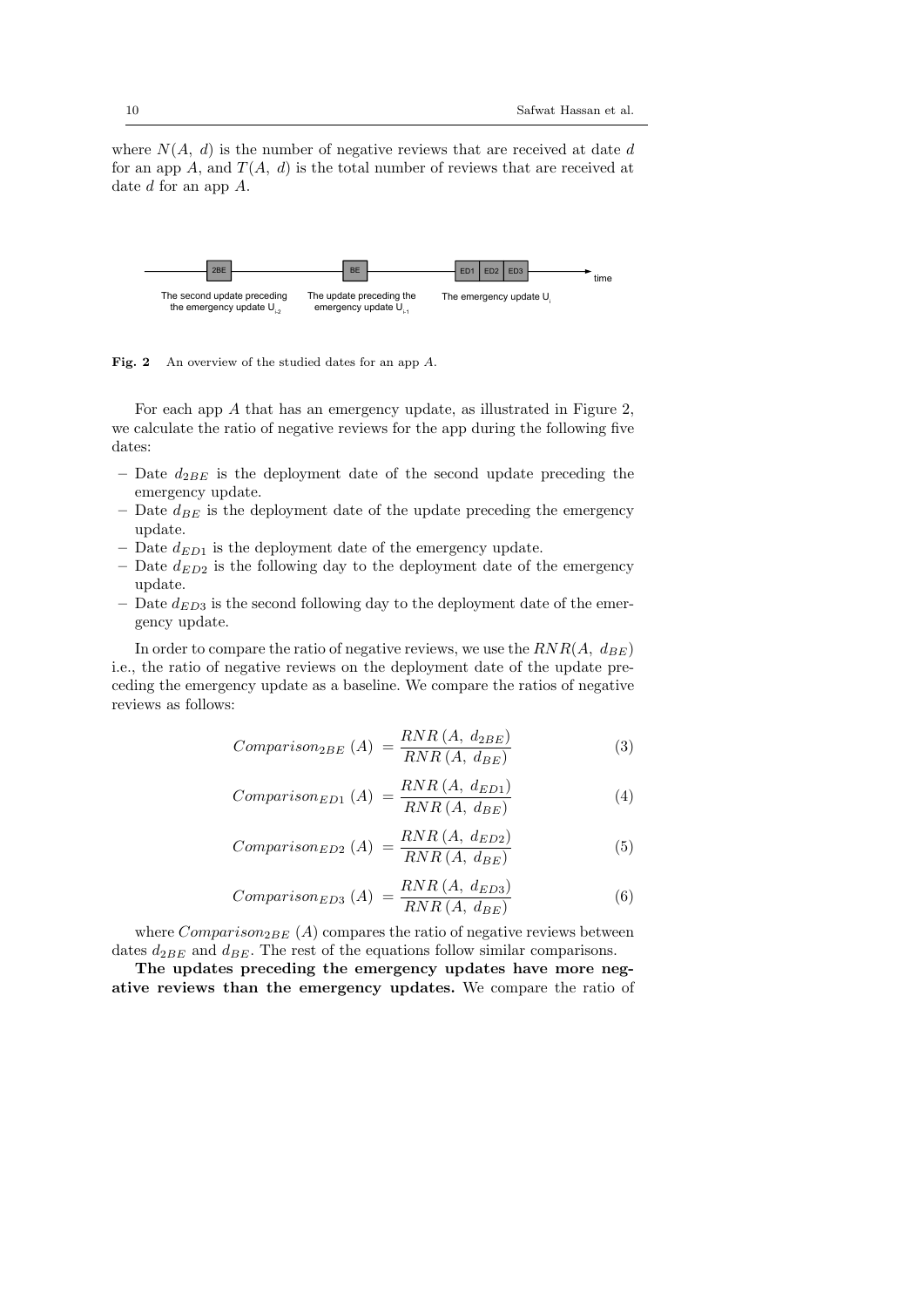where $N(A,\ d)$ is the number of negative reviews that are received at date $d$ for an app $A$, and $T(A,\ d)$ is the total number of reviews that are received at date $d$ for an app $A$.

**Fig. 2** An overview of the studied dates for an app $A$.

For each app $A$ that has an emergency update, as illustrated in Figure 2, we calculate the ratio of negative reviews for the app during the following five dates:

- Date $d_{2BE}$ is the deployment date of the second update preceding the emergency update.
- Date $d_{BE}$ is the deployment date of the update preceding the emergency update.
- Date $d_{ED1}$ is the deployment date of the emergency update.
- Date $d_{ED2}$ is the following day to the deployment date of the emergency update.
- Date $d_{ED3}$ is the second following day to the deployment date of the emergency update.

In order to compare the ratio of negative reviews, we use the $RNR(A,\ d_{BE})$ i.e., the ratio of negative reviews on the deployment date of the update preceding the emergency update as a baseline. We compare the ratios of negative reviews as follows:

$$Comparison_{2BE}\ (A)\ = \frac{RNR\ (A,\ d_{2BE})}{RNR\ (A,\ d_{BE})} \tag{3}$$

$$Comparison_{ED1}\ (A)\ = \frac{RNR\ (A,\ d_{ED1})}{RNR\ (A,\ d_{BE})} \tag{4}$$

$$Comparison_{ED2}\ (A)\ = \frac{RNR\ (A,\ d_{ED2})}{RNR\ (A,\ d_{BE})} \tag{5}$$

$$Comparison_{ED3}\ (A)\ = \frac{RNR\ (A,\ d_{ED3})}{RNR\ (A,\ d_{BE})} \tag{6}$$

where $Comparison_{2BE}\ (A)$ compares the ratio of negative reviews between dates $d_{2BE}$ and $d_{BE}$. The rest of the equations follow similar comparisons.

**The updates preceding the emergency updates have more negative reviews than the emergency updates.** We compare the ratio of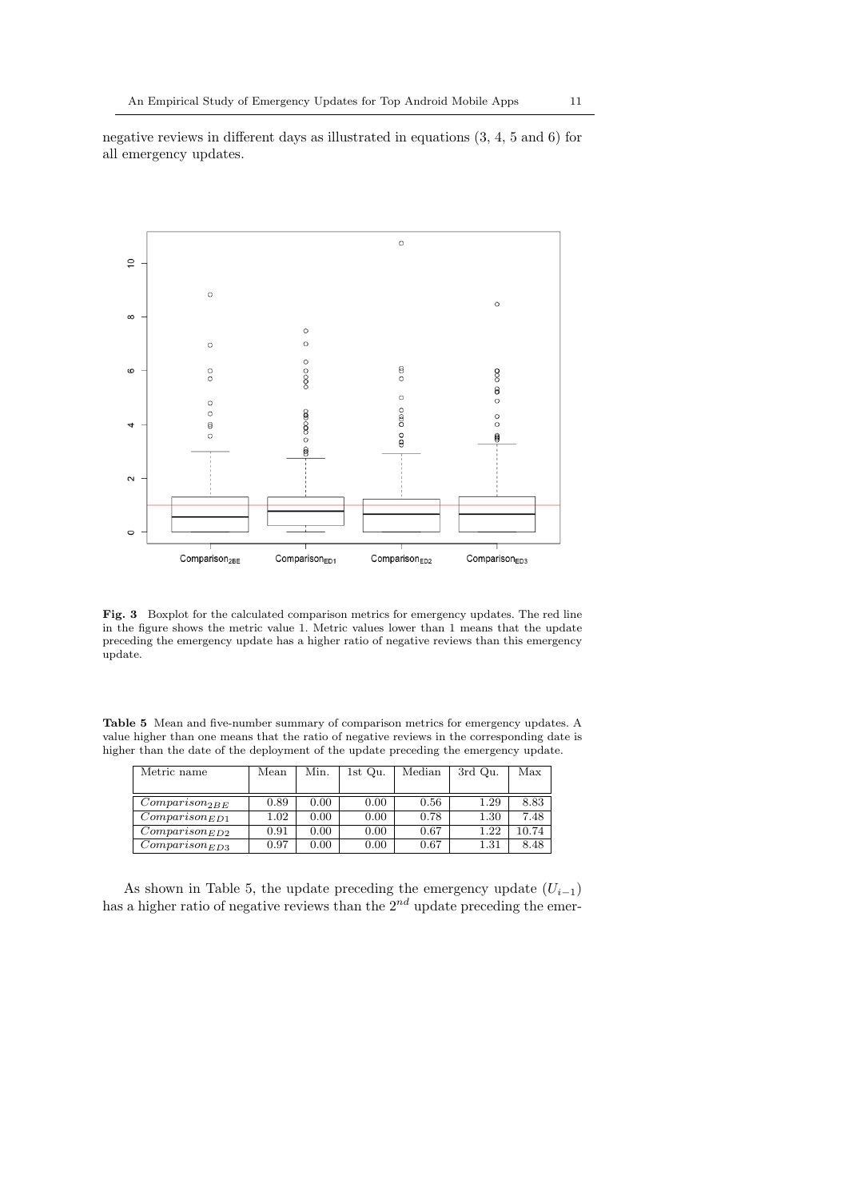negative reviews in different days as illustrated in equations (3, 4, 5 and 6) for all emergency updates.

**Fig. 3** Boxplot for the calculated comparison metrics for emergency updates. The red line in the figure shows the metric value 1. Metric values lower than 1 means that the update preceding the emergency update has a higher ratio of negative reviews than this emergency update.

**Table 5** Mean and five-number summary of comparison metrics for emergency updates. A value higher than one means that the ratio of negative reviews in the corresponding date is higher than the date of the deployment of the update preceding the emergency update.

| Metric name | Mean | Min. | 1st Qu. | Median | 3rd Qu. | Max |
|---|---|---|---|---|---|---|
| $Comparison_{2BE}$ | 0.89 | 0.00 | 0.00 | 0.56 | 1.29 | 8.83 |
| $Comparison_{ED1}$ | 1.02 | 0.00 | 0.00 | 0.78 | 1.30 | 7.48 |
| $Comparison_{ED2}$ | 0.91 | 0.00 | 0.00 | 0.67 | 1.22 | 10.74 |
| $Comparison_{ED3}$ | 0.97 | 0.00 | 0.00 | 0.67 | 1.31 | 8.48 |

As shown in Table 5, the update preceding the emergency update ($U_{i-1}$) has a higher ratio of negative reviews than the $2^{nd}$ update preceding the emer-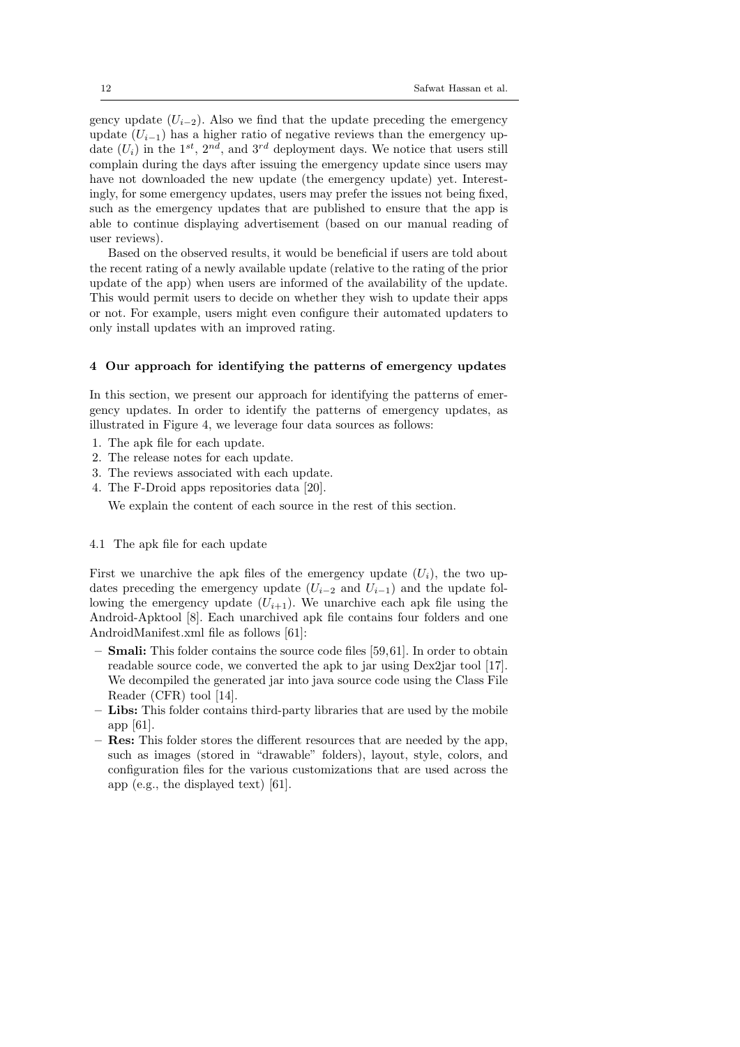gency update ($U_{i-2}$). Also we find that the update preceding the emergency update ($U_{i-1}$) has a higher ratio of negative reviews than the emergency update ($U_i$) in the $1^{st}$, $2^{nd}$, and $3^{rd}$ deployment days. We notice that users still complain during the days after issuing the emergency update since users may have not downloaded the new update (the emergency update) yet. Interestingly, for some emergency updates, users may prefer the issues not being fixed, such as the emergency updates that are published to ensure that the app is able to continue displaying advertisement (based on our manual reading of user reviews).

Based on the observed results, it would be beneficial if users are told about the recent rating of a newly available update (relative to the rating of the prior update of the app) when users are informed of the availability of the update. This would permit users to decide on whether they wish to update their apps or not. For example, users might even configure their automated updaters to only install updates with an improved rating.

## 4 Our approach for identifying the patterns of emergency updates

In this section, we present our approach for identifying the patterns of emergency updates. In order to identify the patterns of emergency updates, as illustrated in Figure 4, we leverage four data sources as follows:

1. The apk file for each update.
2. The release notes for each update.
3. The reviews associated with each update.
4. The F-Droid apps repositories data [20].

We explain the content of each source in the rest of this section.

### 4.1 The apk file for each update

First we unarchive the apk files of the emergency update ($U_i$), the two updates preceding the emergency update ($U_{i-2}$ and $U_{i-1}$) and the update following the emergency update ($U_{i+1}$). We unarchive each apk file using the Android-Apktool [8]. Each unarchived apk file contains four folders and one AndroidManifest.xml file as follows [61]:

- **Smali:** This folder contains the source code files [59,61]. In order to obtain readable source code, we converted the apk to jar using Dex2jar tool [17]. We decompiled the generated jar into java source code using the Class File Reader (CFR) tool [14].
- **Libs:** This folder contains third-party libraries that are used by the mobile app [61].
- **Res:** This folder stores the different resources that are needed by the app, such as images (stored in "drawable" folders), layout, style, colors, and configuration files for the various customizations that are used across the app (e.g., the displayed text) [61].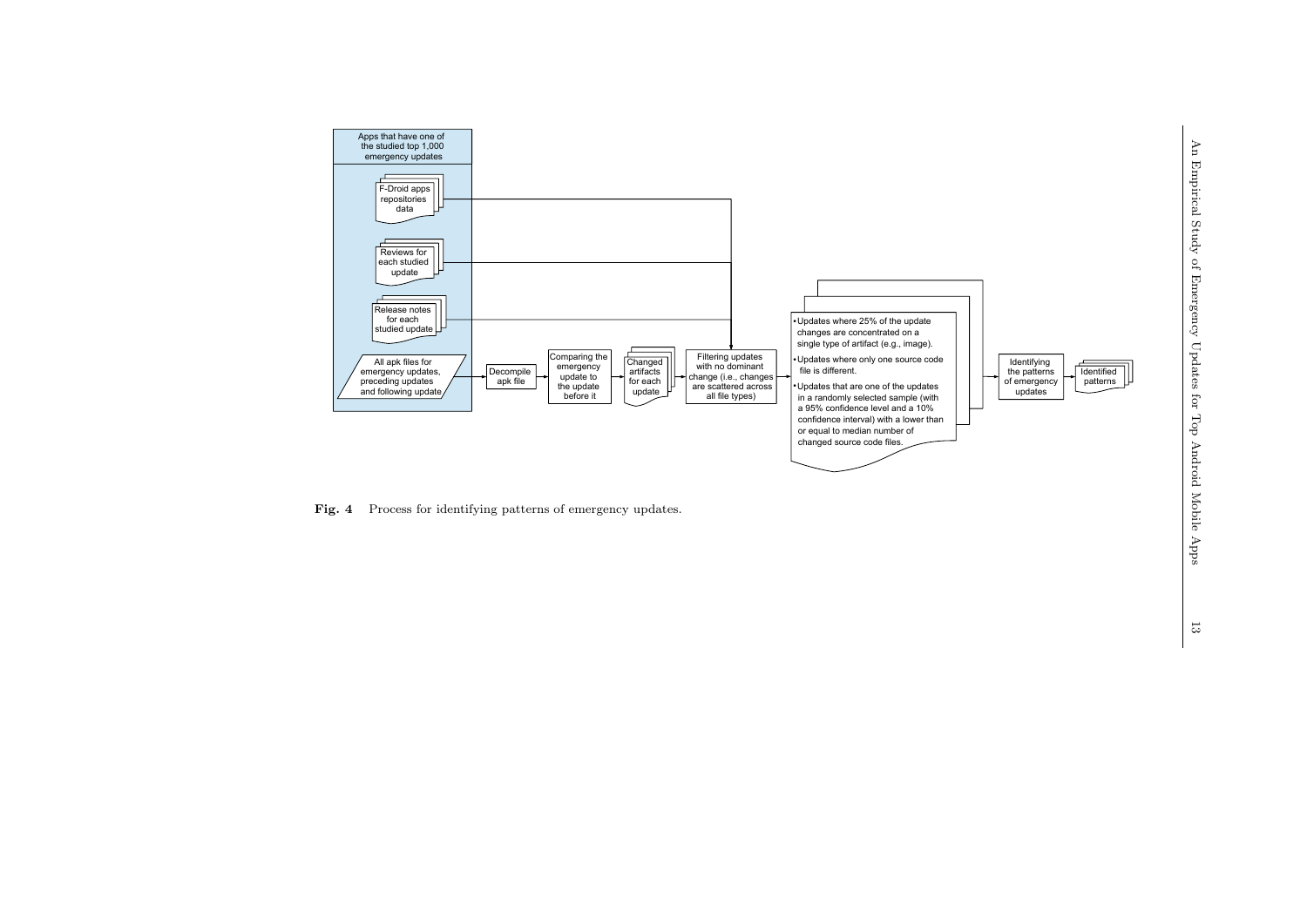Apps that have one of the studied top 1,000 emergency updates

F-Droid apps repositories data

Reviews for each studied update

Release notes for each studied update

All apk files for emergency updates, preceding updates and following update

Decompile apk file

Comparing the emergency update to the update before it

Changed artifacts for each update

Filtering updates with no dominant change (i.e., changes are scattered across all file types)

- Updates where 25% of the update changes are concentrated on a single type of artifact (e.g., image).
- Updates where only one source code file is different.
- Updates that are one of the updates in a randomly selected sample (with a 95% confidence level and a 10% confidence interval) with a lower than or equal to median number of changed source code files.

Identifying the patterns of emergency updates

Identified patterns

**Fig. 4** Process for identifying patterns of emergency updates.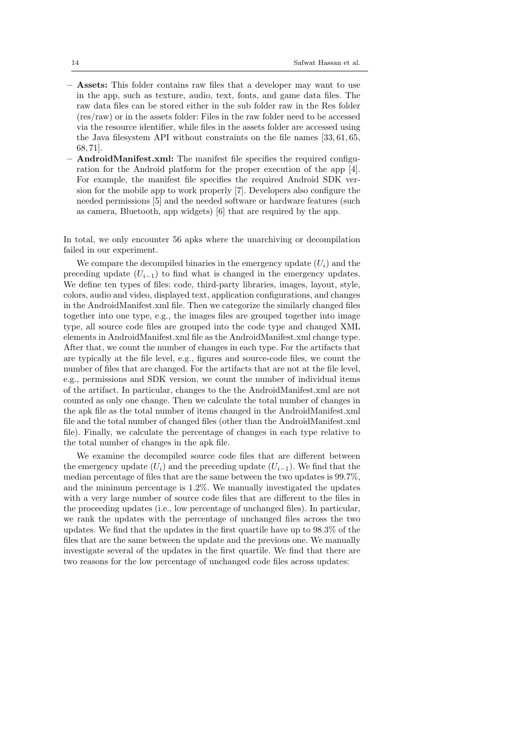- **Assets:** This folder contains raw files that a developer may want to use in the app, such as texture, audio, text, fonts, and game data files. The raw data files can be stored either in the sub folder raw in the Res folder (res/raw) or in the assets folder: Files in the raw folder need to be accessed via the resource identifier, while files in the assets folder are accessed using the Java filesystem API without constraints on the file names [33, 61, 65, 68, 71].
- **AndroidManifest.xml:** The manifest file specifies the required configuration for the Android platform for the proper execution of the app [4]. For example, the manifest file specifies the required Android SDK version for the mobile app to work properly [7]. Developers also configure the needed permissions [5] and the needed software or hardware features (such as camera, Bluetooth, app widgets) [6] that are required by the app.

In total, we only encounter 56 apks where the unarchiving or decompilation failed in our experiment.

We compare the decompiled binaries in the emergency update ($U_i$) and the preceding update ($U_{i-1}$) to find what is changed in the emergency updates. We define ten types of files: code, third-party libraries, images, layout, style, colors, audio and video, displayed text, application configurations, and changes in the AndroidManifest.xml file. Then we categorize the similarly changed files together into one type, e.g., the images files are grouped together into image type, all source code files are grouped into the code type and changed XML elements in AndroidManifest.xml file as the AndroidManifest.xml change type. After that, we count the number of changes in each type. For the artifacts that are typically at the file level, e.g., figures and source-code files, we count the number of files that are changed. For the artifacts that are not at the file level, e.g., permissions and SDK version, we count the number of individual items of the artifact. In particular, changes to the the AndroidManifest.xml are not counted as only one change. Then we calculate the total number of changes in the apk file as the total number of items changed in the AndroidManifest.xml file and the total number of changed files (other than the AndroidManifest.xml file). Finally, we calculate the percentage of changes in each type relative to the total number of changes in the apk file.

We examine the decompiled source code files that are different between the emergency update ($U_i$) and the preceding update ($U_{i-1}$). We find that the median percentage of files that are the same between the two updates is 99.7%, and the minimum percentage is 1.2%. We manually investigated the updates with a very large number of source code files that are different to the files in the proceeding updates (i.e., low percentage of unchanged files). In particular, we rank the updates with the percentage of unchanged files across the two updates. We find that the updates in the first quartile have up to 98.3% of the files that are the same between the update and the previous one. We manually investigate several of the updates in the first quartile. We find that there are two reasons for the low percentage of unchanged code files across updates: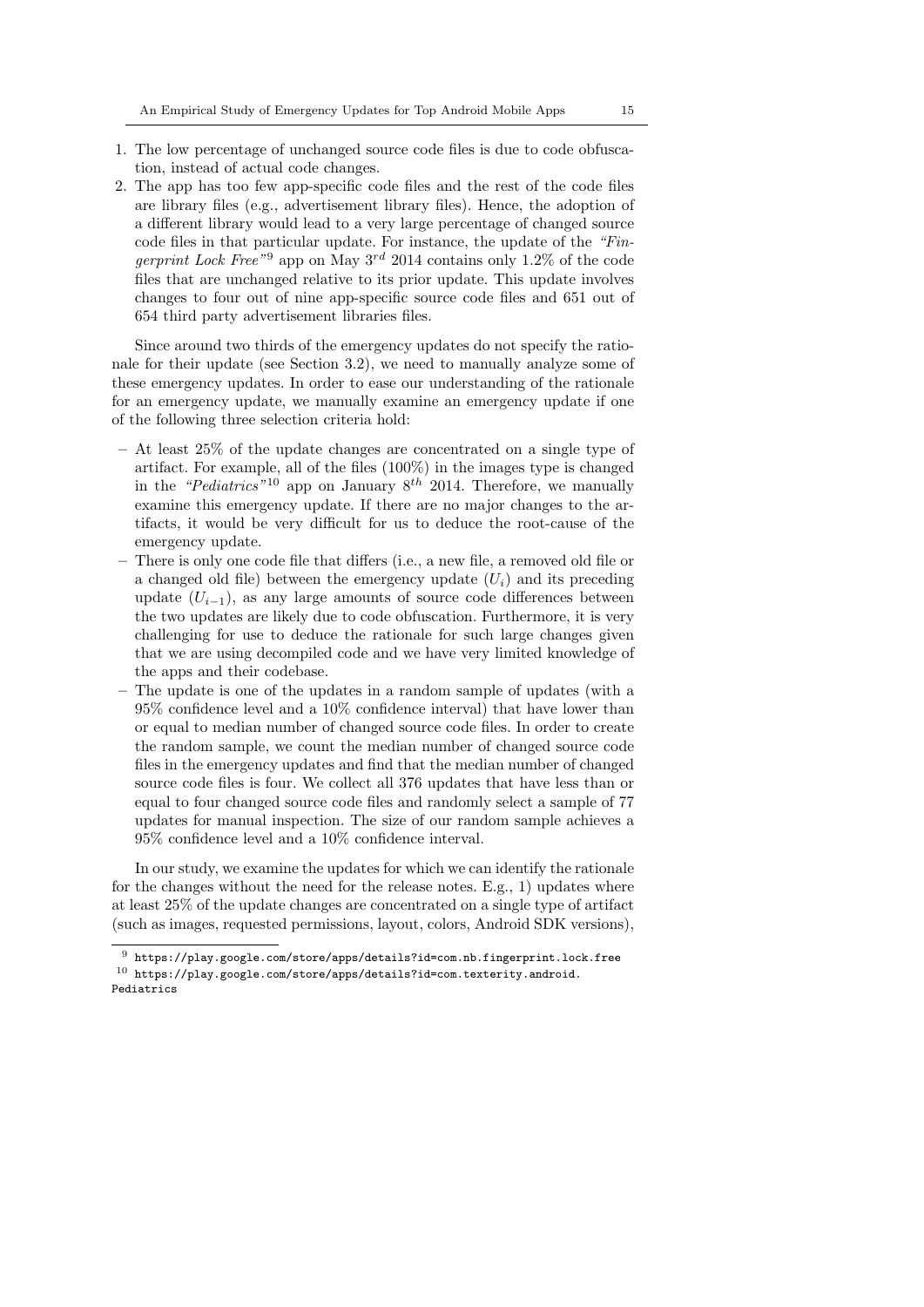1. The low percentage of unchanged source code files is due to code obfuscation, instead of actual code changes.
2. The app has too few app-specific code files and the rest of the code files are library files (e.g., advertisement library files). Hence, the adoption of a different library would lead to a very large percentage of changed source code files in that particular update. For instance, the update of the *"Fingerprint Lock Free"*[9] app on May $3^{rd}$ 2014 contains only 1.2% of the code files that are unchanged relative to its prior update. This update involves changes to four out of nine app-specific source code files and 651 out of 654 third party advertisement libraries files.

Since around two thirds of the emergency updates do not specify the rationale for their update (see Section 3.2), we need to manually analyze some of these emergency updates. In order to ease our understanding of the rationale for an emergency update, we manually examine an emergency update if one of the following three selection criteria hold:

- At least 25% of the update changes are concentrated on a single type of artifact. For example, all of the files (100%) in the images type is changed in the *"Pediatrics"*[10] app on January $8^{th}$ 2014. Therefore, we manually examine this emergency update. If there are no major changes to the artifacts, it would be very difficult for us to deduce the root-cause of the emergency update.
- There is only one code file that differs (i.e., a new file, a removed old file or a changed old file) between the emergency update ($U_i$) and its preceding update ($U_{i-1}$), as any large amounts of source code differences between the two updates are likely due to code obfuscation. Furthermore, it is very challenging for use to deduce the rationale for such large changes given that we are using decompiled code and we have very limited knowledge of the apps and their codebase.
- The update is one of the updates in a random sample of updates (with a 95% confidence level and a 10% confidence interval) that have lower than or equal to median number of changed source code files. In order to create the random sample, we count the median number of changed source code files in the emergency updates and find that the median number of changed source code files is four. We collect all 376 updates that have less than or equal to four changed source code files and randomly select a sample of 77 updates for manual inspection. The size of our random sample achieves a 95% confidence level and a 10% confidence interval.

In our study, we examine the updates for which we can identify the rationale for the changes without the need for the release notes. E.g., 1) updates where at least 25% of the update changes are concentrated on a single type of artifact (such as images, requested permissions, layout, colors, Android SDK versions),

[9] https://play.google.com/store/apps/details?id=com.nb.fingerprint.lock.free

[10] https://play.google.com/store/apps/details?id=com.texterity.android.Pediatrics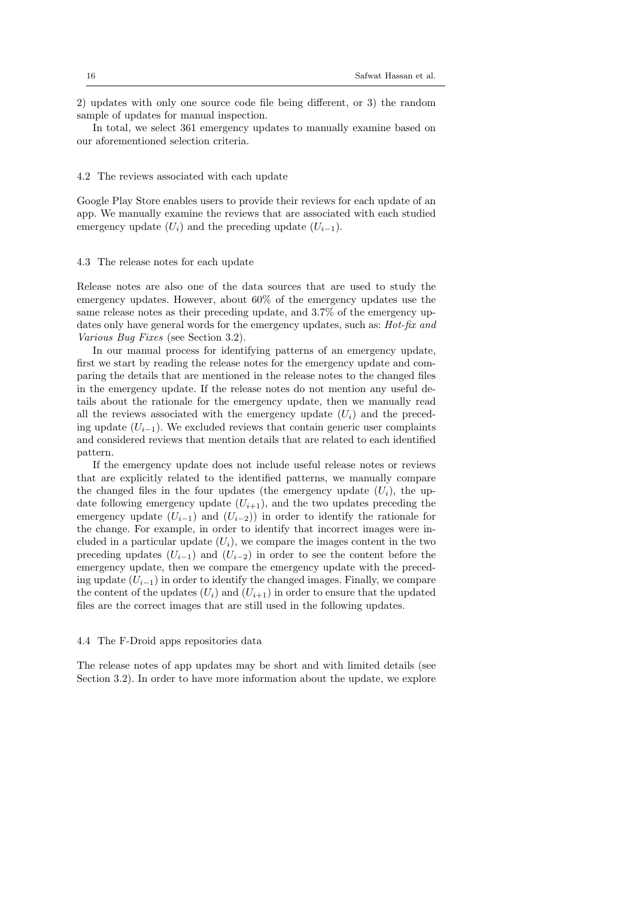2) updates with only one source code file being different, or 3) the random sample of updates for manual inspection.

In total, we select 361 emergency updates to manually examine based on our aforementioned selection criteria.

### 4.2 The reviews associated with each update

Google Play Store enables users to provide their reviews for each update of an app. We manually examine the reviews that are associated with each studied emergency update ($U_i$) and the preceding update ($U_{i-1}$).

### 4.3 The release notes for each update

Release notes are also one of the data sources that are used to study the emergency updates. However, about 60% of the emergency updates use the same release notes as their preceding update, and 3.7% of the emergency updates only have general words for the emergency updates, such as: *Hot-fix and Various Bug Fixes* (see Section 3.2).

In our manual process for identifying patterns of an emergency update, first we start by reading the release notes for the emergency update and comparing the details that are mentioned in the release notes to the changed files in the emergency update. If the release notes do not mention any useful details about the rationale for the emergency update, then we manually read all the reviews associated with the emergency update ($U_i$) and the preceding update ($U_{i-1}$). We excluded reviews that contain generic user complaints and considered reviews that mention details that are related to each identified pattern.

If the emergency update does not include useful release notes or reviews that are explicitly related to the identified patterns, we manually compare the changed files in the four updates (the emergency update ($U_i$), the update following emergency update ($U_{i+1}$), and the two updates preceding the emergency update ($U_{i-1}$) and ($U_{i-2}$)) in order to identify the rationale for the change. For example, in order to identify that incorrect images were included in a particular update ($U_i$), we compare the images content in the two preceding updates ($U_{i-1}$) and ($U_{i-2}$) in order to see the content before the emergency update, then we compare the emergency update with the preceding update ($U_{i-1}$) in order to identify the changed images. Finally, we compare the content of the updates ($U_i$) and ($U_{i+1}$) in order to ensure that the updated files are the correct images that are still used in the following updates.

### 4.4 The F-Droid apps repositories data

The release notes of app updates may be short and with limited details (see Section 3.2). In order to have more information about the update, we explore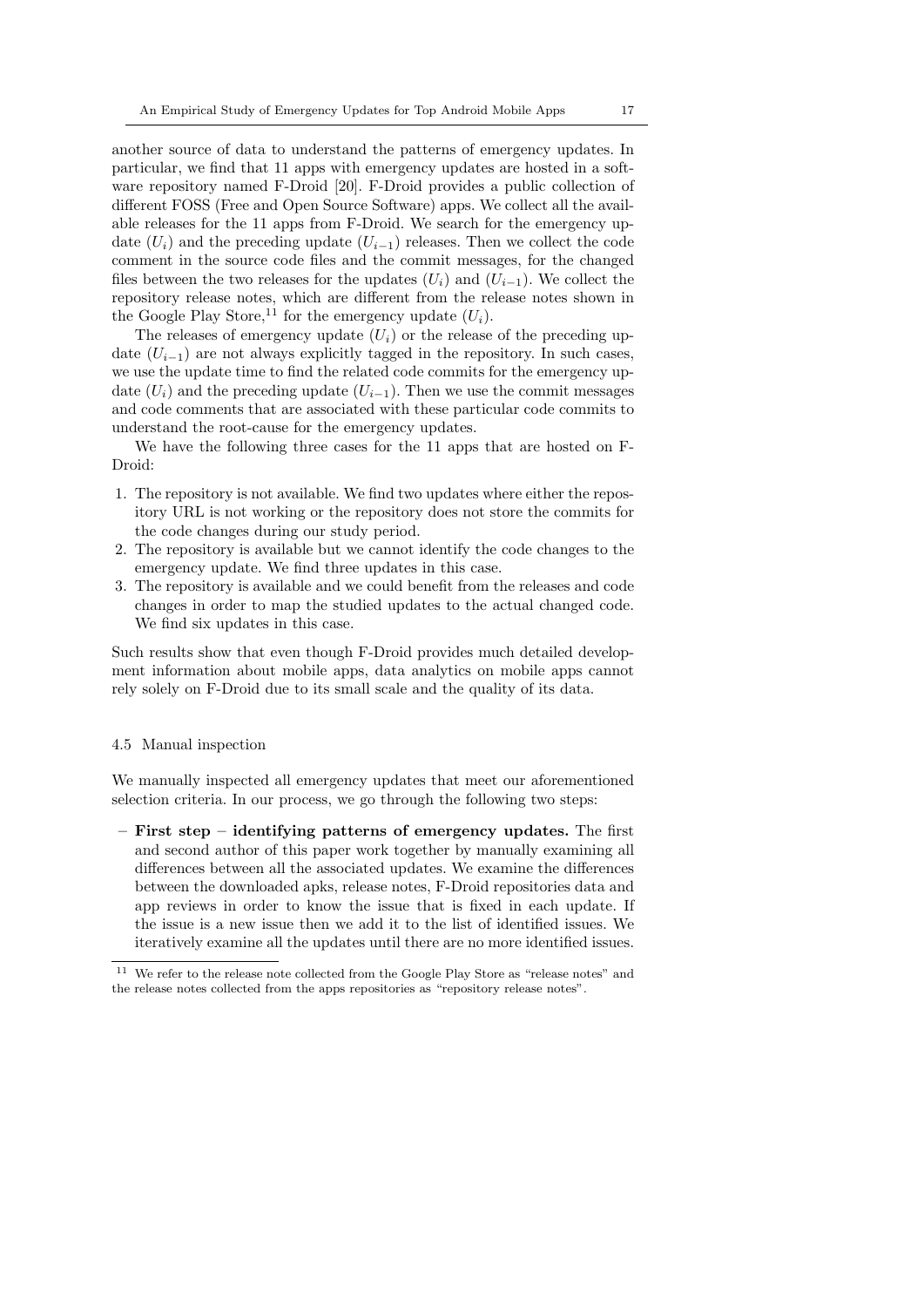another source of data to understand the patterns of emergency updates. In particular, we find that 11 apps with emergency updates are hosted in a software repository named F-Droid [20]. F-Droid provides a public collection of different FOSS (Free and Open Source Software) apps. We collect all the available releases for the 11 apps from F-Droid. We search for the emergency update ($U_i$) and the preceding update ($U_{i-1}$) releases. Then we collect the code comment in the source code files and the commit messages, for the changed files between the two releases for the updates ($U_i$) and ($U_{i-1}$). We collect the repository release notes, which are different from the release notes shown in the Google Play Store,[11] for the emergency update ($U_i$).

The releases of emergency update ($U_i$) or the release of the preceding update ($U_{i-1}$) are not always explicitly tagged in the repository. In such cases, we use the update time to find the related code commits for the emergency update ($U_i$) and the preceding update ($U_{i-1}$). Then we use the commit messages and code comments that are associated with these particular code commits to understand the root-cause for the emergency updates.

We have the following three cases for the 11 apps that are hosted on F-Droid:

1. The repository is not available. We find two updates where either the repository URL is not working or the repository does not store the commits for the code changes during our study period.
2. The repository is available but we cannot identify the code changes to the emergency update. We find three updates in this case.
3. The repository is available and we could benefit from the releases and code changes in order to map the studied updates to the actual changed code. We find six updates in this case.

Such results show that even though F-Droid provides much detailed development information about mobile apps, data analytics on mobile apps cannot rely solely on F-Droid due to its small scale and the quality of its data.

### 4.5 Manual inspection

We manually inspected all emergency updates that meet our aforementioned selection criteria. In our process, we go through the following two steps:

- **First step – identifying patterns of emergency updates.** The first and second author of this paper work together by manually examining all differences between all the associated updates. We examine the differences between the downloaded apks, release notes, F-Droid repositories data and app reviews in order to know the issue that is fixed in each update. If the issue is a new issue then we add it to the list of identified issues. We iteratively examine all the updates until there are no more identified issues.

[11] We refer to the release note collected from the Google Play Store as "release notes" and the release notes collected from the apps repositories as "repository release notes".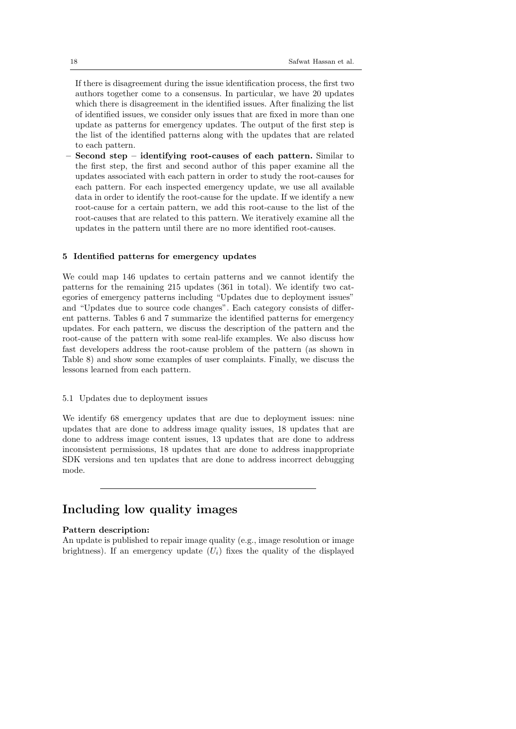If there is disagreement during the issue identification process, the first two authors together come to a consensus. In particular, we have 20 updates which there is disagreement in the identified issues. After finalizing the list of identified issues, we consider only issues that are fixed in more than one update as patterns for emergency updates. The output of the first step is the list of the identified patterns along with the updates that are related to each pattern.

– **Second step – identifying root-causes of each pattern.** Similar to the first step, the first and second author of this paper examine all the updates associated with each pattern in order to study the root-causes for each pattern. For each inspected emergency update, we use all available data in order to identify the root-cause for the update. If we identify a new root-cause for a certain pattern, we add this root-cause to the list of the root-causes that are related to this pattern. We iteratively examine all the updates in the pattern until there are no more identified root-causes.

## 5 Identified patterns for emergency updates

We could map 146 updates to certain patterns and we cannot identify the patterns for the remaining 215 updates (361 in total). We identify two categories of emergency patterns including "Updates due to deployment issues" and "Updates due to source code changes". Each category consists of different patterns. Tables 6 and 7 summarize the identified patterns for emergency updates. For each pattern, we discuss the description of the pattern and the root-cause of the pattern with some real-life examples. We also discuss how fast developers address the root-cause problem of the pattern (as shown in Table 8) and show some examples of user complaints. Finally, we discuss the lessons learned from each pattern.

### 5.1 Updates due to deployment issues

We identify 68 emergency updates that are due to deployment issues: nine updates that are done to address image quality issues, 18 updates that are done to address image content issues, 13 updates that are done to address inconsistent permissions, 18 updates that are done to address inappropriate SDK versions and ten updates that are done to address incorrect debugging mode.

---

## Including low quality images

**Pattern description:**
An update is published to repair image quality (e.g., image resolution or image brightness). If an emergency update ($U_i$) fixes the quality of the displayed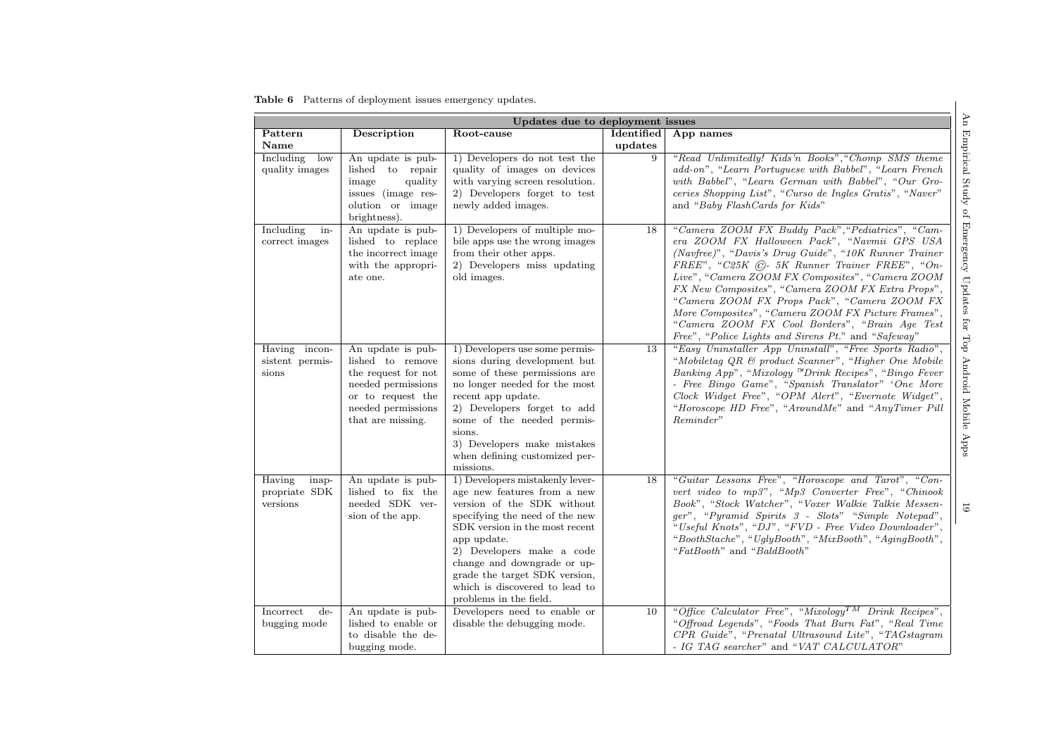**Table 6** Patterns of deployment issues emergency updates.

| Updates due to deployment issues | | | | |
|---|---|---|---|---|
| **Pattern Name** | **Description** | **Root-cause** | **Identified updates** | **App names** |
| Including low quality images | An update is published to repair image quality issues (image resolution or image brightness). | 1) Developers do not test the quality of images on devices with varying screen resolution. 2) Developers forget to test newly added images. | 9 | "*Read Unlimitedly! Kids'n Books*","*Chomp SMS theme add-on*", "*Learn Portuguese with Babbel*", "*Learn French with Babbel*", "*Learn German with Babbel*", "*Our Groceries Shopping List*", "*Curso de Ingles Gratis*", "*Naver*" and "*Baby FlashCards for Kids*" |
| Including incorrect images | An update is published to replace the incorrect image with the appropriate one. | 1) Developers of multiple mobile apps use the wrong images from their other apps. 2) Developers miss updating old images. | 18 | "*Camera ZOOM FX Buddy Pack*","*Pediatrics*", "*Camera ZOOM FX Halloween Pack*", "*Navmii GPS USA (Navfree)*", "*Davis's Drug Guide*", "*10K Runner Trainer FREE*", "*C25K ©- 5K Runner Trainer FREE*", "*OnLive*", "*Camera ZOOM FX Composites*", "*Camera ZOOM FX New Composites*", "*Camera ZOOM FX Extra Props*", "*Camera ZOOM FX Props Pack*", "*Camera ZOOM FX More Composites*", "*Camera ZOOM FX Picture Frames*", "*Camera ZOOM FX Cool Borders*", "*Brain Age Test Free*", "*Police Lights and Sirens Pt.*" and "*Safeway*" |
| Having inconsistent permissions | An update is published to remove the request for not needed permissions or to request the needed permissions that are missing. | 1) Developers use some permissions during development but some of these permissions are no longer needed for the most recent app update. 2) Developers forget to add some of the needed permissions. 3) Developers make mistakes when defining customized permissions. | 13 | "*Easy Uninstaller App Uninstall*", "*Free Sports Radio*", "*Mobiletag QR & product Scanner*", "*Higher One Mobile Banking App*", "*Mixology ™Drink Recipes*", "*Bingo Fever - Free Bingo Game*", "*Spanish Translator*" '*One More Clock Widget Free*", "*OPM Alert*", "*Evernote Widget*", "*Horoscope HD Free*", "*AroundMe*" and "*AnyTimer Pill Reminder*" |
| Having inappropriate SDK versions | An update is published to fix the needed SDK version of the app. | 1) Developers mistakenly leverage new features from a new version of the SDK without specifying the need of the new SDK version in the most recent app update. 2) Developers make a code change and downgrade or upgrade the target SDK version, which is discovered to lead to problems in the field. | 18 | "*Guitar Lessons Free*", "*Horoscope and Tarot*", "*Convert video to mp3*", "*Mp3 Converter Free*", "*Chinook Book*", "*Stock Watcher*", "*Voxer Walkie Talkie Messenger*", "*Pyramid Spirits 3 - Slots*" "*Simple Notepad*", "*Useful Knots*", "*DJ*", "*FVD - Free Video Downloader*", "*BoothStache*", "*UglyBooth*", "*MixBooth*", "*AgingBooth*", "*FatBooth*" and "*BaldBooth*" |
| Incorrect debugging mode | An update is published to enable or to disable the debugging mode. | Developers need to enable or disable the debugging mode. | 10 | "*Office Calculator Free*", "*Mixology$^{TM}$ Drink Recipes*", "*Offroad Legends*", "*Foods That Burn Fat*", "*Real Time CPR Guide*", "*Prenatal Ultrasound Lite*", "*TAGstagram - IG TAG searcher*" and "*VAT CALCULATOR*" |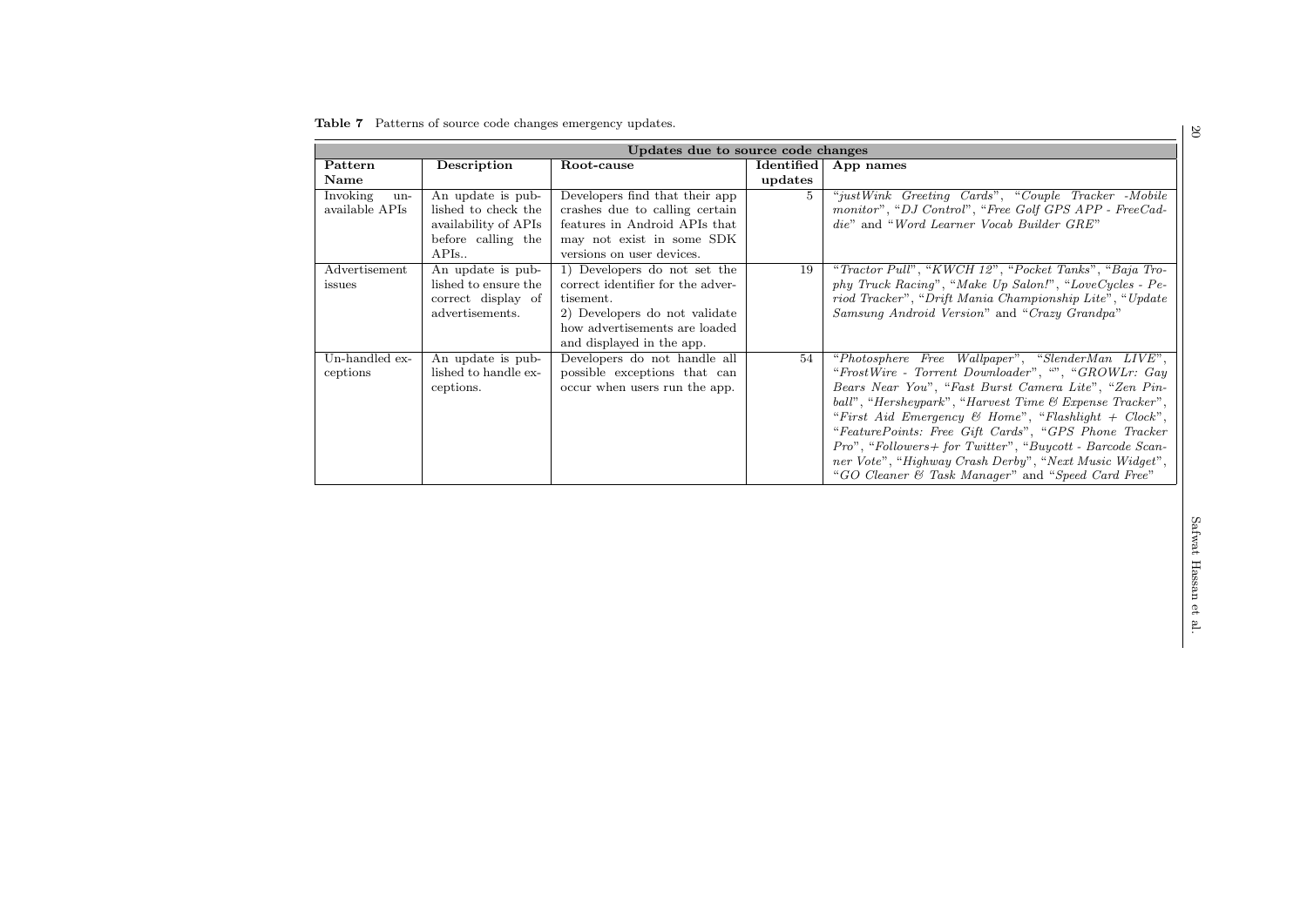**Table 7** Patterns of source code changes emergency updates.

| Updates due to source code changes | | | | |
|---|---|---|---|---|
| **Pattern Name** | **Description** | **Root-cause** | **Identified updates** | **App names** |
| Invoking un-available APIs | An update is published to check the availability of APIs before calling the APIs.. | Developers find that their app crashes due to calling certain features in Android APIs that may not exist in some SDK versions on user devices. | 5 | "*justWink Greeting Cards*", "*Couple Tracker -Mobile monitor*", "*DJ Control*", "*Free Golf GPS APP - FreeCaddie*" and "*Word Learner Vocab Builder GRE*" |
| Advertisement issues | An update is published to ensure the correct display of advertisements. | 1) Developers do not set the correct identifier for the advertisement. 2) Developers do not validate how advertisements are loaded and displayed in the app. | 19 | "*Tractor Pull*", "*KWCH 12*", "*Pocket Tanks*", "*Baja Trophy Truck Racing*", "*Make Up Salon!*", "*LoveCycles - Period Tracker*", "*Drift Mania Championship Lite*", "*Update Samsung Android Version*" and "*Crazy Grandpa*" |
| Un-handled exceptions | An update is published to handle exceptions. | Developers do not handle all possible exceptions that can occur when users run the app. | 54 | "*Photosphere Free Wallpaper*", "*SlenderMan LIVE*", "*FrostWire - Torrent Downloader*", "", "*GROWLr: Gay Bears Near You*", "*Fast Burst Camera Lite*", "*Zen Pinball*", "*Hersheypark*", "*Harvest Time & Expense Tracker*", "*First Aid Emergency & Home*", "*Flashlight + Clock*", "*FeaturePoints: Free Gift Cards*", "*GPS Phone Tracker Pro*", "*Followers+ for Twitter*", "*Buycott - Barcode Scanner Vote*", "*Highway Crash Derby*", "*Next Music Widget*", "*GO Cleaner & Task Manager*" and "*Speed Card Free*" |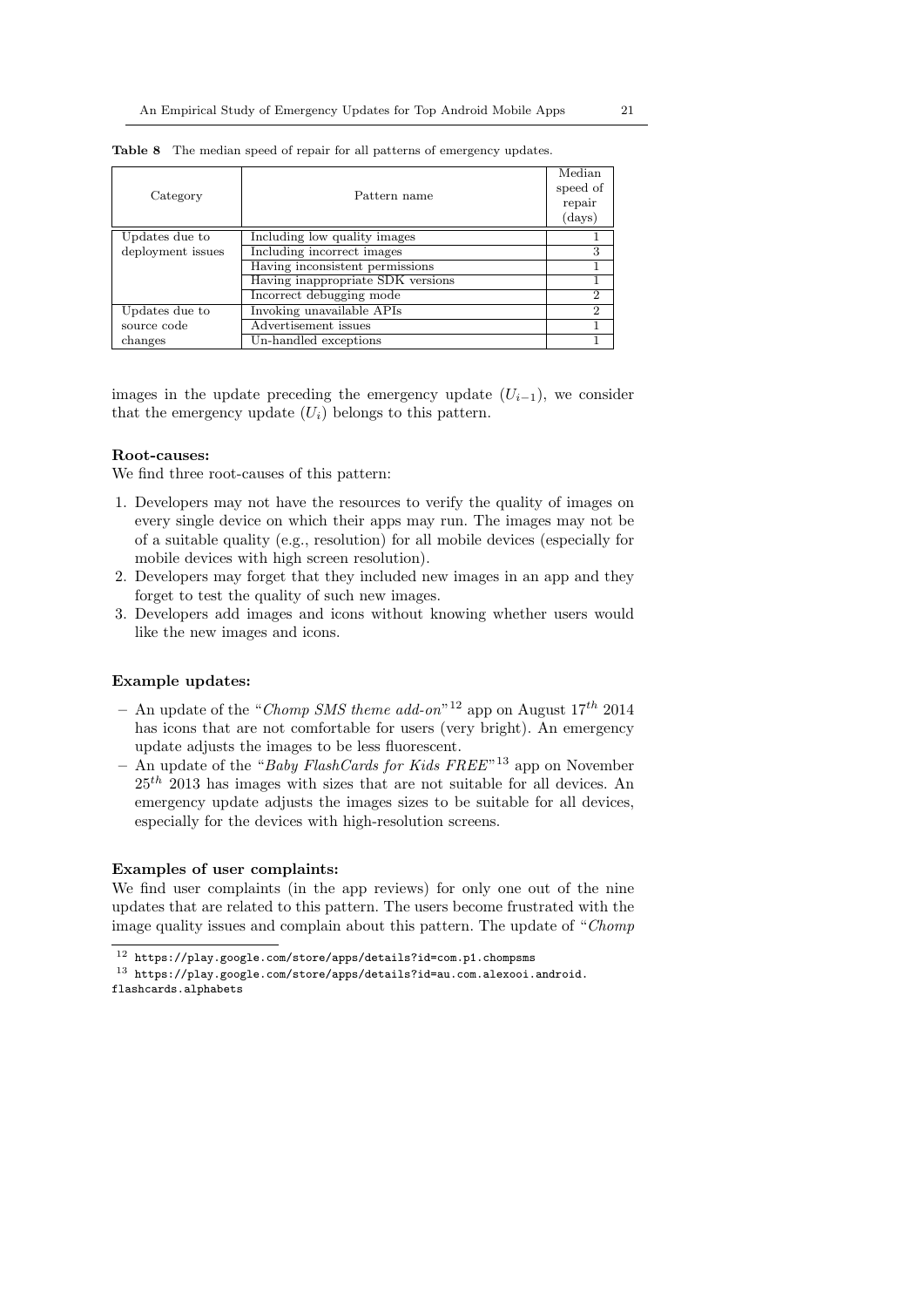**Table 8** The median speed of repair for all patterns of emergency updates.

| Category | Pattern name | Median speed of repair (days) |
|---|---|---|
| Updates due to deployment issues | Including low quality images | 1 |
| | Including incorrect images | 3 |
| | Having inconsistent permissions | 1 |
| | Having inappropriate SDK versions | 1 |
| | Incorrect debugging mode | 2 |
| Updates due to source code changes | Invoking unavailable APIs | 2 |
| | Advertisement issues | 1 |
| | Un-handled exceptions | 1 |

images in the update preceding the emergency update ($U_{i-1}$), we consider that the emergency update ($U_i$) belongs to this pattern.

**Root-causes:**

We find three root-causes of this pattern:

1. Developers may not have the resources to verify the quality of images on every single device on which their apps may run. The images may not be of a suitable quality (e.g., resolution) for all mobile devices (especially for mobile devices with high screen resolution).
2. Developers may forget that they included new images in an app and they forget to test the quality of such new images.
3. Developers add images and icons without knowing whether users would like the new images and icons.

**Example updates:**

- An update of the "*Chomp SMS theme add-on*"[12] app on August $17^{th}$ 2014 has icons that are not comfortable for users (very bright). An emergency update adjusts the images to be less fluorescent.
- An update of the "*Baby FlashCards for Kids FREE*"[13] app on November $25^{th}$ 2013 has images with sizes that are not suitable for all devices. An emergency update adjusts the images sizes to be suitable for all devices, especially for the devices with high-resolution screens.

**Examples of user complaints:**

We find user complaints (in the app reviews) for only one out of the nine updates that are related to this pattern. The users become frustrated with the image quality issues and complain about this pattern. The update of "*Chomp*

[12] https://play.google.com/store/apps/details?id=com.p1.chompsms

[13] https://play.google.com/store/apps/details?id=au.com.alexooi.android.flashcards.alphabets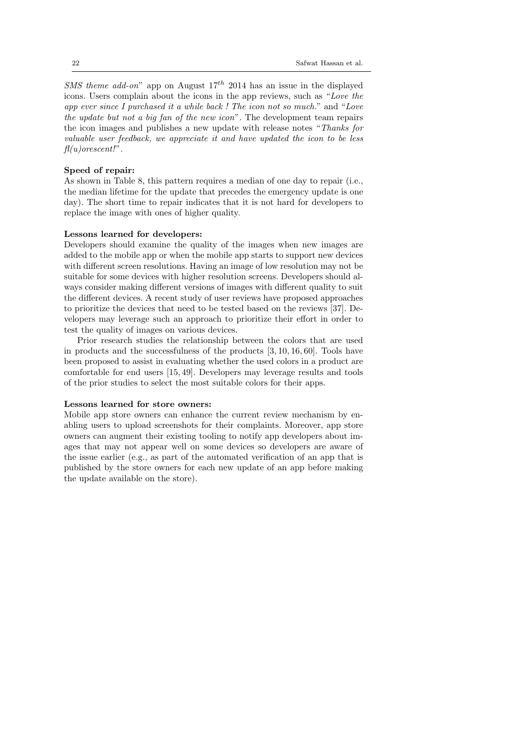*SMS theme add-on*" app on August $17^{th}$ 2014 has an issue in the displayed icons. Users complain about the icons in the app reviews, such as "*Love the app ever since I purchased it a while back ! The icon not so much.*" and "*Love the update but not a big fan of the new icon*". The development team repairs the icon images and publishes a new update with release notes "*Thanks for valuable user feedback, we appreciate it and have updated the icon to be less fl(u)orescent!*".

**Speed of repair:**
As shown in Table 8, this pattern requires a median of one day to repair (i.e., the median lifetime for the update that precedes the emergency update is one day). The short time to repair indicates that it is not hard for developers to replace the image with ones of higher quality.

**Lessons learned for developers:**
Developers should examine the quality of the images when new images are added to the mobile app or when the mobile app starts to support new devices with different screen resolutions. Having an image of low resolution may not be suitable for some devices with higher resolution screens. Developers should always consider making different versions of images with different quality to suit the different devices. A recent study of user reviews have proposed approaches to prioritize the devices that need to be tested based on the reviews [37]. Developers may leverage such an approach to prioritize their effort in order to test the quality of images on various devices.

Prior research studies the relationship between the colors that are used in products and the successfulness of the products [3, 10, 16, 60]. Tools have been proposed to assist in evaluating whether the used colors in a product are comfortable for end users [15, 49]. Developers may leverage results and tools of the prior studies to select the most suitable colors for their apps.

**Lessons learned for store owners:**
Mobile app store owners can enhance the current review mechanism by enabling users to upload screenshots for their complaints. Moreover, app store owners can augment their existing tooling to notify app developers about images that may not appear well on some devices so developers are aware of the issue earlier (e.g., as part of the automated verification of an app that is published by the store owners for each new update of an app before making the update available on the store).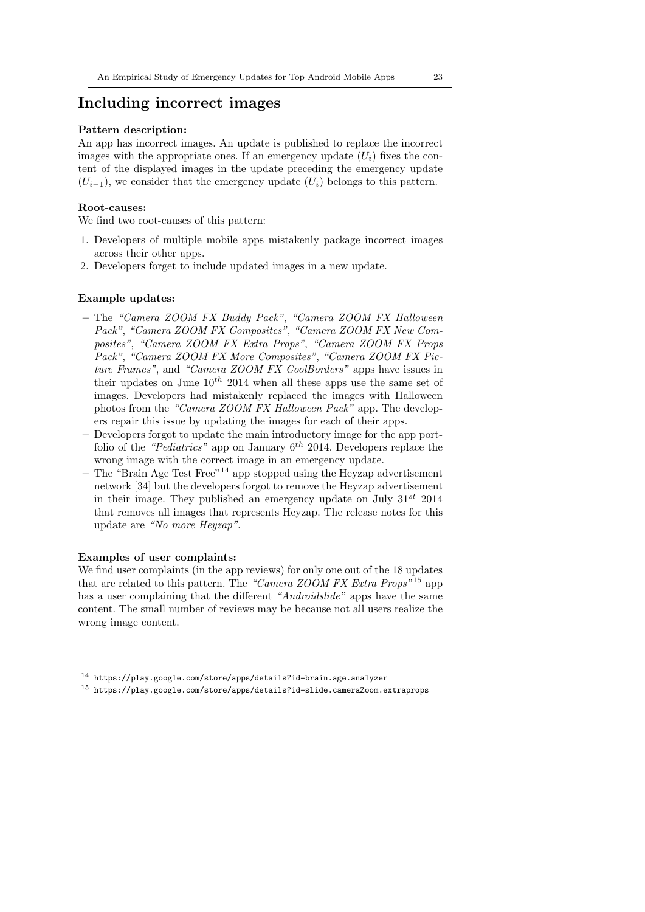# Including incorrect images

**Pattern description:**

An app has incorrect images. An update is published to replace the incorrect images with the appropriate ones. If an emergency update ($U_i$) fixes the content of the displayed images in the update preceding the emergency update ($U_{i-1}$), we consider that the emergency update ($U_i$) belongs to this pattern.

**Root-causes:**

We find two root-causes of this pattern:

1. Developers of multiple mobile apps mistakenly package incorrect images across their other apps.
2. Developers forget to include updated images in a new update.

**Example updates:**

– The *"Camera ZOOM FX Buddy Pack"*, *"Camera ZOOM FX Halloween Pack"*, *"Camera ZOOM FX Composites"*, *"Camera ZOOM FX New Composites"*, *"Camera ZOOM FX Extra Props"*, *"Camera ZOOM FX Props Pack"*, *"Camera ZOOM FX More Composites"*, *"Camera ZOOM FX Picture Frames"*, and *"Camera ZOOM FX CoolBorders"* apps have issues in their updates on June $10^{th}$ 2014 when all these apps use the same set of images. Developers had mistakenly replaced the images with Halloween photos from the *"Camera ZOOM FX Halloween Pack"* app. The developers repair this issue by updating the images for each of their apps.

– Developers forgot to update the main introductory image for the app portfolio of the *"Pediatrics"* app on January $6^{th}$ 2014. Developers replace the wrong image with the correct image in an emergency update.

– The "Brain Age Test Free"[14] app stopped using the Heyzap advertisement network [34] but the developers forgot to remove the Heyzap advertisement in their image. They published an emergency update on July $31^{st}$ 2014 that removes all images that represents Heyzap. The release notes for this update are *"No more Heyzap"*.

**Examples of user complaints:**

We find user complaints (in the app reviews) for only one out of the 18 updates that are related to this pattern. The *"Camera ZOOM FX Extra Props"*[15] app has a user complaining that the different *"Androidslide"* apps have the same content. The small number of reviews may be because not all users realize the wrong image content.

[14] https://play.google.com/store/apps/details?id=brain.age.analyzer

[15] https://play.google.com/store/apps/details?id=slide.cameraZoom.extraprops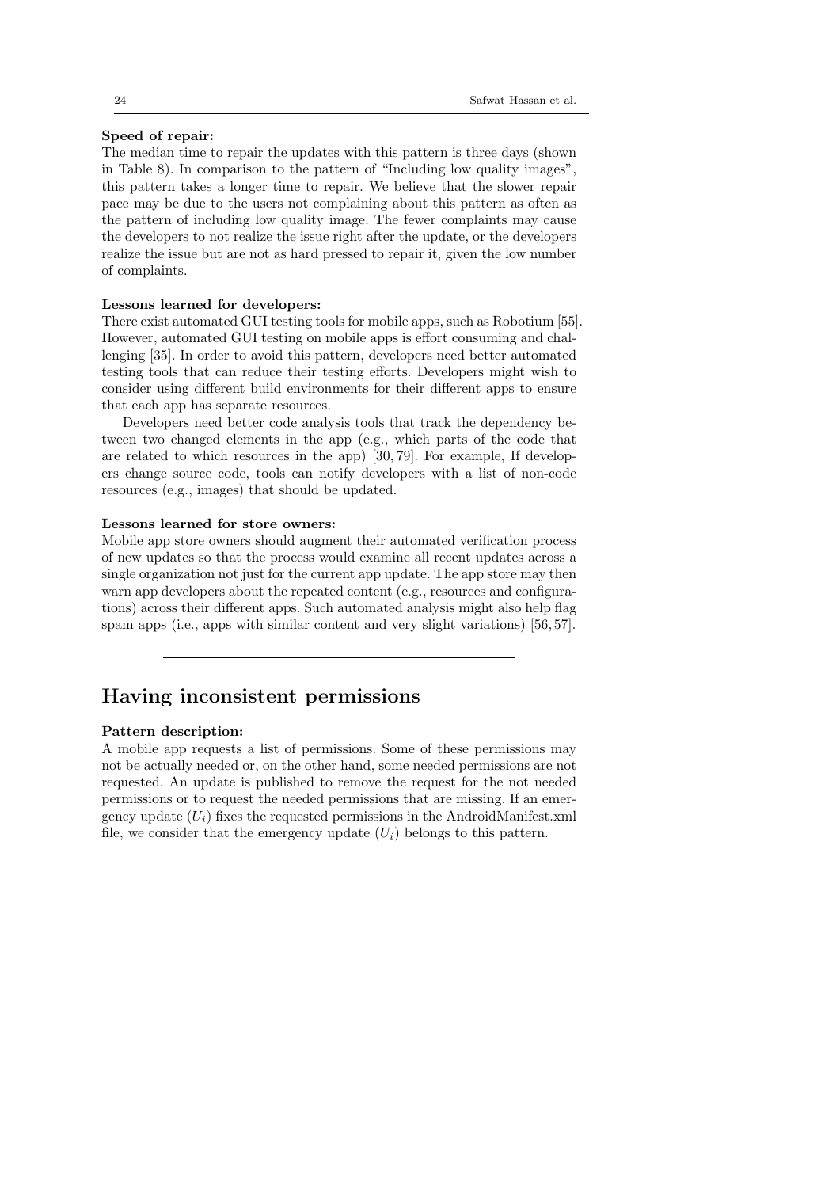**Speed of repair:**

The median time to repair the updates with this pattern is three days (shown in Table 8). In comparison to the pattern of "Including low quality images", this pattern takes a longer time to repair. We believe that the slower repair pace may be due to the users not complaining about this pattern as often as the pattern of including low quality image. The fewer complaints may cause the developers to not realize the issue right after the update, or the developers realize the issue but are not as hard pressed to repair it, given the low number of complaints.

**Lessons learned for developers:**

There exist automated GUI testing tools for mobile apps, such as Robotium [55]. However, automated GUI testing on mobile apps is effort consuming and challenging [35]. In order to avoid this pattern, developers need better automated testing tools that can reduce their testing efforts. Developers might wish to consider using different build environments for their different apps to ensure that each app has separate resources.

Developers need better code analysis tools that track the dependency between two changed elements in the app (e.g., which parts of the code that are related to which resources in the app) [30, 79]. For example, If developers change source code, tools can notify developers with a list of non-code resources (e.g., images) that should be updated.

**Lessons learned for store owners:**

Mobile app store owners should augment their automated verification process of new updates so that the process would examine all recent updates across a single organization not just for the current app update. The app store may then warn app developers about the repeated content (e.g., resources and configurations) across their different apps. Such automated analysis might also help flag spam apps (i.e., apps with similar content and very slight variations) [56, 57].

---

## Having inconsistent permissions

**Pattern description:**

A mobile app requests a list of permissions. Some of these permissions may not be actually needed or, on the other hand, some needed permissions are not requested. An update is published to remove the request for the not needed permissions or to request the needed permissions that are missing. If an emergency update ($U_i$) fixes the requested permissions in the AndroidManifest.xml file, we consider that the emergency update ($U_i$) belongs to this pattern.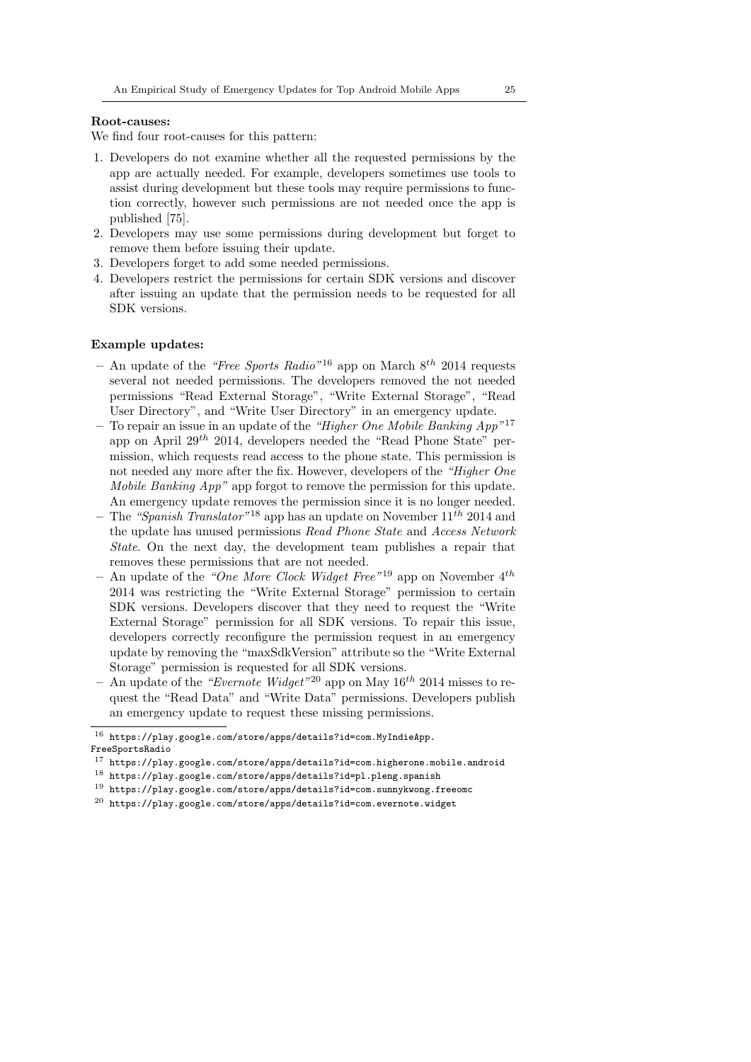**Root-causes:**

We find four root-causes for this pattern:

1. Developers do not examine whether all the requested permissions by the app are actually needed. For example, developers sometimes use tools to assist during development but these tools may require permissions to function correctly, however such permissions are not needed once the app is published [75].
2. Developers may use some permissions during development but forget to remove them before issuing their update.
3. Developers forget to add some needed permissions.
4. Developers restrict the permissions for certain SDK versions and discover after issuing an update that the permission needs to be requested for all SDK versions.

**Example updates:**

- An update of the *"Free Sports Radio"*[16] app on March 8$^{th}$ 2014 requests several not needed permissions. The developers removed the not needed permissions "Read External Storage", "Write External Storage", "Read User Directory", and "Write User Directory" in an emergency update.
- To repair an issue in an update of the *"Higher One Mobile Banking App"*[17] app on April 29$^{th}$ 2014, developers needed the "Read Phone State" permission, which requests read access to the phone state. This permission is not needed any more after the fix. However, developers of the *"Higher One Mobile Banking App"* app forgot to remove the permission for this update. An emergency update removes the permission since it is no longer needed.
- The *"Spanish Translator"*[18] app has an update on November 11$^{th}$ 2014 and the update has unused permissions *Read Phone State* and *Access Network State*. On the next day, the development team publishes a repair that removes these permissions that are not needed.
- An update of the *"One More Clock Widget Free"*[19] app on November 4$^{th}$ 2014 was restricting the "Write External Storage" permission to certain SDK versions. Developers discover that they need to request the "Write External Storage" permission for all SDK versions. To repair this issue, developers correctly reconfigure the permission request in an emergency update by removing the "maxSdkVersion" attribute so the "Write External Storage" permission is requested for all SDK versions.
- An update of the *"Evernote Widget"*[20] app on May 16$^{th}$ 2014 misses to request the "Read Data" and "Write Data" permissions. Developers publish an emergency update to request these missing permissions.

[16] https://play.google.com/store/apps/details?id=com.MyIndieApp.FreeSportsRadio

[17] https://play.google.com/store/apps/details?id=com.higherone.mobile.android

[18] https://play.google.com/store/apps/details?id=pl.pleng.spanish

[19] https://play.google.com/store/apps/details?id=com.sunnykwong.freeomc

[20] https://play.google.com/store/apps/details?id=com.evernote.widget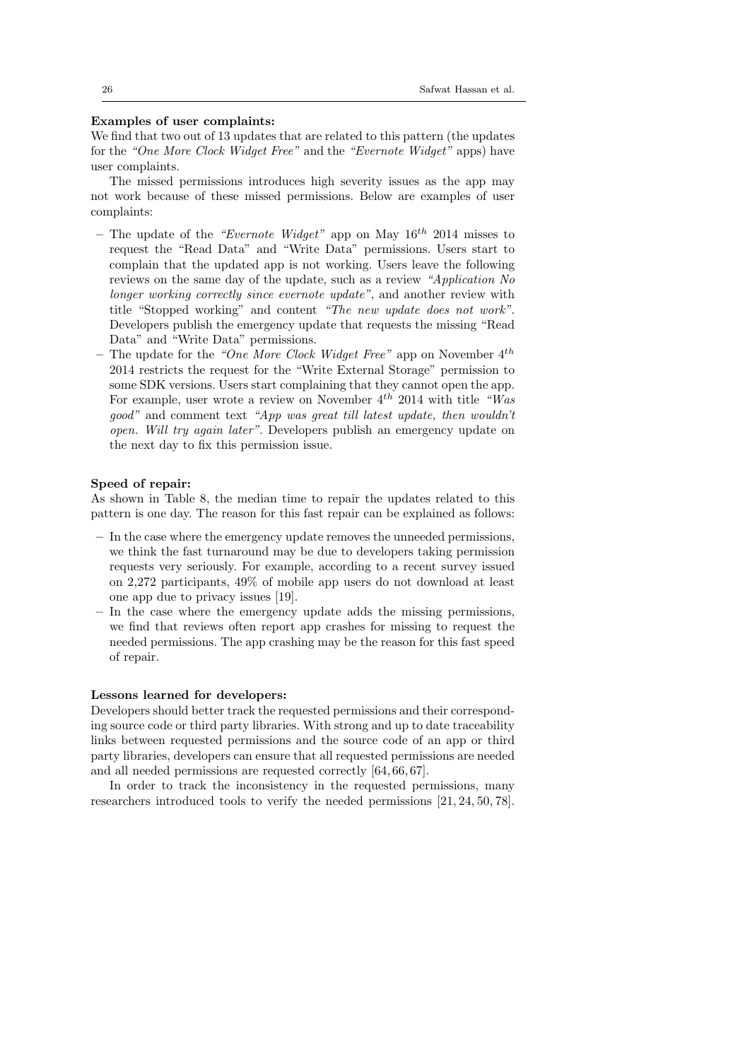**Examples of user complaints:**
We find that two out of 13 updates that are related to this pattern (the updates for the *"One More Clock Widget Free"* and the *"Evernote Widget"* apps) have user complaints.

The missed permissions introduces high severity issues as the app may not work because of these missed permissions. Below are examples of user complaints:

- The update of the *"Evernote Widget"* app on May $16^{th}$ 2014 misses to request the "Read Data" and "Write Data" permissions. Users start to complain that the updated app is not working. Users leave the following reviews on the same day of the update, such as a review *"Application No longer working correctly since evernote update"*, and another review with title "Stopped working" and content *"The new update does not work"*. Developers publish the emergency update that requests the missing "Read Data" and "Write Data" permissions.
- The update for the *"One More Clock Widget Free"* app on November $4^{th}$ 2014 restricts the request for the "Write External Storage" permission to some SDK versions. Users start complaining that they cannot open the app. For example, user wrote a review on November $4^{th}$ 2014 with title *"Was good"* and comment text *"App was great till latest update, then wouldn't open. Will try again later"*. Developers publish an emergency update on the next day to fix this permission issue.

**Speed of repair:**
As shown in Table 8, the median time to repair the updates related to this pattern is one day. The reason for this fast repair can be explained as follows:

- In the case where the emergency update removes the unneeded permissions, we think the fast turnaround may be due to developers taking permission requests very seriously. For example, according to a recent survey issued on 2,272 participants, 49% of mobile app users do not download at least one app due to privacy issues [19].
- In the case where the emergency update adds the missing permissions, we find that reviews often report app crashes for missing to request the needed permissions. The app crashing may be the reason for this fast speed of repair.

**Lessons learned for developers:**
Developers should better track the requested permissions and their corresponding source code or third party libraries. With strong and up to date traceability links between requested permissions and the source code of an app or third party libraries, developers can ensure that all requested permissions are needed and all needed permissions are requested correctly [64, 66, 67].

In order to track the inconsistency in the requested permissions, many researchers introduced tools to verify the needed permissions [21, 24, 50, 78].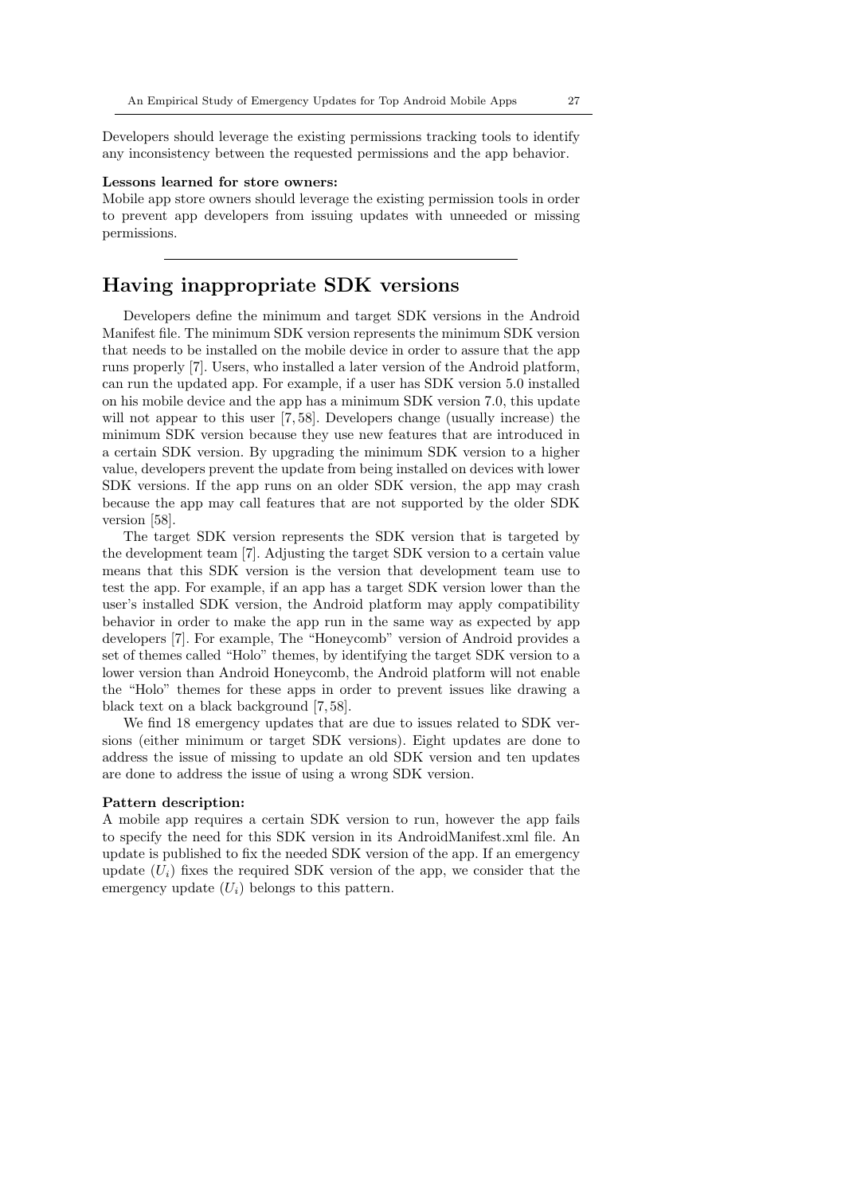Developers should leverage the existing permissions tracking tools to identify any inconsistency between the requested permissions and the app behavior.

**Lessons learned for store owners:**
Mobile app store owners should leverage the existing permission tools in order to prevent app developers from issuing updates with unneeded or missing permissions.

---

## Having inappropriate SDK versions

Developers define the minimum and target SDK versions in the Android Manifest file. The minimum SDK version represents the minimum SDK version that needs to be installed on the mobile device in order to assure that the app runs properly [7]. Users, who installed a later version of the Android platform, can run the updated app. For example, if a user has SDK version 5.0 installed on his mobile device and the app has a minimum SDK version 7.0, this update will not appear to this user [7, 58]. Developers change (usually increase) the minimum SDK version because they use new features that are introduced in a certain SDK version. By upgrading the minimum SDK version to a higher value, developers prevent the update from being installed on devices with lower SDK versions. If the app runs on an older SDK version, the app may crash because the app may call features that are not supported by the older SDK version [58].

The target SDK version represents the SDK version that is targeted by the development team [7]. Adjusting the target SDK version to a certain value means that this SDK version is the version that development team use to test the app. For example, if an app has a target SDK version lower than the user's installed SDK version, the Android platform may apply compatibility behavior in order to make the app run in the same way as expected by app developers [7]. For example, The "Honeycomb" version of Android provides a set of themes called "Holo" themes, by identifying the target SDK version to a lower version than Android Honeycomb, the Android platform will not enable the "Holo" themes for these apps in order to prevent issues like drawing a black text on a black background [7, 58].

We find 18 emergency updates that are due to issues related to SDK versions (either minimum or target SDK versions). Eight updates are done to address the issue of missing to update an old SDK version and ten updates are done to address the issue of using a wrong SDK version.

**Pattern description:**
A mobile app requires a certain SDK version to run, however the app fails to specify the need for this SDK version in its AndroidManifest.xml file. An update is published to fix the needed SDK version of the app. If an emergency update ($U_i$) fixes the required SDK version of the app, we consider that the emergency update ($U_i$) belongs to this pattern.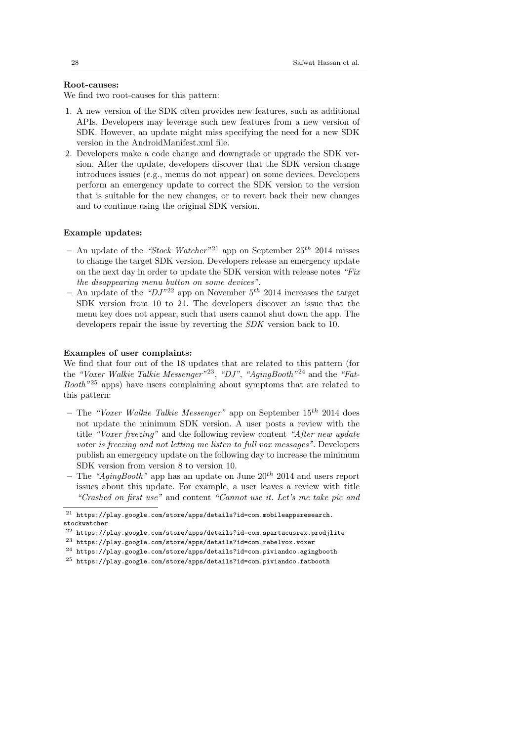**Root-causes:**

We find two root-causes for this pattern:

1. A new version of the SDK often provides new features, such as additional APIs. Developers may leverage such new features from a new version of SDK. However, an update might miss specifying the need for a new SDK version in the AndroidManifest.xml file.
2. Developers make a code change and downgrade or upgrade the SDK version. After the update, developers discover that the SDK version change introduces issues (e.g., menus do not appear) on some devices. Developers perform an emergency update to correct the SDK version to the version that is suitable for the new changes, or to revert back their new changes and to continue using the original SDK version.

**Example updates:**

- An update of the *"Stock Watcher"*[21] app on September $25^{th}$ 2014 misses to change the target SDK version. Developers release an emergency update on the next day in order to update the SDK version with release notes *"Fix the disappearing menu button on some devices"*.
- An update of the *"DJ"*[22] app on November $5^{th}$ 2014 increases the target SDK version from 10 to 21. The developers discover an issue that the menu key does not appear, such that users cannot shut down the app. The developers repair the issue by reverting the *SDK* version back to 10.

**Examples of user complaints:**

We find that four out of the 18 updates that are related to this pattern (for the *"Voxer Walkie Talkie Messenger"*[23], *"DJ"*, *"AgingBooth"*[24] and the *"FatBooth"*[25] apps) have users complaining about symptoms that are related to this pattern:

- The *"Voxer Walkie Talkie Messenger"* app on September $15^{th}$ 2014 does not update the minimum SDK version. A user posts a review with the title *"Voxer freezing"* and the following review content *"After new update voter is freezing and not letting me listen to full vox messages"*. Developers publish an emergency update on the following day to increase the minimum SDK version from version 8 to version 10.
- The *"AgingBooth"* app has an update on June $20^{th}$ 2014 and users report issues about this update. For example, a user leaves a review with title *"Crashed on first use"* and content *"Cannot use it. Let's me take pic and*

[21] `https://play.google.com/store/apps/details?id=com.mobileappsresearch.stockwatcher`

[22] `https://play.google.com/store/apps/details?id=com.spartacusrex.prodjlite`

[23] `https://play.google.com/store/apps/details?id=com.rebelvox.voxer`

[24] `https://play.google.com/store/apps/details?id=com.piviandco.agingbooth`

[25] `https://play.google.com/store/apps/details?id=com.piviandco.fatbooth`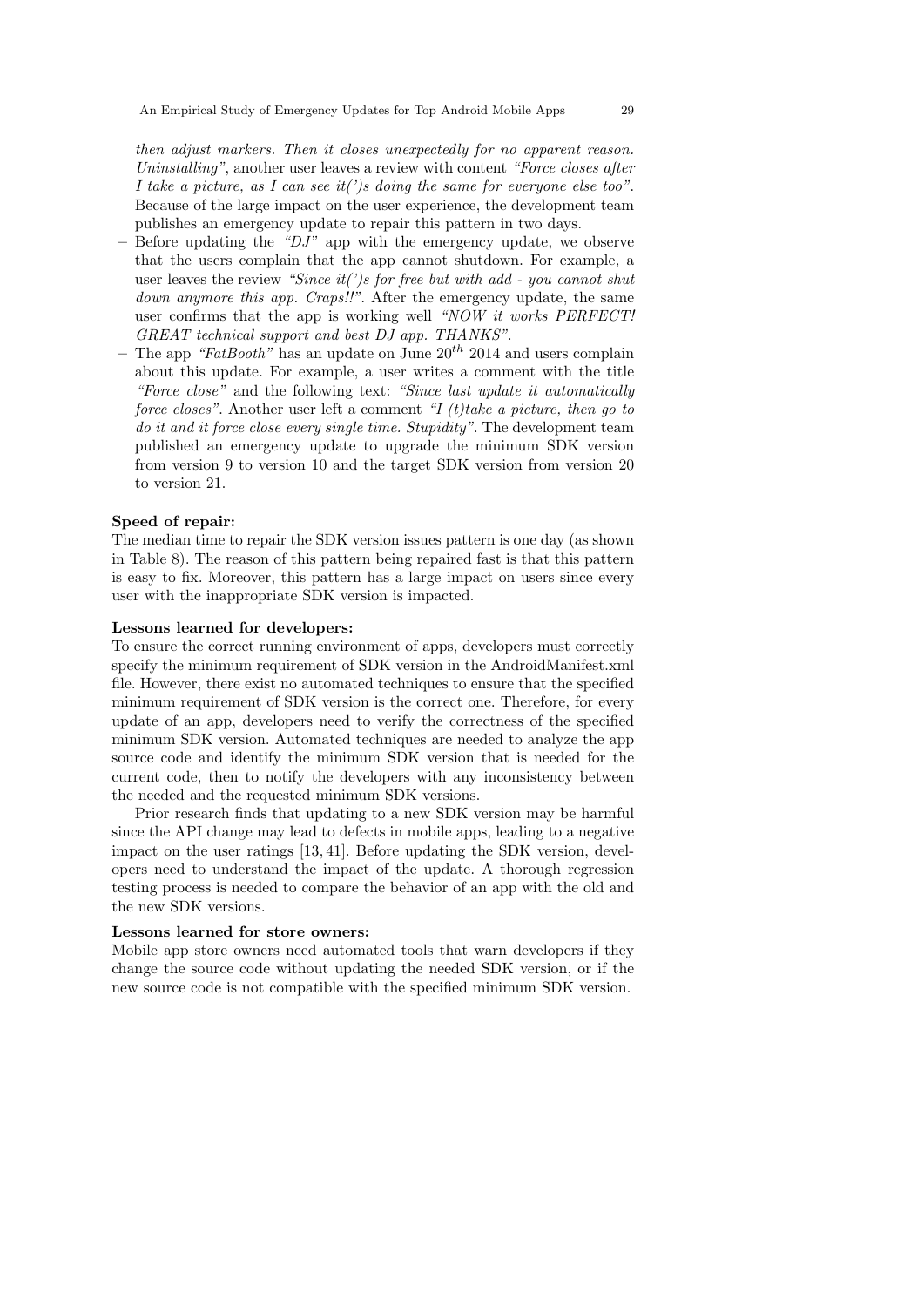*then adjust markers. Then it closes unexpectedly for no apparent reason. Uninstalling"*, another user leaves a review with content *"Force closes after I take a picture, as I can see it(')s doing the same for everyone else too"*. Because of the large impact on the user experience, the development team publishes an emergency update to repair this pattern in two days.

- Before updating the *"DJ"* app with the emergency update, we observe that the users complain that the app cannot shutdown. For example, a user leaves the review *"Since it(')s for free but with add - you cannot shut down anymore this app. Craps!!"*. After the emergency update, the same user confirms that the app is working well *"NOW it works PERFECT! GREAT technical support and best DJ app. THANKS"*.
- The app *"FatBooth"* has an update on June $20^{th}$ 2014 and users complain about this update. For example, a user writes a comment with the title *"Force close"* and the following text: *"Since last update it automatically force closes"*. Another user left a comment *"I (t)take a picture, then go to do it and it force close every single time. Stupidity"*. The development team published an emergency update to upgrade the minimum SDK version from version 9 to version 10 and the target SDK version from version 20 to version 21.

**Speed of repair:**

The median time to repair the SDK version issues pattern is one day (as shown in Table 8). The reason of this pattern being repaired fast is that this pattern is easy to fix. Moreover, this pattern has a large impact on users since every user with the inappropriate SDK version is impacted.

**Lessons learned for developers:**

To ensure the correct running environment of apps, developers must correctly specify the minimum requirement of SDK version in the AndroidManifest.xml file. However, there exist no automated techniques to ensure that the specified minimum requirement of SDK version is the correct one. Therefore, for every update of an app, developers need to verify the correctness of the specified minimum SDK version. Automated techniques are needed to analyze the app source code and identify the minimum SDK version that is needed for the current code, then to notify the developers with any inconsistency between the needed and the requested minimum SDK versions.

Prior research finds that updating to a new SDK version may be harmful since the API change may lead to defects in mobile apps, leading to a negative impact on the user ratings [13, 41]. Before updating the SDK version, developers need to understand the impact of the update. A thorough regression testing process is needed to compare the behavior of an app with the old and the new SDK versions.

**Lessons learned for store owners:**

Mobile app store owners need automated tools that warn developers if they change the source code without updating the needed SDK version, or if the new source code is not compatible with the specified minimum SDK version.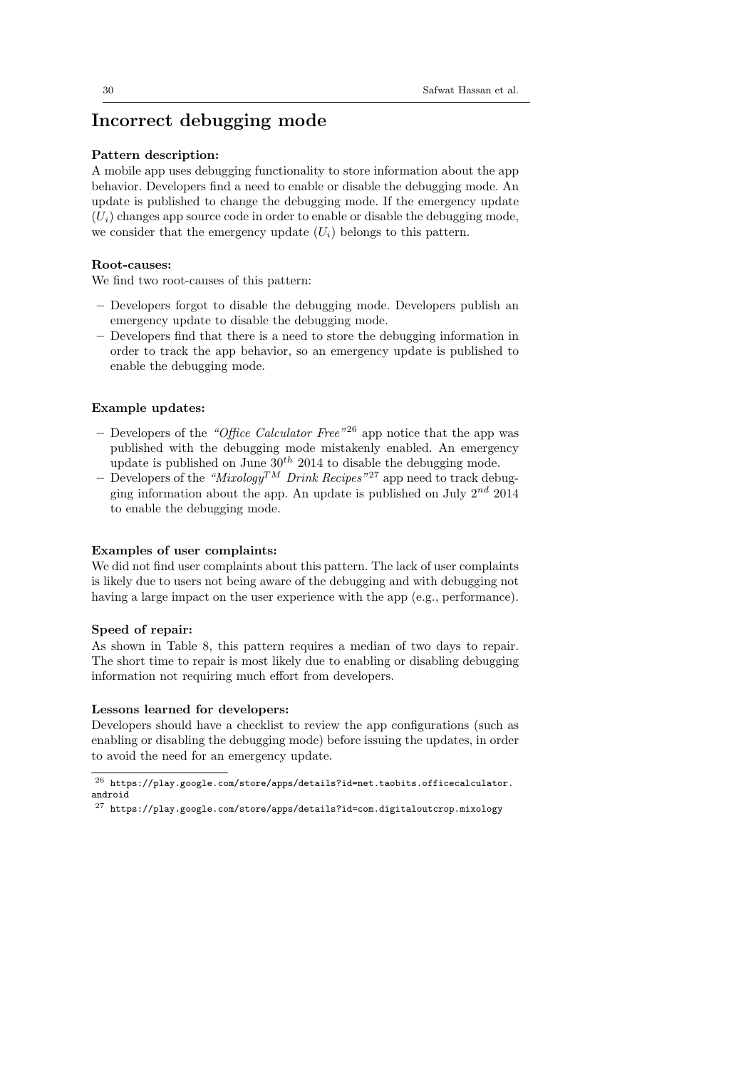## Incorrect debugging mode

**Pattern description:**
A mobile app uses debugging functionality to store information about the app behavior. Developers find a need to enable or disable the debugging mode. An update is published to change the debugging mode. If the emergency update ($U_i$) changes app source code in order to enable or disable the debugging mode, we consider that the emergency update ($U_i$) belongs to this pattern.

**Root-causes:**
We find two root-causes of this pattern:

- Developers forgot to disable the debugging mode. Developers publish an emergency update to disable the debugging mode.
- Developers find that there is a need to store the debugging information in order to track the app behavior, so an emergency update is published to enable the debugging mode.

**Example updates:**

- Developers of the *"Office Calculator Free"*[26] app notice that the app was published with the debugging mode mistakenly enabled. An emergency update is published on June $30^{th}$ 2014 to disable the debugging mode.
- Developers of the *"Mixology$^{TM}$ Drink Recipes"*[27] app need to track debugging information about the app. An update is published on July $2^{nd}$ 2014 to enable the debugging mode.

**Examples of user complaints:**
We did not find user complaints about this pattern. The lack of user complaints is likely due to users not being aware of the debugging and with debugging not having a large impact on the user experience with the app (e.g., performance).

**Speed of repair:**
As shown in Table 8, this pattern requires a median of two days to repair. The short time to repair is most likely due to enabling or disabling debugging information not requiring much effort from developers.

**Lessons learned for developers:**
Developers should have a checklist to review the app configurations (such as enabling or disabling the debugging mode) before issuing the updates, in order to avoid the need for an emergency update.

---

[26] https://play.google.com/store/apps/details?id=net.taobits.officecalculator.android

[27] https://play.google.com/store/apps/details?id=com.digitaloutcrop.mixology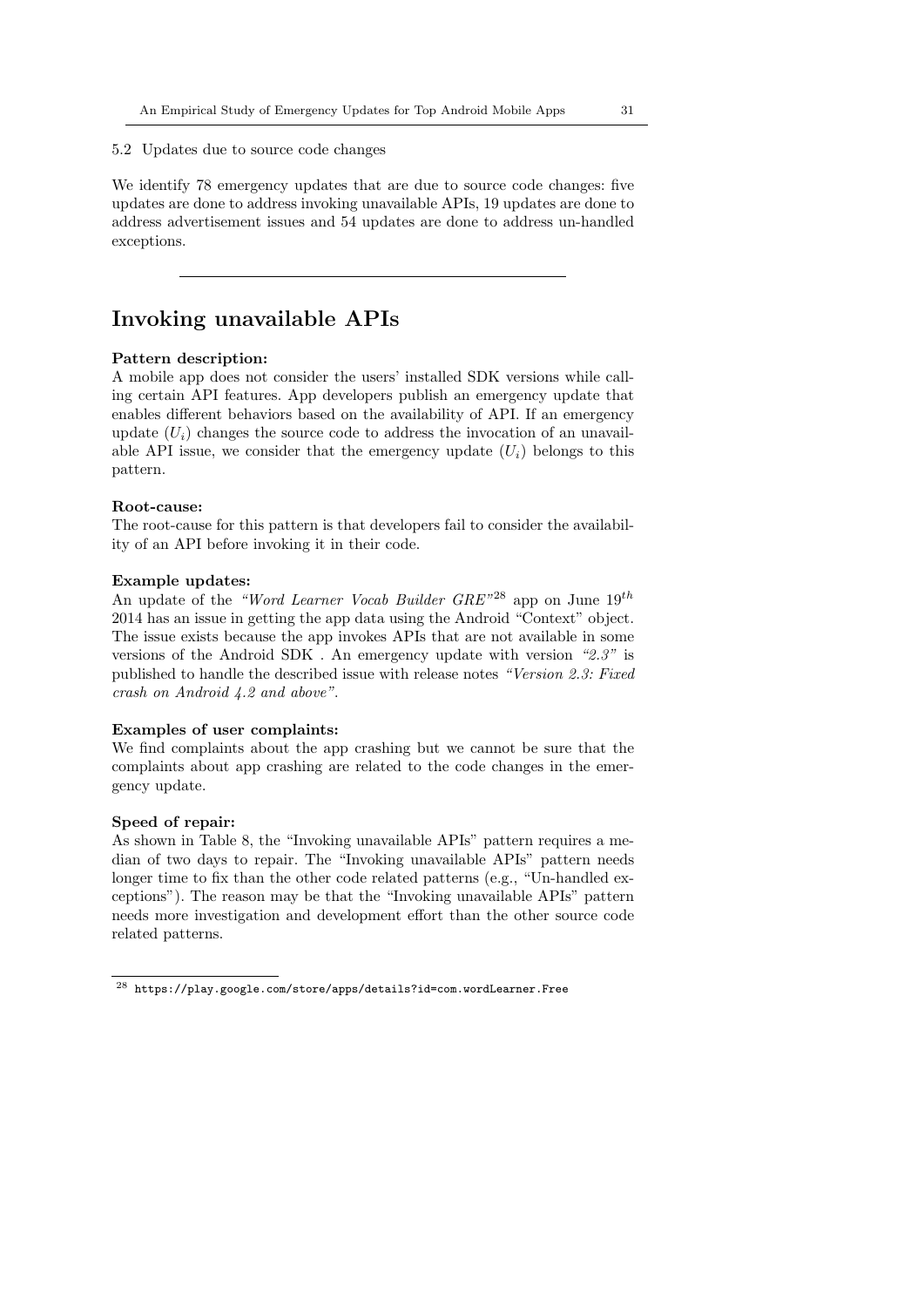### 5.2 Updates due to source code changes

We identify 78 emergency updates that are due to source code changes: five updates are done to address invoking unavailable APIs, 19 updates are done to address advertisement issues and 54 updates are done to address un-handled exceptions.

---

## Invoking unavailable APIs

**Pattern description:**
A mobile app does not consider the users' installed SDK versions while calling certain API features. App developers publish an emergency update that enables different behaviors based on the availability of API. If an emergency update ($U_i$) changes the source code to address the invocation of an unavailable API issue, we consider that the emergency update ($U_i$) belongs to this pattern.

**Root-cause:**
The root-cause for this pattern is that developers fail to consider the availability of an API before invoking it in their code.

**Example updates:**
An update of the *"Word Learner Vocab Builder GRE"*[28] app on June $19^{th}$ 2014 has an issue in getting the app data using the Android "Context" object. The issue exists because the app invokes APIs that are not available in some versions of the Android SDK . An emergency update with version *"2.3"* is published to handle the described issue with release notes *"Version 2.3: Fixed crash on Android 4.2 and above"*.

**Examples of user complaints:**
We find complaints about the app crashing but we cannot be sure that the complaints about app crashing are related to the code changes in the emergency update.

**Speed of repair:**
As shown in Table 8, the "Invoking unavailable APIs" pattern requires a median of two days to repair. The "Invoking unavailable APIs" pattern needs longer time to fix than the other code related patterns (e.g., "Un-handled exceptions"). The reason may be that the "Invoking unavailable APIs" pattern needs more investigation and development effort than the other source code related patterns.

---

[28] https://play.google.com/store/apps/details?id=com.wordLearner.Free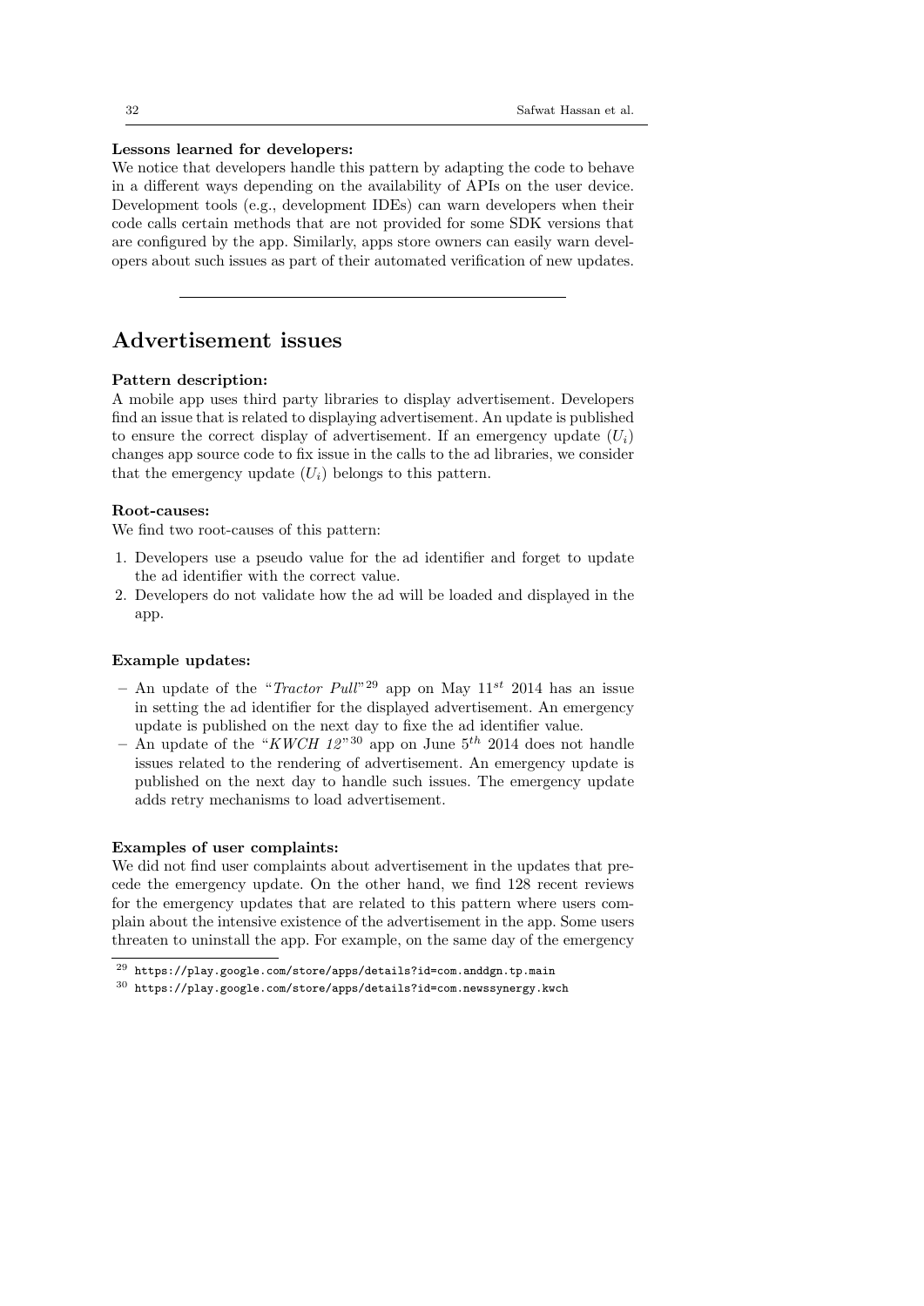**Lessons learned for developers:**

We notice that developers handle this pattern by adapting the code to behave in a different ways depending on the availability of APIs on the user device. Development tools (e.g., development IDEs) can warn developers when their code calls certain methods that are not provided for some SDK versions that are configured by the app. Similarly, apps store owners can easily warn developers about such issues as part of their automated verification of new updates.

---

## Advertisement issues

**Pattern description:**

A mobile app uses third party libraries to display advertisement. Developers find an issue that is related to displaying advertisement. An update is published to ensure the correct display of advertisement. If an emergency update ($U_i$) changes app source code to fix issue in the calls to the ad libraries, we consider that the emergency update ($U_i$) belongs to this pattern.

**Root-causes:**

We find two root-causes of this pattern:

1. Developers use a pseudo value for the ad identifier and forget to update the ad identifier with the correct value.
2. Developers do not validate how the ad will be loaded and displayed in the app.

**Example updates:**

- An update of the "*Tractor Pull*"[29] app on May $11^{st}$ 2014 has an issue in setting the ad identifier for the displayed advertisement. An emergency update is published on the next day to fixe the ad identifier value.
- An update of the "*KWCH 12*"[30] app on June $5^{th}$ 2014 does not handle issues related to the rendering of advertisement. An emergency update is published on the next day to handle such issues. The emergency update adds retry mechanisms to load advertisement.

**Examples of user complaints:**

We did not find user complaints about advertisement in the updates that precede the emergency update. On the other hand, we find 128 recent reviews for the emergency updates that are related to this pattern where users complain about the intensive existence of the advertisement in the app. Some users threaten to uninstall the app. For example, on the same day of the emergency

[29] https://play.google.com/store/apps/details?id=com.anddgn.tp.main

[30] https://play.google.com/store/apps/details?id=com.newssynergy.kwch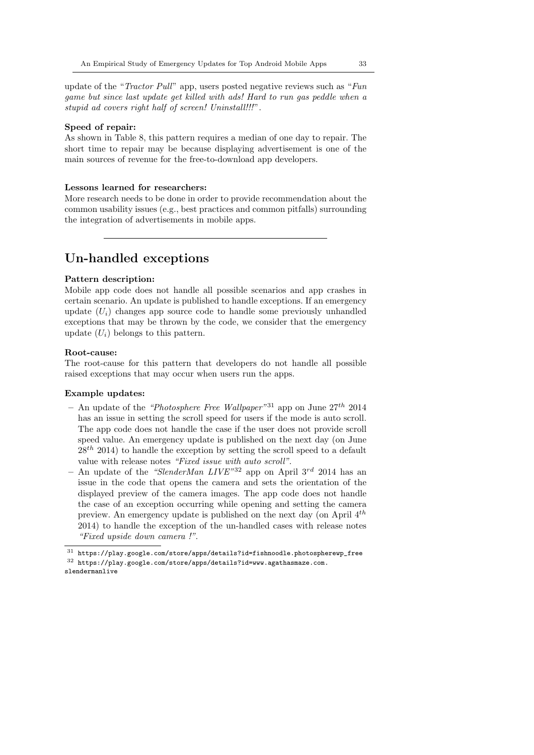update of the "*Tractor Pull*" app, users posted negative reviews such as "*Fun game but since last update get killed with ads! Hard to run gas peddle when a stupid ad covers right half of screen! Uninstall!!!*".

**Speed of repair:**
As shown in Table 8, this pattern requires a median of one day to repair. The short time to repair may be because displaying advertisement is one of the main sources of revenue for the free-to-download app developers.

**Lessons learned for researchers:**
More research needs to be done in order to provide recommendation about the common usability issues (e.g., best practices and common pitfalls) surrounding the integration of advertisements in mobile apps.

---

## Un-handled exceptions

**Pattern description:**
Mobile app code does not handle all possible scenarios and app crashes in certain scenario. An update is published to handle exceptions. If an emergency update ($U_i$) changes app source code to handle some previously unhandled exceptions that may be thrown by the code, we consider that the emergency update ($U_i$) belongs to this pattern.

**Root-cause:**
The root-cause for this pattern that developers do not handle all possible raised exceptions that may occur when users run the apps.

**Example updates:**

- An update of the *"Photosphere Free Wallpaper"*[31] app on June 27th 2014 has an issue in setting the scroll speed for users if the mode is auto scroll. The app code does not handle the case if the user does not provide scroll speed value. An emergency update is published on the next day (on June 28th 2014) to handle the exception by setting the scroll speed to a default value with release notes *"Fixed issue with auto scroll"*.
- An update of the *"SlenderMan LIVE"*[32] app on April 3rd 2014 has an issue in the code that opens the camera and sets the orientation of the displayed preview of the camera images. The app code does not handle the case of an exception occurring while opening and setting the camera preview. An emergency update is published on the next day (on April 4th 2014) to handle the exception of the un-handled cases with release notes *"Fixed upside down camera !"*.

[31] https://play.google.com/store/apps/details?id=fishnoodle.photospherewp_free

[32] https://play.google.com/store/apps/details?id=www.agathasmaze.com.slendermanlive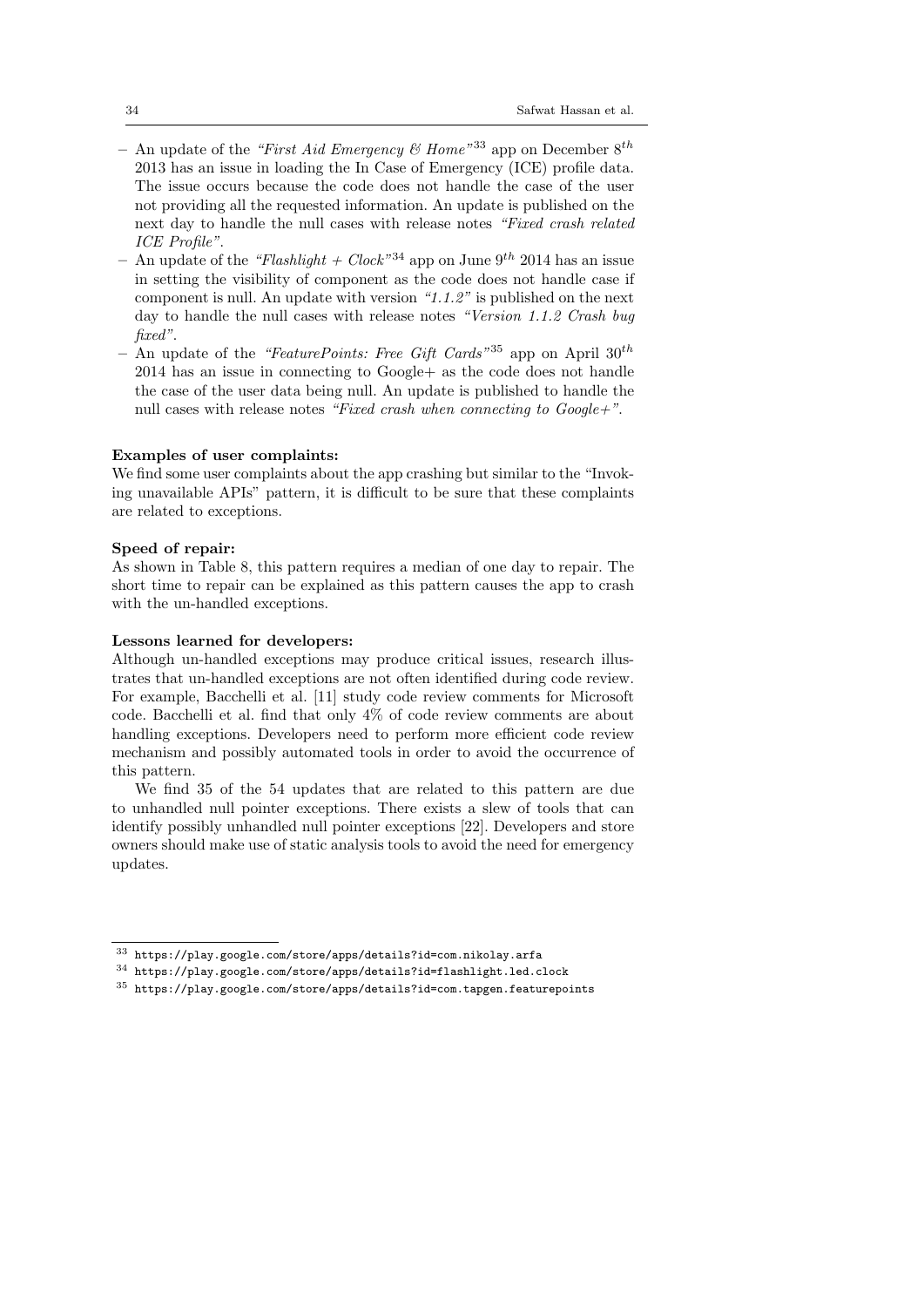- An update of the *"First Aid Emergency & Home"*[33] app on December $8^{th}$ 2013 has an issue in loading the In Case of Emergency (ICE) profile data. The issue occurs because the code does not handle the case of the user not providing all the requested information. An update is published on the next day to handle the null cases with release notes *"Fixed crash related ICE Profile"*.
- An update of the *"Flashlight + Clock"*[34] app on June $9^{th}$ 2014 has an issue in setting the visibility of component as the code does not handle case if component is null. An update with version *"1.1.2"* is published on the next day to handle the null cases with release notes *"Version 1.1.2 Crash bug fixed"*.
- An update of the *"FeaturePoints: Free Gift Cards"*[35] app on April $30^{th}$ 2014 has an issue in connecting to Google+ as the code does not handle the case of the user data being null. An update is published to handle the null cases with release notes *"Fixed crash when connecting to Google+"*.

**Examples of user complaints:**
We find some user complaints about the app crashing but similar to the "Invoking unavailable APIs" pattern, it is difficult to be sure that these complaints are related to exceptions.

**Speed of repair:**
As shown in Table 8, this pattern requires a median of one day to repair. The short time to repair can be explained as this pattern causes the app to crash with the un-handled exceptions.

**Lessons learned for developers:**
Although un-handled exceptions may produce critical issues, research illustrates that un-handled exceptions are not often identified during code review. For example, Bacchelli et al. [11] study code review comments for Microsoft code. Bacchelli et al. find that only 4% of code review comments are about handling exceptions. Developers need to perform more efficient code review mechanism and possibly automated tools in order to avoid the occurrence of this pattern.

We find 35 of the 54 updates that are related to this pattern are due to unhandled null pointer exceptions. There exists a slew of tools that can identify possibly unhandled null pointer exceptions [22]. Developers and store owners should make use of static analysis tools to avoid the need for emergency updates.

---

[33] https://play.google.com/store/apps/details?id=com.nikolay.arfa

[34] https://play.google.com/store/apps/details?id=flashlight.led.clock

[35] https://play.google.com/store/apps/details?id=com.tapgen.featurepoints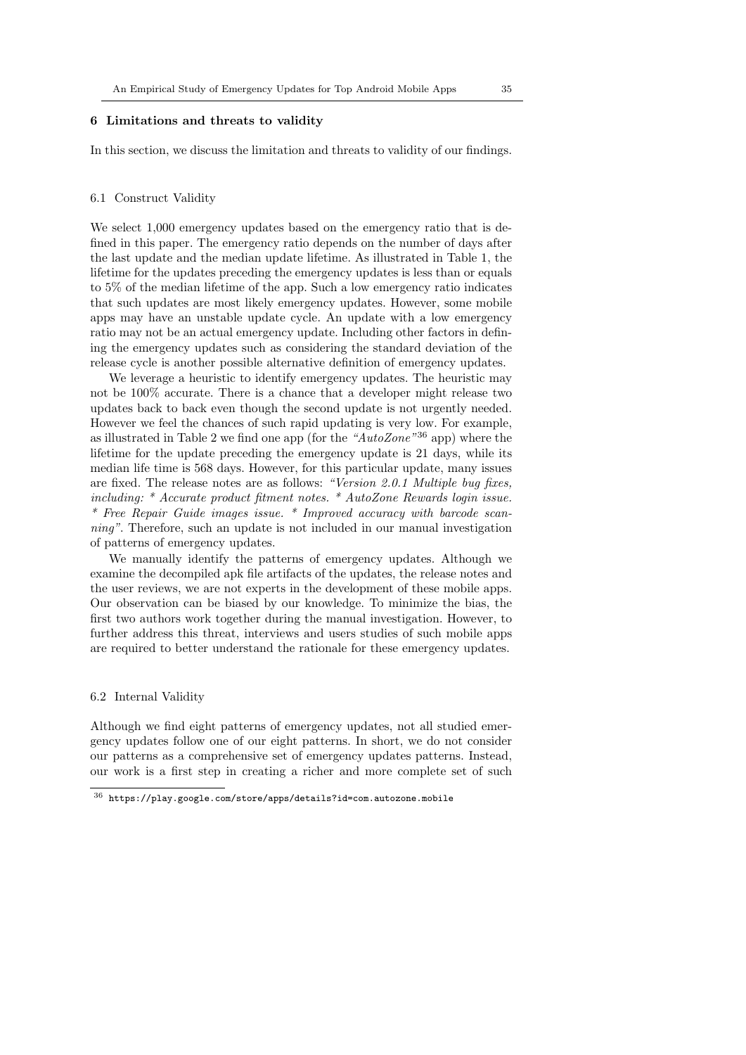## 6 Limitations and threats to validity

In this section, we discuss the limitation and threats to validity of our findings.

### 6.1 Construct Validity

We select 1,000 emergency updates based on the emergency ratio that is defined in this paper. The emergency ratio depends on the number of days after the last update and the median update lifetime. As illustrated in Table 1, the lifetime for the updates preceding the emergency updates is less than or equals to 5% of the median lifetime of the app. Such a low emergency ratio indicates that such updates are most likely emergency updates. However, some mobile apps may have an unstable update cycle. An update with a low emergency ratio may not be an actual emergency update. Including other factors in defining the emergency updates such as considering the standard deviation of the release cycle is another possible alternative definition of emergency updates.

We leverage a heuristic to identify emergency updates. The heuristic may not be 100% accurate. There is a chance that a developer might release two updates back to back even though the second update is not urgently needed. However we feel the chances of such rapid updating is very low. For example, as illustrated in Table 2 we find one app (for the *"AutoZone"*[36] app) where the lifetime for the update preceding the emergency update is 21 days, while its median life time is 568 days. However, for this particular update, many issues are fixed. The release notes are as follows: *"Version 2.0.1 Multiple bug fixes, including: * Accurate product fitment notes. * AutoZone Rewards login issue. * Free Repair Guide images issue. * Improved accuracy with barcode scanning"*. Therefore, such an update is not included in our manual investigation of patterns of emergency updates.

We manually identify the patterns of emergency updates. Although we examine the decompiled apk file artifacts of the updates, the release notes and the user reviews, we are not experts in the development of these mobile apps. Our observation can be biased by our knowledge. To minimize the bias, the first two authors work together during the manual investigation. However, to further address this threat, interviews and users studies of such mobile apps are required to better understand the rationale for these emergency updates.

### 6.2 Internal Validity

Although we find eight patterns of emergency updates, not all studied emergency updates follow one of our eight patterns. In short, we do not consider our patterns as a comprehensive set of emergency updates patterns. Instead, our work is a first step in creating a richer and more complete set of such

[36] `https://play.google.com/store/apps/details?id=com.autozone.mobile`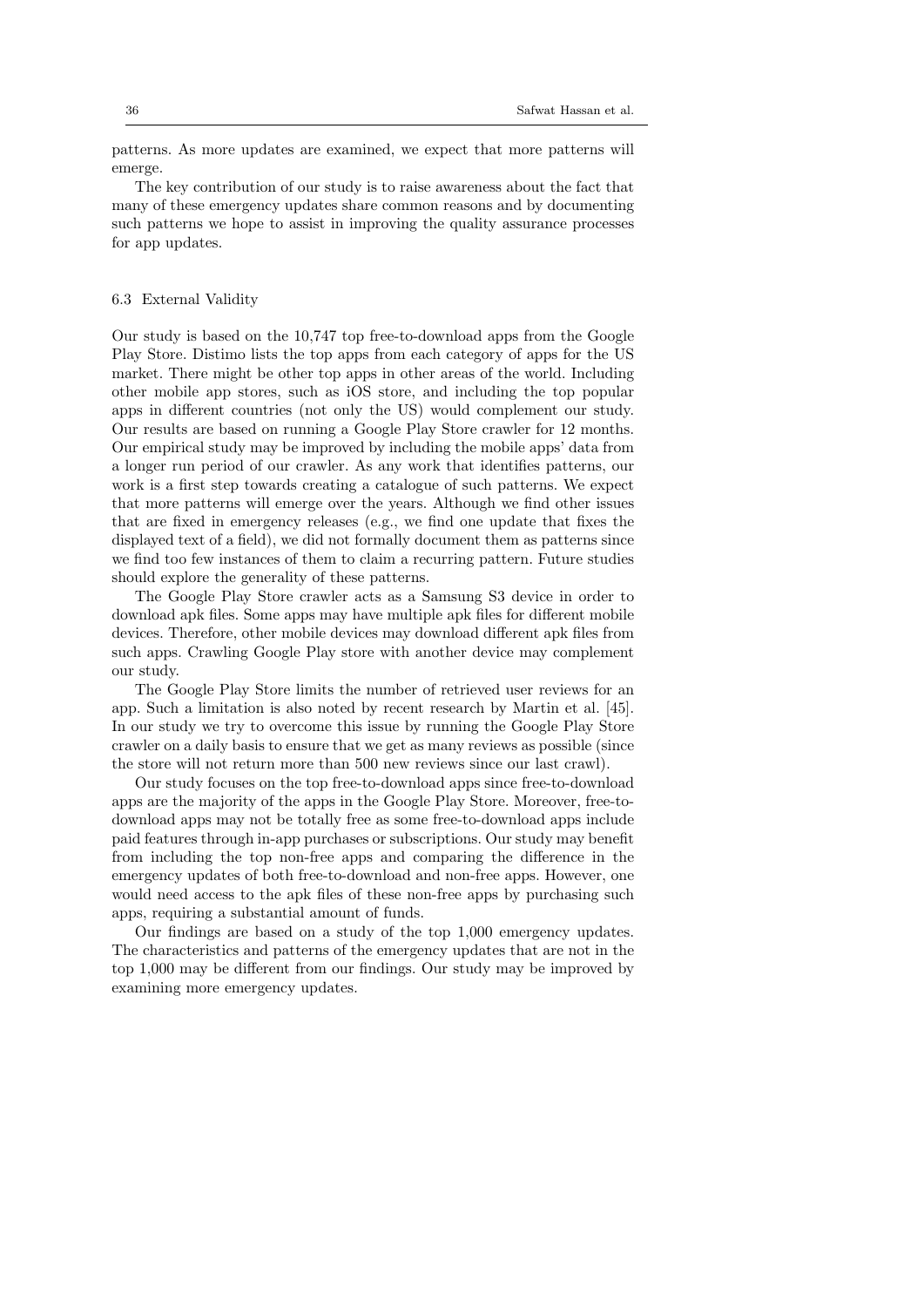patterns. As more updates are examined, we expect that more patterns will emerge.

The key contribution of our study is to raise awareness about the fact that many of these emergency updates share common reasons and by documenting such patterns we hope to assist in improving the quality assurance processes for app updates.

### 6.3 External Validity

Our study is based on the 10,747 top free-to-download apps from the Google Play Store. Distimo lists the top apps from each category of apps for the US market. There might be other top apps in other areas of the world. Including other mobile app stores, such as iOS store, and including the top popular apps in different countries (not only the US) would complement our study. Our results are based on running a Google Play Store crawler for 12 months. Our empirical study may be improved by including the mobile apps' data from a longer run period of our crawler. As any work that identifies patterns, our work is a first step towards creating a catalogue of such patterns. We expect that more patterns will emerge over the years. Although we find other issues that are fixed in emergency releases (e.g., we find one update that fixes the displayed text of a field), we did not formally document them as patterns since we find too few instances of them to claim a recurring pattern. Future studies should explore the generality of these patterns.

The Google Play Store crawler acts as a Samsung S3 device in order to download apk files. Some apps may have multiple apk files for different mobile devices. Therefore, other mobile devices may download different apk files from such apps. Crawling Google Play store with another device may complement our study.

The Google Play Store limits the number of retrieved user reviews for an app. Such a limitation is also noted by recent research by Martin et al. [45]. In our study we try to overcome this issue by running the Google Play Store crawler on a daily basis to ensure that we get as many reviews as possible (since the store will not return more than 500 new reviews since our last crawl).

Our study focuses on the top free-to-download apps since free-to-download apps are the majority of the apps in the Google Play Store. Moreover, free-to-download apps may not be totally free as some free-to-download apps include paid features through in-app purchases or subscriptions. Our study may benefit from including the top non-free apps and comparing the difference in the emergency updates of both free-to-download and non-free apps. However, one would need access to the apk files of these non-free apps by purchasing such apps, requiring a substantial amount of funds.

Our findings are based on a study of the top 1,000 emergency updates. The characteristics and patterns of the emergency updates that are not in the top 1,000 may be different from our findings. Our study may be improved by examining more emergency updates.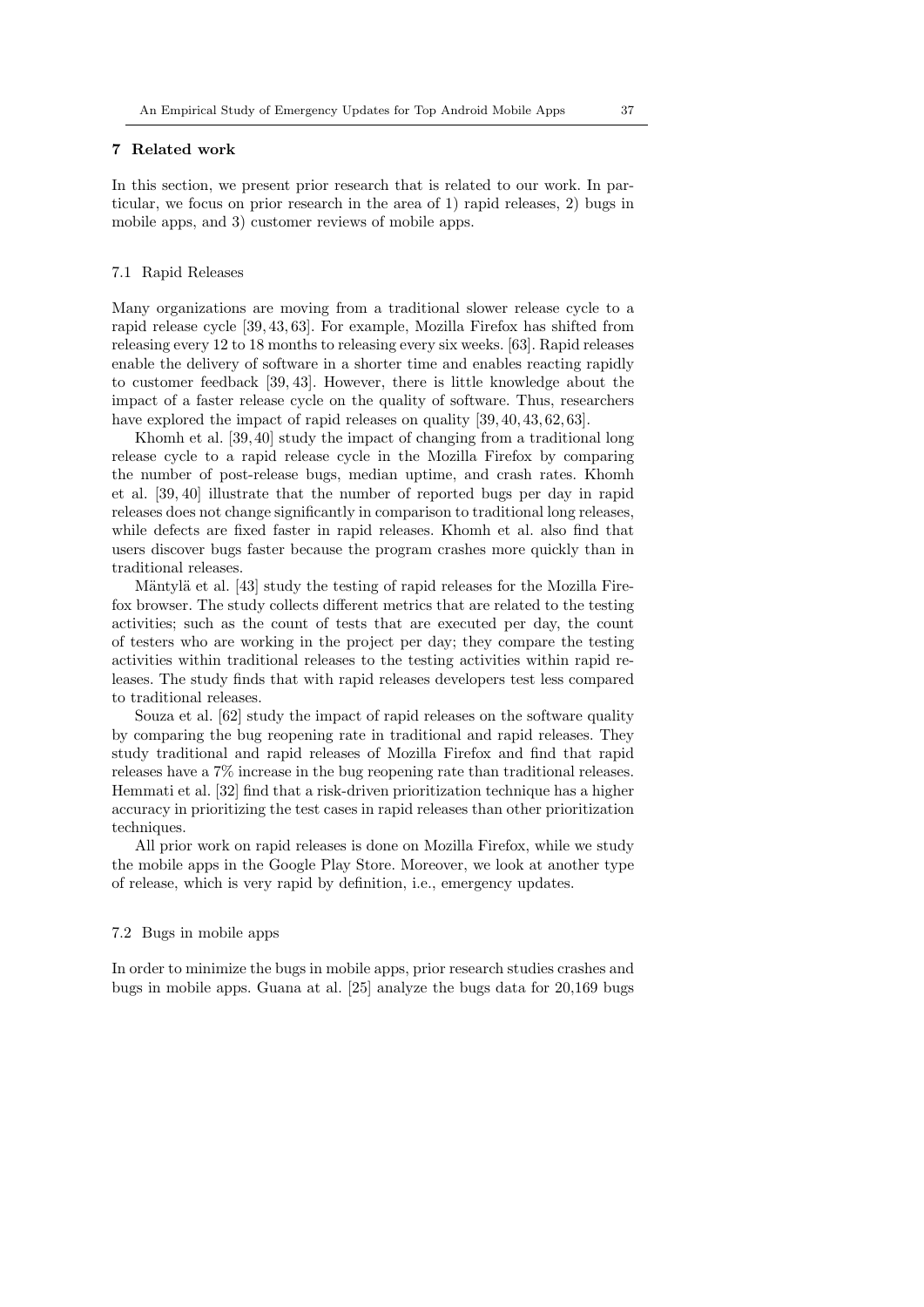## 7 Related work

In this section, we present prior research that is related to our work. In particular, we focus on prior research in the area of 1) rapid releases, 2) bugs in mobile apps, and 3) customer reviews of mobile apps.

### 7.1 Rapid Releases

Many organizations are moving from a traditional slower release cycle to a rapid release cycle [39, 43, 63]. For example, Mozilla Firefox has shifted from releasing every 12 to 18 months to releasing every six weeks. [63]. Rapid releases enable the delivery of software in a shorter time and enables reacting rapidly to customer feedback [39, 43]. However, there is little knowledge about the impact of a faster release cycle on the quality of software. Thus, researchers have explored the impact of rapid releases on quality [39, 40, 43, 62, 63].

Khomh et al. [39, 40] study the impact of changing from a traditional long release cycle to a rapid release cycle in the Mozilla Firefox by comparing the number of post-release bugs, median uptime, and crash rates. Khomh et al. [39, 40] illustrate that the number of reported bugs per day in rapid releases does not change significantly in comparison to traditional long releases, while defects are fixed faster in rapid releases. Khomh et al. also find that users discover bugs faster because the program crashes more quickly than in traditional releases.

Mäntylä et al. [43] study the testing of rapid releases for the Mozilla Firefox browser. The study collects different metrics that are related to the testing activities; such as the count of tests that are executed per day, the count of testers who are working in the project per day; they compare the testing activities within traditional releases to the testing activities within rapid releases. The study finds that with rapid releases developers test less compared to traditional releases.

Souza et al. [62] study the impact of rapid releases on the software quality by comparing the bug reopening rate in traditional and rapid releases. They study traditional and rapid releases of Mozilla Firefox and find that rapid releases have a 7% increase in the bug reopening rate than traditional releases. Hemmati et al. [32] find that a risk-driven prioritization technique has a higher accuracy in prioritizing the test cases in rapid releases than other prioritization techniques.

All prior work on rapid releases is done on Mozilla Firefox, while we study the mobile apps in the Google Play Store. Moreover, we look at another type of release, which is very rapid by definition, i.e., emergency updates.

### 7.2 Bugs in mobile apps

In order to minimize the bugs in mobile apps, prior research studies crashes and bugs in mobile apps. Guana at al. [25] analyze the bugs data for 20,169 bugs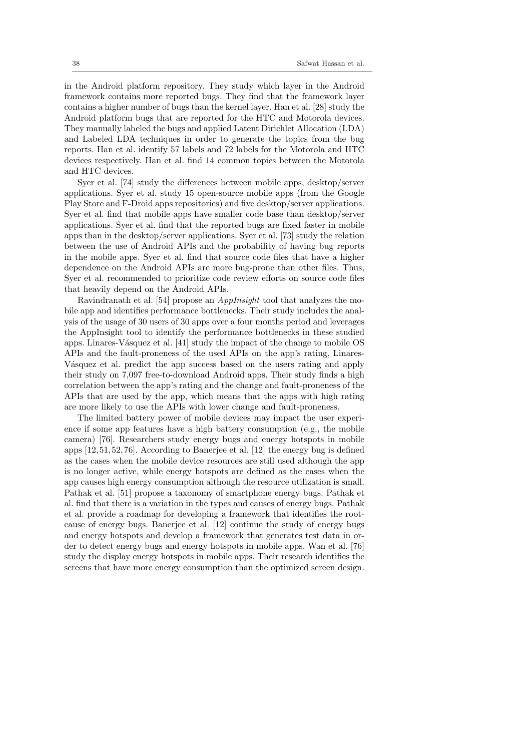in the Android platform repository. They study which layer in the Android framework contains more reported bugs. They find that the framework layer contains a higher number of bugs than the kernel layer. Han et al. [28] study the Android platform bugs that are reported for the HTC and Motorola devices. They manually labeled the bugs and applied Latent Dirichlet Allocation (LDA) and Labeled LDA techniques in order to generate the topics from the bug reports. Han et al. identify 57 labels and 72 labels for the Motorola and HTC devices respectively. Han et al. find 14 common topics between the Motorola and HTC devices.

Syer et al. [74] study the differences between mobile apps, desktop/server applications. Syer et al. study 15 open-source mobile apps (from the Google Play Store and F-Droid apps repositories) and five desktop/server applications. Syer et al. find that mobile apps have smaller code base than desktop/server applications. Syer et al. find that the reported bugs are fixed faster in mobile apps than in the desktop/server applications. Syer et al. [73] study the relation between the use of Android APIs and the probability of having bug reports in the mobile apps. Syer et al. find that source code files that have a higher dependence on the Android APIs are more bug-prone than other files. Thus, Syer et al. recommended to prioritize code review efforts on source code files that heavily depend on the Android APIs.

Ravindranath et al. [54] propose an *AppInsight* tool that analyzes the mobile app and identifies performance bottlenecks. Their study includes the analysis of the usage of 30 users of 30 apps over a four months period and leverages the AppInsight tool to identify the performance bottlenecks in these studied apps. Linares-Vásquez et al. [41] study the impact of the change to mobile OS APIs and the fault-proneness of the used APIs on the app's rating, Linares-Vásquez et al. predict the app success based on the users rating and apply their study on 7,097 free-to-download Android apps. Their study finds a high correlation between the app's rating and the change and fault-proneness of the APIs that are used by the app, which means that the apps with high rating are more likely to use the APIs with lower change and fault-proneness.

The limited battery power of mobile devices may impact the user experience if some app features have a high battery consumption (e.g., the mobile camera) [76]. Researchers study energy bugs and energy hotspots in mobile apps [12,51,52,76]. According to Banerjee et al. [12] the energy bug is defined as the cases when the mobile device resources are still used although the app is no longer active, while energy hotspots are defined as the cases when the app causes high energy consumption although the resource utilization is small. Pathak et al. [51] propose a taxonomy of smartphone energy bugs. Pathak et al. find that there is a variation in the types and causes of energy bugs. Pathak et al. provide a roadmap for developing a framework that identifies the root-cause of energy bugs. Banerjee et al. [12] continue the study of energy bugs and energy hotspots and develop a framework that generates test data in order to detect energy bugs and energy hotspots in mobile apps. Wan et al. [76] study the display energy hotspots in mobile apps. Their research identifies the screens that have more energy consumption than the optimized screen design.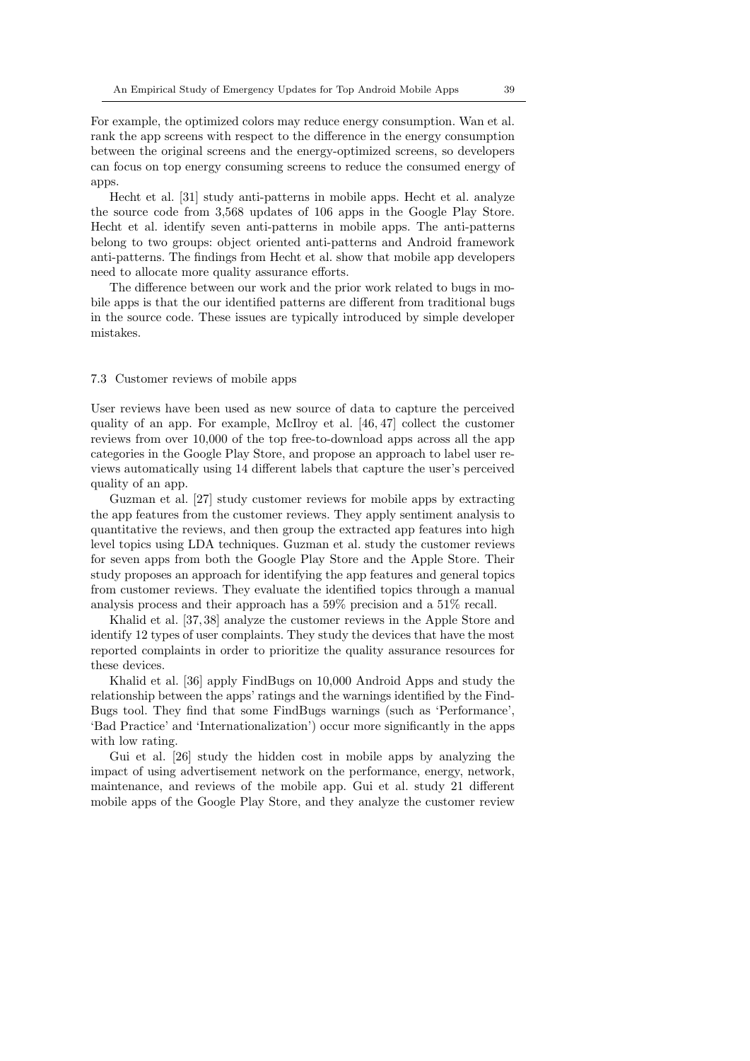For example, the optimized colors may reduce energy consumption. Wan et al. rank the app screens with respect to the difference in the energy consumption between the original screens and the energy-optimized screens, so developers can focus on top energy consuming screens to reduce the consumed energy of apps.

Hecht et al. [31] study anti-patterns in mobile apps. Hecht et al. analyze the source code from 3,568 updates of 106 apps in the Google Play Store. Hecht et al. identify seven anti-patterns in mobile apps. The anti-patterns belong to two groups: object oriented anti-patterns and Android framework anti-patterns. The findings from Hecht et al. show that mobile app developers need to allocate more quality assurance efforts.

The difference between our work and the prior work related to bugs in mobile apps is that the our identified patterns are different from traditional bugs in the source code. These issues are typically introduced by simple developer mistakes.

### 7.3 Customer reviews of mobile apps

User reviews have been used as new source of data to capture the perceived quality of an app. For example, McIlroy et al. [46, 47] collect the customer reviews from over 10,000 of the top free-to-download apps across all the app categories in the Google Play Store, and propose an approach to label user reviews automatically using 14 different labels that capture the user's perceived quality of an app.

Guzman et al. [27] study customer reviews for mobile apps by extracting the app features from the customer reviews. They apply sentiment analysis to quantitative the reviews, and then group the extracted app features into high level topics using LDA techniques. Guzman et al. study the customer reviews for seven apps from both the Google Play Store and the Apple Store. Their study proposes an approach for identifying the app features and general topics from customer reviews. They evaluate the identified topics through a manual analysis process and their approach has a 59% precision and a 51% recall.

Khalid et al. [37, 38] analyze the customer reviews in the Apple Store and identify 12 types of user complaints. They study the devices that have the most reported complaints in order to prioritize the quality assurance resources for these devices.

Khalid et al. [36] apply FindBugs on 10,000 Android Apps and study the relationship between the apps' ratings and the warnings identified by the FindBugs tool. They find that some FindBugs warnings (such as 'Performance', 'Bad Practice' and 'Internationalization') occur more significantly in the apps with low rating.

Gui et al. [26] study the hidden cost in mobile apps by analyzing the impact of using advertisement network on the performance, energy, network, maintenance, and reviews of the mobile app. Gui et al. study 21 different mobile apps of the Google Play Store, and they analyze the customer review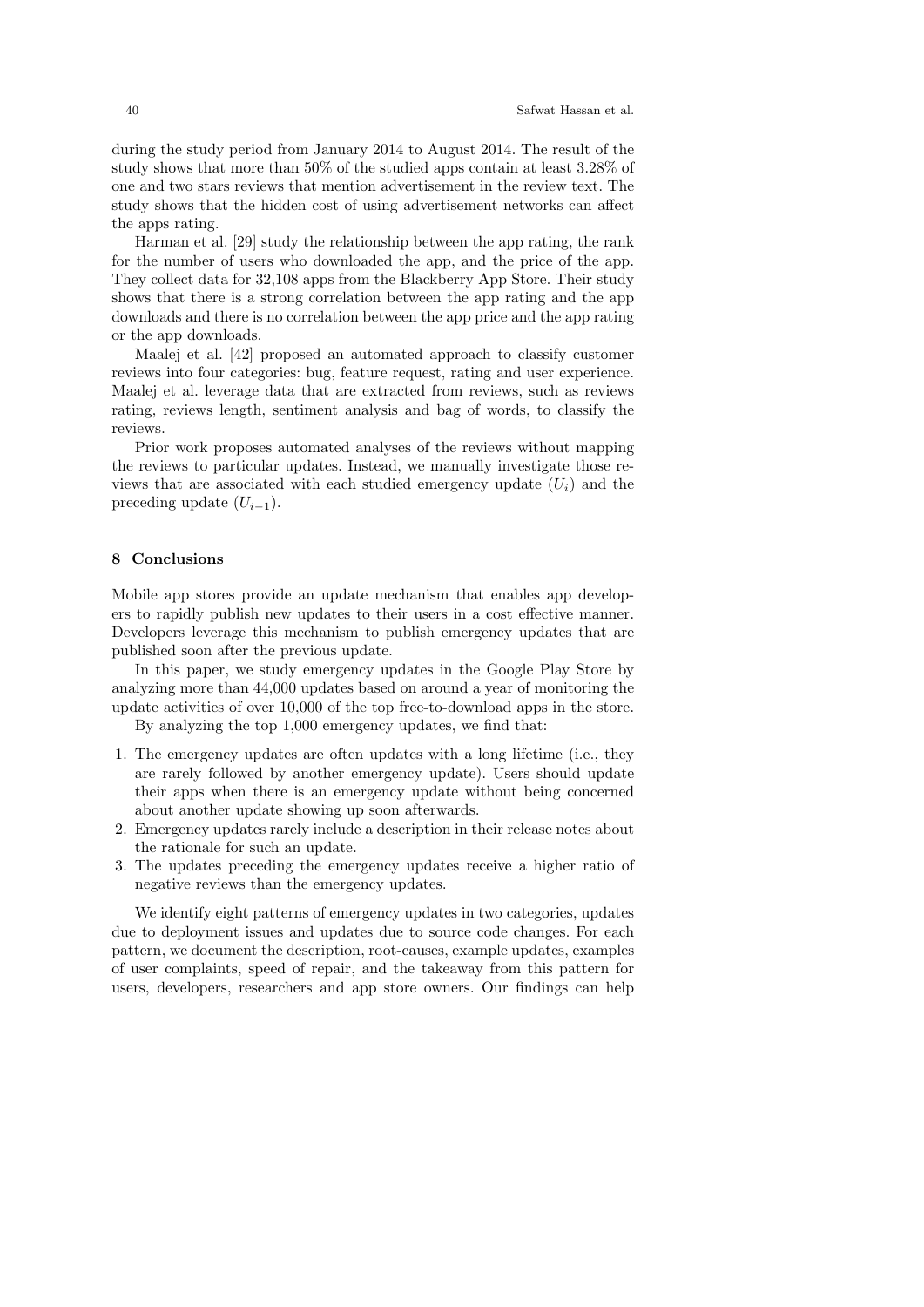during the study period from January 2014 to August 2014. The result of the study shows that more than 50% of the studied apps contain at least 3.28% of one and two stars reviews that mention advertisement in the review text. The study shows that the hidden cost of using advertisement networks can affect the apps rating.

Harman et al. [29] study the relationship between the app rating, the rank for the number of users who downloaded the app, and the price of the app. They collect data for 32,108 apps from the Blackberry App Store. Their study shows that there is a strong correlation between the app rating and the app downloads and there is no correlation between the app price and the app rating or the app downloads.

Maalej et al. [42] proposed an automated approach to classify customer reviews into four categories: bug, feature request, rating and user experience. Maalej et al. leverage data that are extracted from reviews, such as reviews rating, reviews length, sentiment analysis and bag of words, to classify the reviews.

Prior work proposes automated analyses of the reviews without mapping the reviews to particular updates. Instead, we manually investigate those reviews that are associated with each studied emergency update ($U_i$) and the preceding update ($U_{i-1}$).

## 8 Conclusions

Mobile app stores provide an update mechanism that enables app developers to rapidly publish new updates to their users in a cost effective manner. Developers leverage this mechanism to publish emergency updates that are published soon after the previous update.

In this paper, we study emergency updates in the Google Play Store by analyzing more than 44,000 updates based on around a year of monitoring the update activities of over 10,000 of the top free-to-download apps in the store.

By analyzing the top 1,000 emergency updates, we find that:

1. The emergency updates are often updates with a long lifetime (i.e., they are rarely followed by another emergency update). Users should update their apps when there is an emergency update without being concerned about another update showing up soon afterwards.
2. Emergency updates rarely include a description in their release notes about the rationale for such an update.
3. The updates preceding the emergency updates receive a higher ratio of negative reviews than the emergency updates.

We identify eight patterns of emergency updates in two categories, updates due to deployment issues and updates due to source code changes. For each pattern, we document the description, root-causes, example updates, examples of user complaints, speed of repair, and the takeaway from this pattern for users, developers, researchers and app store owners. Our findings can help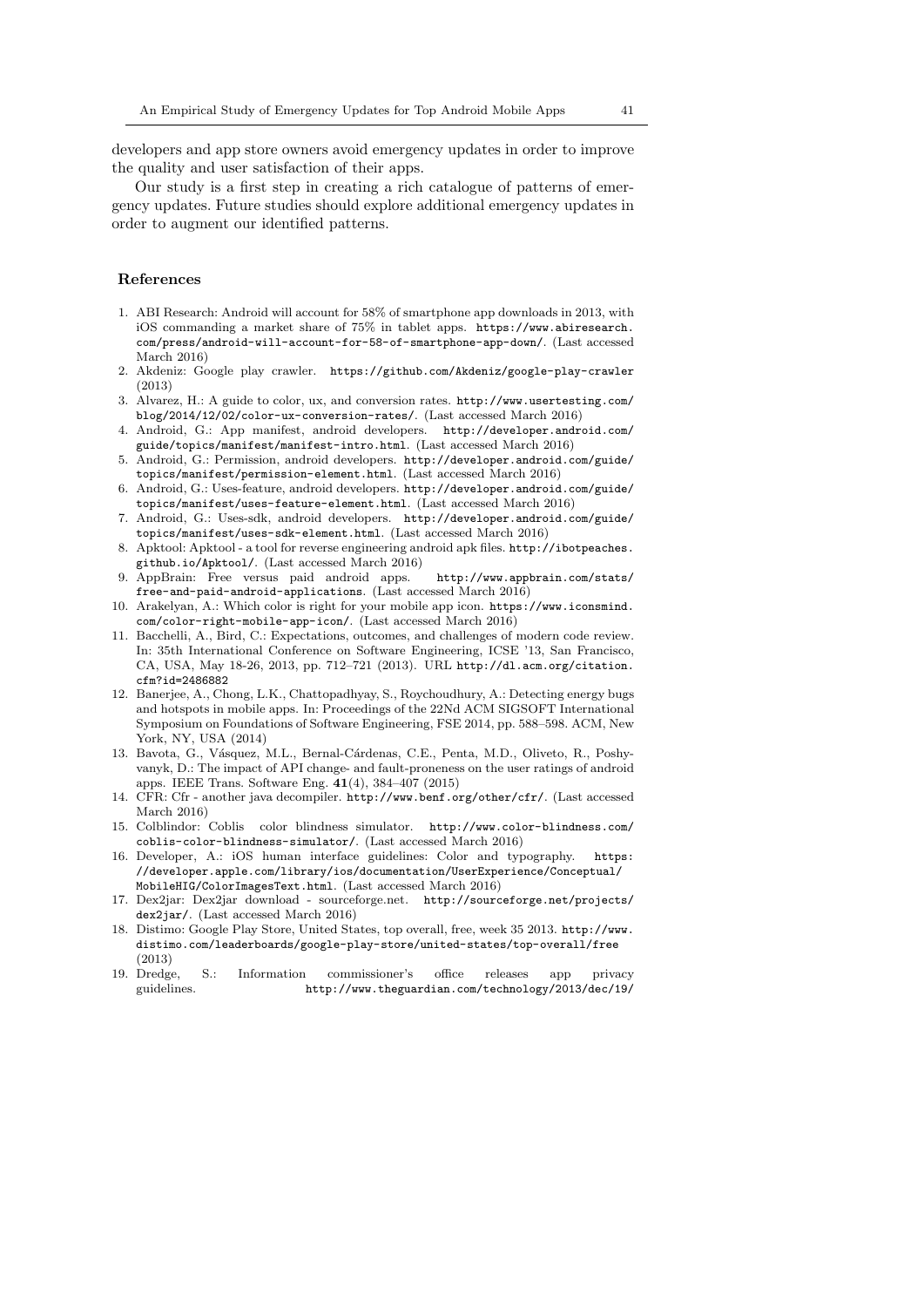developers and app store owners avoid emergency updates in order to improve the quality and user satisfaction of their apps.

Our study is a first step in creating a rich catalogue of patterns of emergency updates. Future studies should explore additional emergency updates in order to augment our identified patterns.

## References

1. ABI Research: Android will account for 58% of smartphone app downloads in 2013, with iOS commanding a market share of 75% in tablet apps. https://www.abiresearch.com/press/android-will-account-for-58-of-smartphone-app-down/. (Last accessed March 2016)
2. Akdeniz: Google play crawler. https://github.com/Akdeniz/google-play-crawler (2013)
3. Alvarez, H.: A guide to color, ux, and conversion rates. http://www.usertesting.com/blog/2014/12/02/color-ux-conversion-rates/. (Last accessed March 2016)
4. Android, G.: App manifest, android developers. http://developer.android.com/guide/topics/manifest/manifest-intro.html. (Last accessed March 2016)
5. Android, G.: Permission, android developers. http://developer.android.com/guide/topics/manifest/permission-element.html. (Last accessed March 2016)
6. Android, G.: Uses-feature, android developers. http://developer.android.com/guide/topics/manifest/uses-feature-element.html. (Last accessed March 2016)
7. Android, G.: Uses-sdk, android developers. http://developer.android.com/guide/topics/manifest/uses-sdk-element.html. (Last accessed March 2016)
8. Apktool: Apktool - a tool for reverse engineering android apk files. http://ibotpeaches.github.io/Apktool/. (Last accessed March 2016)
9. AppBrain: Free versus paid android apps. http://www.appbrain.com/stats/free-and-paid-android-applications. (Last accessed March 2016)
10. Arakelyan, A.: Which color is right for your mobile app icon. https://www.iconsmind.com/color-right-mobile-app-icon/. (Last accessed March 2016)
11. Bacchelli, A., Bird, C.: Expectations, outcomes, and challenges of modern code review. In: 35th International Conference on Software Engineering, ICSE '13, San Francisco, CA, USA, May 18-26, 2013, pp. 712–721 (2013). URL http://dl.acm.org/citation.cfm?id=2486882
12. Banerjee, A., Chong, L.K., Chattopadhyay, S., Roychoudhury, A.: Detecting energy bugs and hotspots in mobile apps. In: Proceedings of the 22Nd ACM SIGSOFT International Symposium on Foundations of Software Engineering, FSE 2014, pp. 588–598. ACM, New York, NY, USA (2014)
13. Bavota, G., Vásquez, M.L., Bernal-Cárdenas, C.E., Penta, M.D., Oliveto, R., Poshyvanyk, D.: The impact of API change- and fault-proneness on the user ratings of android apps. IEEE Trans. Software Eng. **41**(4), 384–407 (2015)
14. CFR: Cfr - another java decompiler. http://www.benf.org/other/cfr/. (Last accessed March 2016)
15. Colblindor: Coblis color blindness simulator. http://www.color-blindness.com/coblis-color-blindness-simulator/. (Last accessed March 2016)
16. Developer, A.: iOS human interface guidelines: Color and typography. https://developer.apple.com/library/ios/documentation/UserExperience/Conceptual/MobileHIG/ColorImagesText.html. (Last accessed March 2016)
17. Dex2jar: Dex2jar download - sourceforge.net. http://sourceforge.net/projects/dex2jar/. (Last accessed March 2016)
18. Distimo: Google Play Store, United States, top overall, free, week 35 2013. http://www.distimo.com/leaderboards/google-play-store/united-states/top-overall/free (2013)
19. Dredge, S.: Information commissioner's office releases app privacy guidelines. http://www.theguardian.com/technology/2013/dec/19/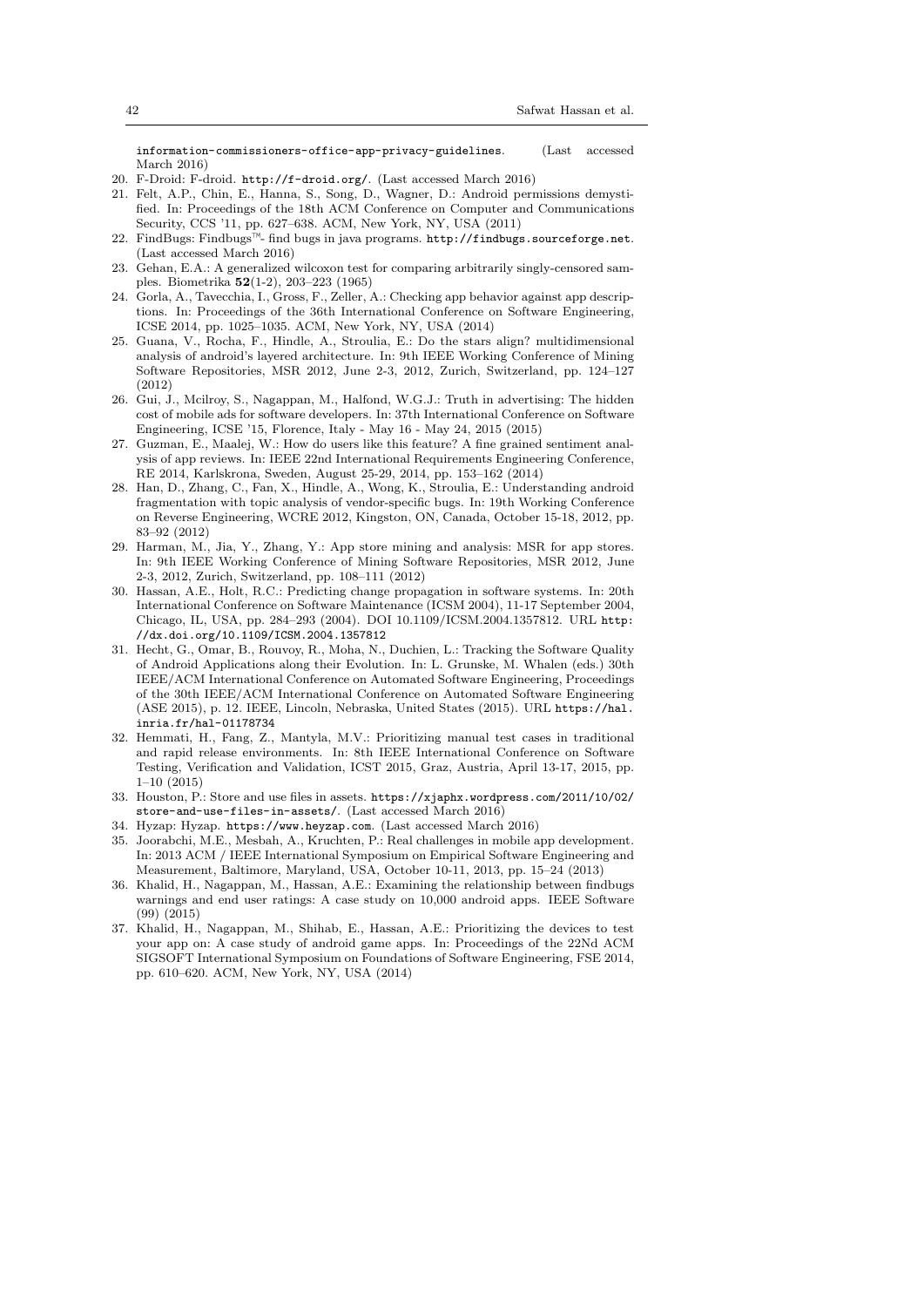information-commissioners-office-app-privacy-guidelines. (Last accessed March 2016)

20. F-Droid: F-droid. http://f-droid.org/. (Last accessed March 2016)
21. Felt, A.P., Chin, E., Hanna, S., Song, D., Wagner, D.: Android permissions demystified. In: Proceedings of the 18th ACM Conference on Computer and Communications Security, CCS '11, pp. 627–638. ACM, New York, NY, USA (2011)
22. FindBugs: Findbugs™- find bugs in java programs. http://findbugs.sourceforge.net. (Last accessed March 2016)
23. Gehan, E.A.: A generalized wilcoxon test for comparing arbitrarily singly-censored samples. Biometrika **52**(1-2), 203–223 (1965)
24. Gorla, A., Tavecchia, I., Gross, F., Zeller, A.: Checking app behavior against app descriptions. In: Proceedings of the 36th International Conference on Software Engineering, ICSE 2014, pp. 1025–1035. ACM, New York, NY, USA (2014)
25. Guana, V., Rocha, F., Hindle, A., Stroulia, E.: Do the stars align? multidimensional analysis of android's layered architecture. In: 9th IEEE Working Conference of Mining Software Repositories, MSR 2012, June 2-3, 2012, Zurich, Switzerland, pp. 124–127 (2012)
26. Gui, J., Mcilroy, S., Nagappan, M., Halfond, W.G.J.: Truth in advertising: The hidden cost of mobile ads for software developers. In: 37th International Conference on Software Engineering, ICSE '15, Florence, Italy - May 16 - May 24, 2015 (2015)
27. Guzman, E., Maalej, W.: How do users like this feature? A fine grained sentiment analysis of app reviews. In: IEEE 22nd International Requirements Engineering Conference, RE 2014, Karlskrona, Sweden, August 25-29, 2014, pp. 153–162 (2014)
28. Han, D., Zhang, C., Fan, X., Hindle, A., Wong, K., Stroulia, E.: Understanding android fragmentation with topic analysis of vendor-specific bugs. In: 19th Working Conference on Reverse Engineering, WCRE 2012, Kingston, ON, Canada, October 15-18, 2012, pp. 83–92 (2012)
29. Harman, M., Jia, Y., Zhang, Y.: App store mining and analysis: MSR for app stores. In: 9th IEEE Working Conference of Mining Software Repositories, MSR 2012, June 2-3, 2012, Zurich, Switzerland, pp. 108–111 (2012)
30. Hassan, A.E., Holt, R.C.: Predicting change propagation in software systems. In: 20th International Conference on Software Maintenance (ICSM 2004), 11-17 September 2004, Chicago, IL, USA, pp. 284–293 (2004). DOI 10.1109/ICSM.2004.1357812. URL http://dx.doi.org/10.1109/ICSM.2004.1357812
31. Hecht, G., Omar, B., Rouvoy, R., Moha, N., Duchien, L.: Tracking the Software Quality of Android Applications along their Evolution. In: L. Grunske, M. Whalen (eds.) 30th IEEE/ACM International Conference on Automated Software Engineering, Proceedings of the 30th IEEE/ACM International Conference on Automated Software Engineering (ASE 2015), p. 12. IEEE, Lincoln, Nebraska, United States (2015). URL https://hal.inria.fr/hal-01178734
32. Hemmati, H., Fang, Z., Mantyla, M.V.: Prioritizing manual test cases in traditional and rapid release environments. In: 8th IEEE International Conference on Software Testing, Verification and Validation, ICST 2015, Graz, Austria, April 13-17, 2015, pp. 1–10 (2015)
33. Houston, P.: Store and use files in assets. https://xjaphx.wordpress.com/2011/10/02/store-and-use-files-in-assets/. (Last accessed March 2016)
34. Hyzap: Hyzap. https://www.heyzap.com. (Last accessed March 2016)
35. Joorabchi, M.E., Mesbah, A., Kruchten, P.: Real challenges in mobile app development. In: 2013 ACM / IEEE International Symposium on Empirical Software Engineering and Measurement, Baltimore, Maryland, USA, October 10-11, 2013, pp. 15–24 (2013)
36. Khalid, H., Nagappan, M., Hassan, A.E.: Examining the relationship between findbugs warnings and end user ratings: A case study on 10,000 android apps. IEEE Software (99) (2015)
37. Khalid, H., Nagappan, M., Shihab, E., Hassan, A.E.: Prioritizing the devices to test your app on: A case study of android game apps. In: Proceedings of the 22Nd ACM SIGSOFT International Symposium on Foundations of Software Engineering, FSE 2014, pp. 610–620. ACM, New York, NY, USA (2014)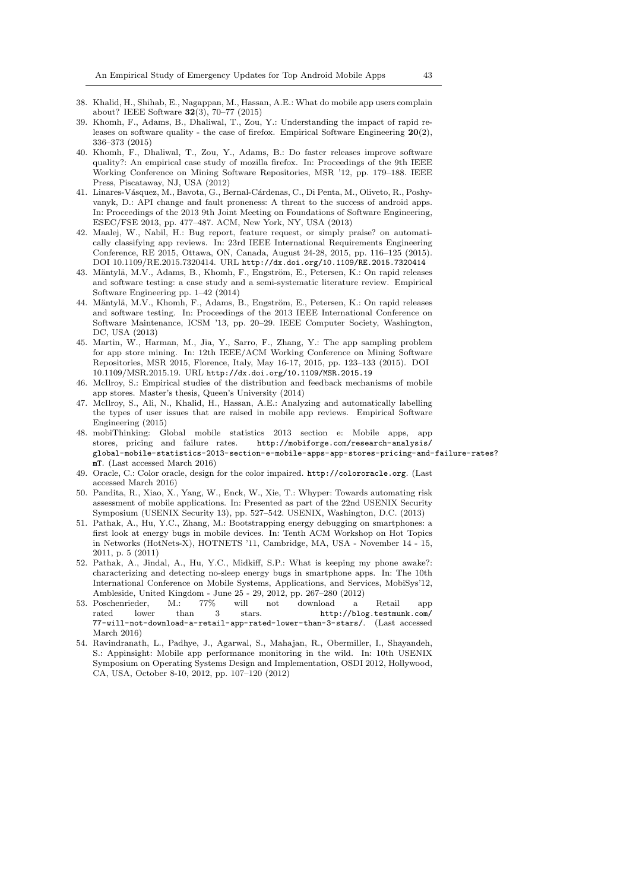38. Khalid, H., Shihab, E., Nagappan, M., Hassan, A.E.: What do mobile app users complain about? IEEE Software **32**(3), 70–77 (2015)
39. Khomh, F., Adams, B., Dhaliwal, T., Zou, Y.: Understanding the impact of rapid releases on software quality - the case of firefox. Empirical Software Engineering **20**(2), 336–373 (2015)
40. Khomh, F., Dhaliwal, T., Zou, Y., Adams, B.: Do faster releases improve software quality?: An empirical case study of mozilla firefox. In: Proceedings of the 9th IEEE Working Conference on Mining Software Repositories, MSR '12, pp. 179–188. IEEE Press, Piscataway, NJ, USA (2012)
41. Linares-Vásquez, M., Bavota, G., Bernal-Cárdenas, C., Di Penta, M., Oliveto, R., Poshyvanyk, D.: API change and fault proneness: A threat to the success of android apps. In: Proceedings of the 2013 9th Joint Meeting on Foundations of Software Engineering, ESEC/FSE 2013, pp. 477–487. ACM, New York, NY, USA (2013)
42. Maalej, W., Nabil, H.: Bug report, feature request, or simply praise? on automatically classifying app reviews. In: 23rd IEEE International Requirements Engineering Conference, RE 2015, Ottawa, ON, Canada, August 24-28, 2015, pp. 116–125 (2015). DOI 10.1109/RE.2015.7320414. URL `http://dx.doi.org/10.1109/RE.2015.7320414`
43. Mäntylä, M.V., Adams, B., Khomh, F., Engström, E., Petersen, K.: On rapid releases and software testing: a case study and a semi-systematic literature review. Empirical Software Engineering pp. 1–42 (2014)
44. Mäntylä, M.V., Khomh, F., Adams, B., Engström, E., Petersen, K.: On rapid releases and software testing. In: Proceedings of the 2013 IEEE International Conference on Software Maintenance, ICSM '13, pp. 20–29. IEEE Computer Society, Washington, DC, USA (2013)
45. Martin, W., Harman, M., Jia, Y., Sarro, F., Zhang, Y.: The app sampling problem for app store mining. In: 12th IEEE/ACM Working Conference on Mining Software Repositories, MSR 2015, Florence, Italy, May 16-17, 2015, pp. 123–133 (2015). DOI 10.1109/MSR.2015.19. URL `http://dx.doi.org/10.1109/MSR.2015.19`
46. McIlroy, S.: Empirical studies of the distribution and feedback mechanisms of mobile app stores. Master's thesis, Queen's University (2014)
47. McIlroy, S., Ali, N., Khalid, H., Hassan, A.E.: Analyzing and automatically labelling the types of user issues that are raised in mobile app reviews. Empirical Software Engineering (2015)
48. mobiThinking: Global mobile statistics 2013 section e: Mobile apps, app stores, pricing and failure rates. `http://mobiforge.com/research-analysis/global-mobile-statistics-2013-section-e-mobile-apps-app-stores-pricing-and-failure-rates?mT`. (Last accessed March 2016)
49. Oracle, C.: Color oracle, design for the color impaired. `http://colororacle.org`. (Last accessed March 2016)
50. Pandita, R., Xiao, X., Yang, W., Enck, W., Xie, T.: Whyper: Towards automating risk assessment of mobile applications. In: Presented as part of the 22nd USENIX Security Symposium (USENIX Security 13), pp. 527–542. USENIX, Washington, D.C. (2013)
51. Pathak, A., Hu, Y.C., Zhang, M.: Bootstrapping energy debugging on smartphones: a first look at energy bugs in mobile devices. In: Tenth ACM Workshop on Hot Topics in Networks (HotNets-X), HOTNETS '11, Cambridge, MA, USA - November 14 - 15, 2011, p. 5 (2011)
52. Pathak, A., Jindal, A., Hu, Y.C., Midkiff, S.P.: What is keeping my phone awake?: characterizing and detecting no-sleep energy bugs in smartphone apps. In: The 10th International Conference on Mobile Systems, Applications, and Services, MobiSys'12, Ambleside, United Kingdom - June 25 - 29, 2012, pp. 267–280 (2012)
53. Poschenrieder, M.: 77% will not download a Retail app rated lower than 3 stars. `http://blog.testmunk.com/77-will-not-download-a-retail-app-rated-lower-than-3-stars/`. (Last accessed March 2016)
54. Ravindranath, L., Padhye, J., Agarwal, S., Mahajan, R., Obermiller, I., Shayandeh, S.: Appinsight: Mobile app performance monitoring in the wild. In: 10th USENIX Symposium on Operating Systems Design and Implementation, OSDI 2012, Hollywood, CA, USA, October 8-10, 2012, pp. 107–120 (2012)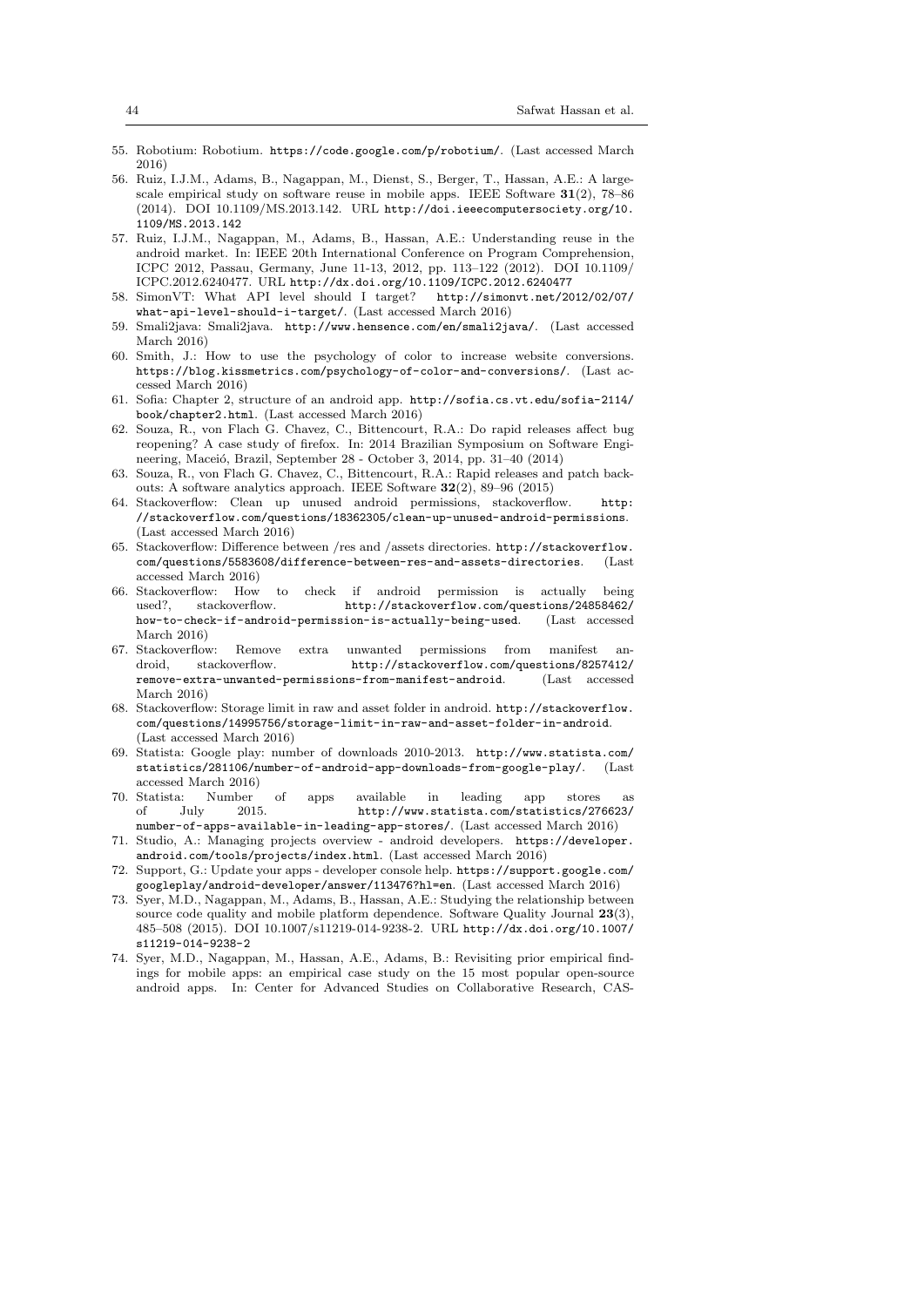55. Robotium: Robotium. https://code.google.com/p/robotium/. (Last accessed March 2016)
56. Ruiz, I.J.M., Adams, B., Nagappan, M., Dienst, S., Berger, T., Hassan, A.E.: A large-scale empirical study on software reuse in mobile apps. IEEE Software **31**(2), 78–86 (2014). DOI 10.1109/MS.2013.142. URL http://doi.ieeecomputersociety.org/10.1109/MS.2013.142
57. Ruiz, I.J.M., Nagappan, M., Adams, B., Hassan, A.E.: Understanding reuse in the android market. In: IEEE 20th International Conference on Program Comprehension, ICPC 2012, Passau, Germany, June 11-13, 2012, pp. 113–122 (2012). DOI 10.1109/ICPC.2012.6240477. URL http://dx.doi.org/10.1109/ICPC.2012.6240477
58. SimonVT: What API level should I target? http://simonvt.net/2012/02/07/what-api-level-should-i-target/. (Last accessed March 2016)
59. Smali2java: Smali2java. http://www.hensence.com/en/smali2java/. (Last accessed March 2016)
60. Smith, J.: How to use the psychology of color to increase website conversions. https://blog.kissmetrics.com/psychology-of-color-and-conversions/. (Last accessed March 2016)
61. Sofia: Chapter 2, structure of an android app. http://sofia.cs.vt.edu/sofia-2114/book/chapter2.html. (Last accessed March 2016)
62. Souza, R., von Flach G. Chavez, C., Bittencourt, R.A.: Do rapid releases affect bug reopening? A case study of firefox. In: 2014 Brazilian Symposium on Software Engineering, Maceió, Brazil, September 28 - October 3, 2014, pp. 31–40 (2014)
63. Souza, R., von Flach G. Chavez, C., Bittencourt, R.A.: Rapid releases and patch backouts: A software analytics approach. IEEE Software **32**(2), 89–96 (2015)
64. Stackoverflow: Clean up unused android permissions, stackoverflow. http://stackoverflow.com/questions/18362305/clean-up-unused-android-permissions. (Last accessed March 2016)
65. Stackoverflow: Difference between /res and /assets directories. http://stackoverflow.com/questions/5583608/difference-between-res-and-assets-directories. (Last accessed March 2016)
66. Stackoverflow: How to check if android permission is actually being used?, stackoverflow. http://stackoverflow.com/questions/24858462/how-to-check-if-android-permission-is-actually-being-used. (Last accessed March 2016)
67. Stackoverflow: Remove extra unwanted permissions from manifest android, stackoverflow. http://stackoverflow.com/questions/8257412/remove-extra-unwanted-permissions-from-manifest-android. (Last accessed March 2016)
68. Stackoverflow: Storage limit in raw and asset folder in android. http://stackoverflow.com/questions/14995756/storage-limit-in-raw-and-asset-folder-in-android. (Last accessed March 2016)
69. Statista: Google play: number of downloads 2010-2013. http://www.statista.com/statistics/281106/number-of-android-app-downloads-from-google-play/. (Last accessed March 2016)
70. Statista: Number of apps available in leading app stores as of July 2015. http://www.statista.com/statistics/276623/number-of-apps-available-in-leading-app-stores/. (Last accessed March 2016)
71. Studio, A.: Managing projects overview - android developers. https://developer.android.com/tools/projects/index.html. (Last accessed March 2016)
72. Support, G.: Update your apps - developer console help. https://support.google.com/googleplay/android-developer/answer/113476?hl=en. (Last accessed March 2016)
73. Syer, M.D., Nagappan, M., Adams, B., Hassan, A.E.: Studying the relationship between source code quality and mobile platform dependence. Software Quality Journal **23**(3), 485–508 (2015). DOI 10.1007/s11219-014-9238-2. URL http://dx.doi.org/10.1007/s11219-014-9238-2
74. Syer, M.D., Nagappan, M., Hassan, A.E., Adams, B.: Revisiting prior empirical findings for mobile apps: an empirical case study on the 15 most popular open-source android apps. In: Center for Advanced Studies on Collaborative Research, CAS-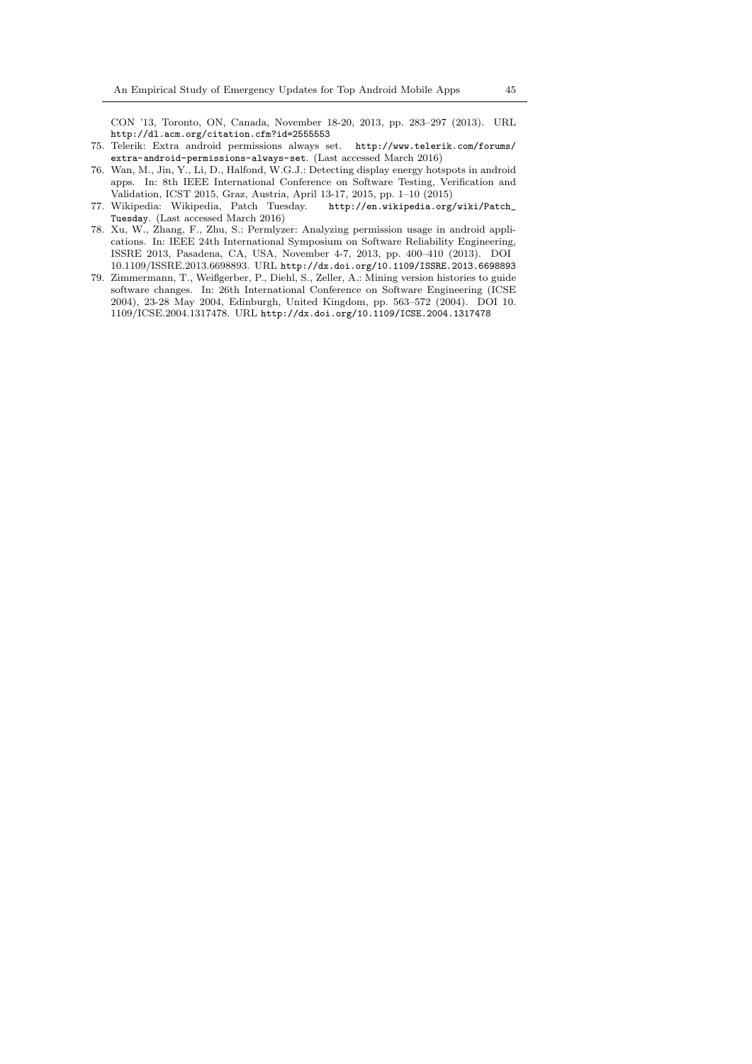CON '13, Toronto, ON, Canada, November 18-20, 2013, pp. 283–297 (2013). URL http://dl.acm.org/citation.cfm?id=2555553

75. Telerik: Extra android permissions always set. http://www.telerik.com/forums/extra-android-permissions-always-set. (Last accessed March 2016)
76. Wan, M., Jin, Y., Li, D., Halfond, W.G.J.: Detecting display energy hotspots in android apps. In: 8th IEEE International Conference on Software Testing, Verification and Validation, ICST 2015, Graz, Austria, April 13-17, 2015, pp. 1–10 (2015)
77. Wikipedia: Wikipedia, Patch Tuesday. http://en.wikipedia.org/wiki/Patch_Tuesday. (Last accessed March 2016)
78. Xu, W., Zhang, F., Zhu, S.: Permlyzer: Analyzing permission usage in android applications. In: IEEE 24th International Symposium on Software Reliability Engineering, ISSRE 2013, Pasadena, CA, USA, November 4-7, 2013, pp. 400–410 (2013). DOI 10.1109/ISSRE.2013.6698893. URL http://dx.doi.org/10.1109/ISSRE.2013.6698893
79. Zimmermann, T., Weißgerber, P., Diehl, S., Zeller, A.: Mining version histories to guide software changes. In: 26th International Conference on Software Engineering (ICSE 2004), 23-28 May 2004, Edinburgh, United Kingdom, pp. 563–572 (2004). DOI 10.1109/ICSE.2004.1317478. URL http://dx.doi.org/10.1109/ICSE.2004.1317478